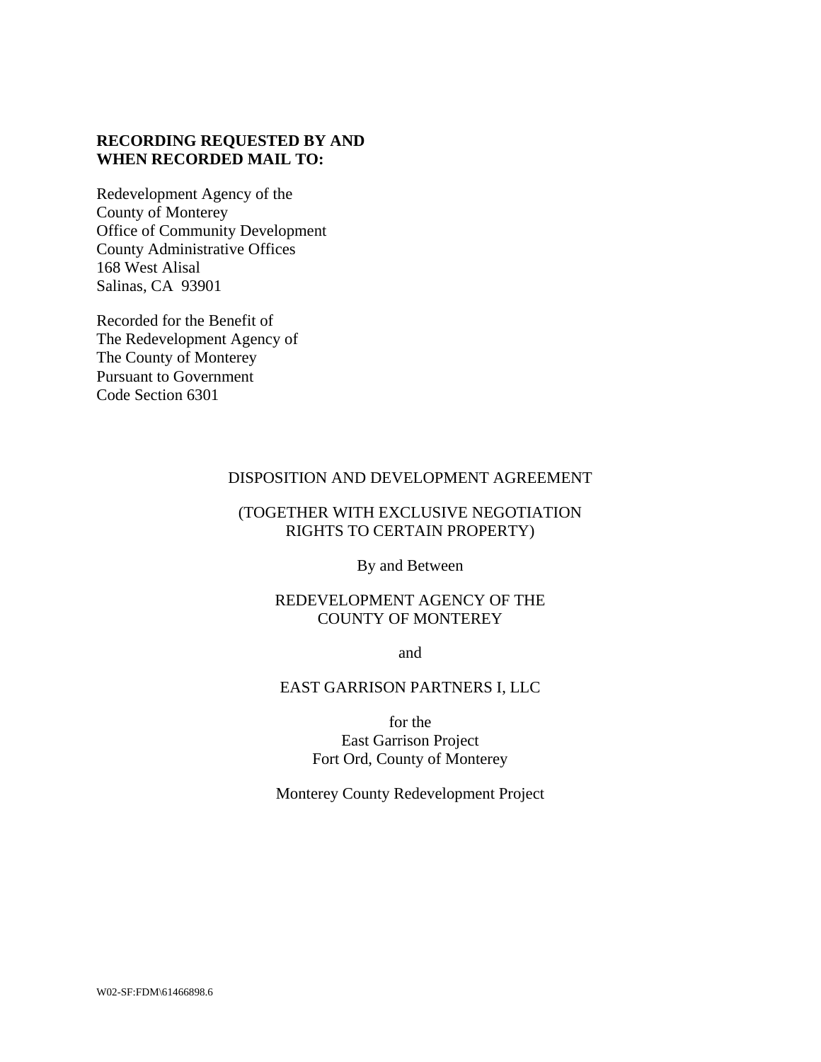**RECORDING REQUESTED BY AND WHEN RECORDED MAIL TO:**

Redevelopment Agency of the
County of Monterey
Office of Community Development
County Administrative Offices
168 West Alisal
Salinas, CA 93901

Recorded for the Benefit of
The Redevelopment Agency of
The County of Monterey
Pursuant to Government
Code Section 6301

DISPOSITION AND DEVELOPMENT AGREEMENT

(TOGETHER WITH EXCLUSIVE NEGOTIATION RIGHTS TO CERTAIN PROPERTY)

By and Between

REDEVELOPMENT AGENCY OF THE COUNTY OF MONTEREY

and

EAST GARRISON PARTNERS I, LLC

for the
East Garrison Project
Fort Ord, County of Monterey

Monterey County Redevelopment Project

W02-SF:FDM\61466898.6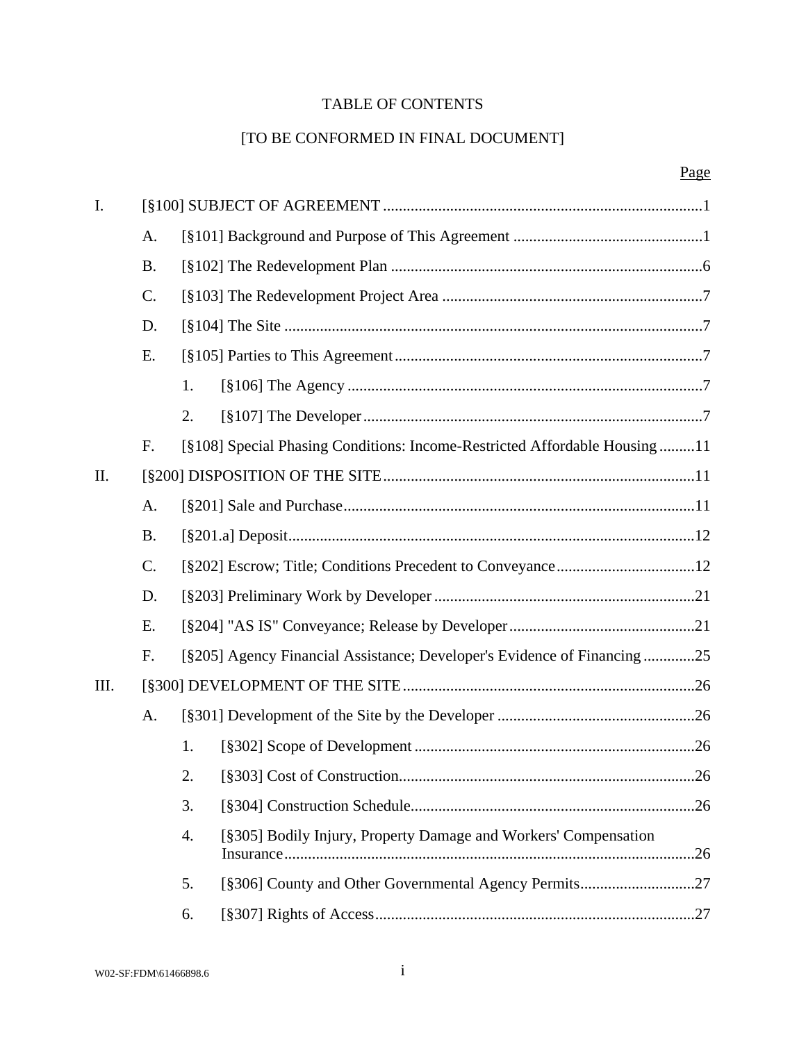# TABLE OF CONTENTS

[TO BE CONFORMED IN FINAL DOCUMENT]

| | | | Page |
|---|---|---|---|
| I. | [§100] SUBJECT OF AGREEMENT | | 1 |
| | A. | [§101] Background and Purpose of This Agreement | 1 |
| | B. | [§102] The Redevelopment Plan | 6 |
| | C. | [§103] The Redevelopment Project Area | 7 |
| | D. | [§104] The Site | 7 |
| | E. | [§105] Parties to This Agreement | 7 |
| | | 1. [§106] The Agency | 7 |
| | | 2. [§107] The Developer | 7 |
| | F. | [§108] Special Phasing Conditions: Income-Restricted Affordable Housing | 11 |
| II. | [§200] DISPOSITION OF THE SITE | | 11 |
| | A. | [§201] Sale and Purchase | 11 |
| | B. | [§201.a] Deposit | 12 |
| | C. | [§202] Escrow; Title; Conditions Precedent to Conveyance | 12 |
| | D. | [§203] Preliminary Work by Developer | 21 |
| | E. | [§204] "AS IS" Conveyance; Release by Developer | 21 |
| | F. | [§205] Agency Financial Assistance; Developer's Evidence of Financing | 25 |
| III. | [§300] DEVELOPMENT OF THE SITE | | 26 |
| | A. | [§301] Development of the Site by the Developer | 26 |
| | | 1. [§302] Scope of Development | 26 |
| | | 2. [§303] Cost of Construction | 26 |
| | | 3. [§304] Construction Schedule | 26 |
| | | 4. [§305] Bodily Injury, Property Damage and Workers' Compensation Insurance | 26 |
| | | 5. [§306] County and Other Governmental Agency Permits | 27 |
| | | 6. [§307] Rights of Access | 27 |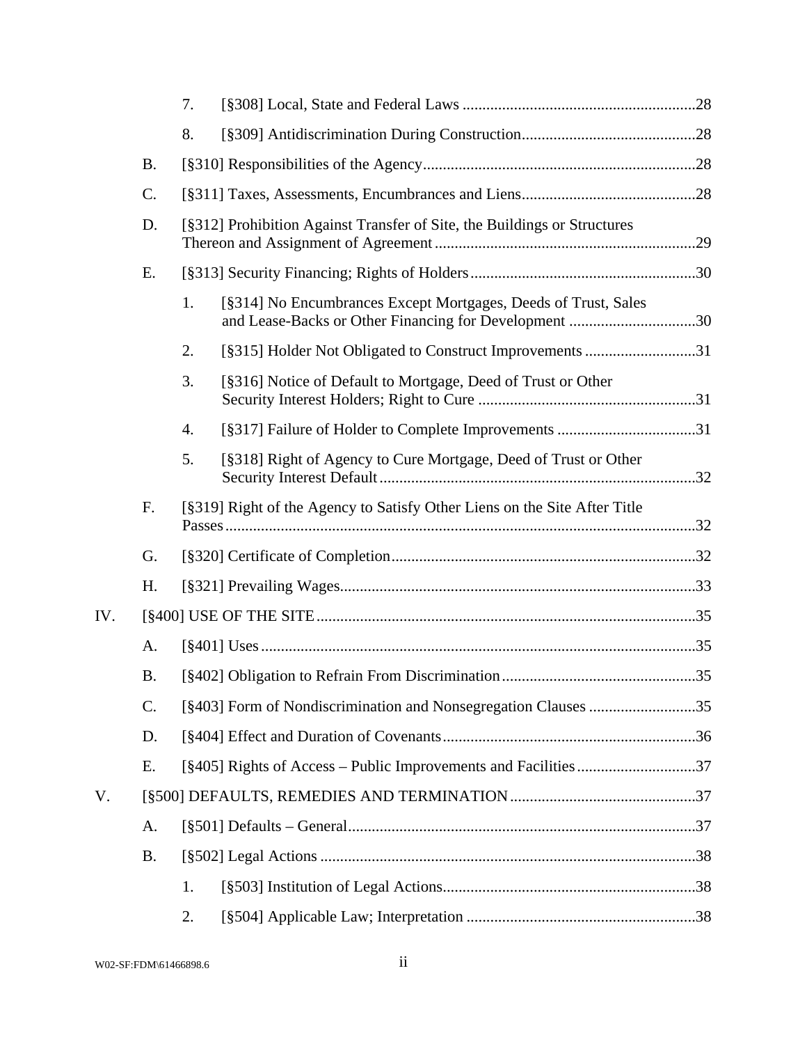7. [§308] Local, State and Federal Laws ....... 28

8. [§309] Antidiscrimination During Construction ....... 28

B. [§310] Responsibilities of the Agency ....... 28

C. [§311] Taxes, Assessments, Encumbrances and Liens ....... 28

D. [§312] Prohibition Against Transfer of Site, the Buildings or Structures Thereon and Assignment of Agreement ....... 29

E. [§313] Security Financing; Rights of Holders ....... 30

1. [§314] No Encumbrances Except Mortgages, Deeds of Trust, Sales and Lease-Backs or Other Financing for Development ....... 30

2. [§315] Holder Not Obligated to Construct Improvements ....... 31

3. [§316] Notice of Default to Mortgage, Deed of Trust or Other Security Interest Holders; Right to Cure ....... 31

4. [§317] Failure of Holder to Complete Improvements ....... 31

5. [§318] Right of Agency to Cure Mortgage, Deed of Trust or Other Security Interest Default ....... 32

F. [§319] Right of the Agency to Satisfy Other Liens on the Site After Title Passes ....... 32

G. [§320] Certificate of Completion ....... 32

H. [§321] Prevailing Wages ....... 33

IV. [§400] USE OF THE SITE ....... 35

A. [§401] Uses ....... 35

B. [§402] Obligation to Refrain From Discrimination ....... 35

C. [§403] Form of Nondiscrimination and Nonsegregation Clauses ....... 35

D. [§404] Effect and Duration of Covenants ....... 36

E. [§405] Rights of Access – Public Improvements and Facilities ....... 37

V. [§500] DEFAULTS, REMEDIES AND TERMINATION ....... 37

A. [§501] Defaults – General ....... 37

B. [§502] Legal Actions ....... 38

1. [§503] Institution of Legal Actions ....... 38

2. [§504] Applicable Law; Interpretation ....... 38

W02-SF:FDM\61466898.6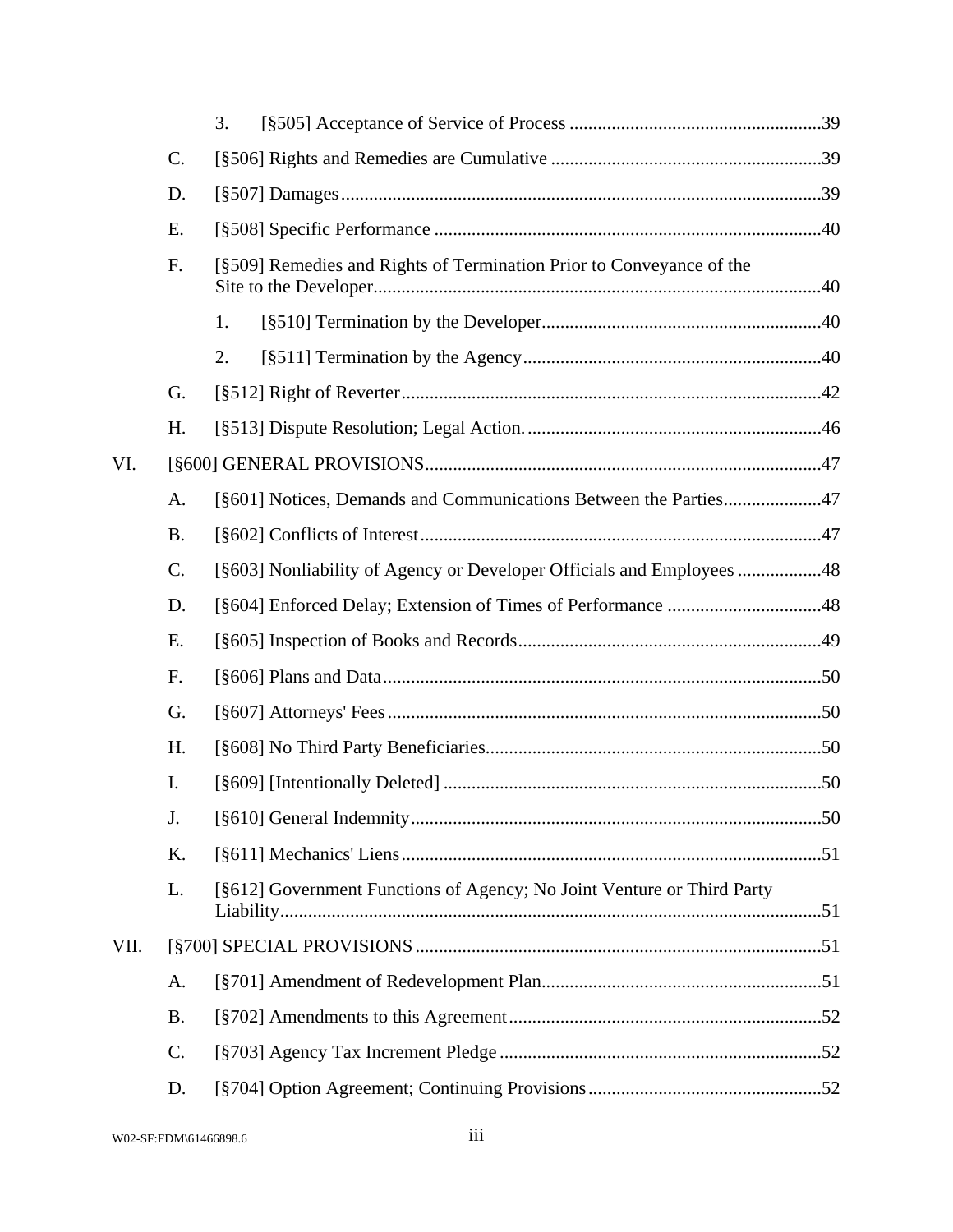3. [§505] Acceptance of Service of Process ......................................................39

C. [§506] Rights and Remedies are Cumulative ..........................................................39

D. [§507] Damages .......................................................................................................39

E. [§508] Specific Performance ...................................................................................40

F. [§509] Remedies and Rights of Termination Prior to Conveyance of the Site to the Developer...............................................................................................40

1. [§510] Termination by the Developer............................................................40

2. [§511] Termination by the Agency................................................................40

G. [§512] Right of Reverter..........................................................................................42

H. [§513] Dispute Resolution; Legal Action. ...............................................................46

VI. [§600] GENERAL PROVISIONS.....................................................................................47

A. [§601] Notices, Demands and Communications Between the Parties.....................47

B. [§602] Conflicts of Interest......................................................................................47

C. [§603] Nonliability of Agency or Developer Officials and Employees ..................48

D. [§604] Enforced Delay; Extension of Times of Performance .................................48

E. [§605] Inspection of Books and Records.................................................................49

F. [§606] Plans and Data..............................................................................................50

G. [§607] Attorneys' Fees.............................................................................................50

H. [§608] No Third Party Beneficiaries........................................................................50

I. [§609] [Intentionally Deleted] .................................................................................50

J. [§610] General Indemnity........................................................................................50

K. [§611] Mechanics' Liens..........................................................................................51

L. [§612] Government Functions of Agency; No Joint Venture or Third Party Liability...................................................................................................................51

VII. [§700] SPECIAL PROVISIONS.......................................................................................51

A. [§701] Amendment of Redevelopment Plan............................................................51

B. [§702] Amendments to this Agreement...................................................................52

C. [§703] Agency Tax Increment Pledge .....................................................................52

D. [§704] Option Agreement; Continuing Provisions..................................................52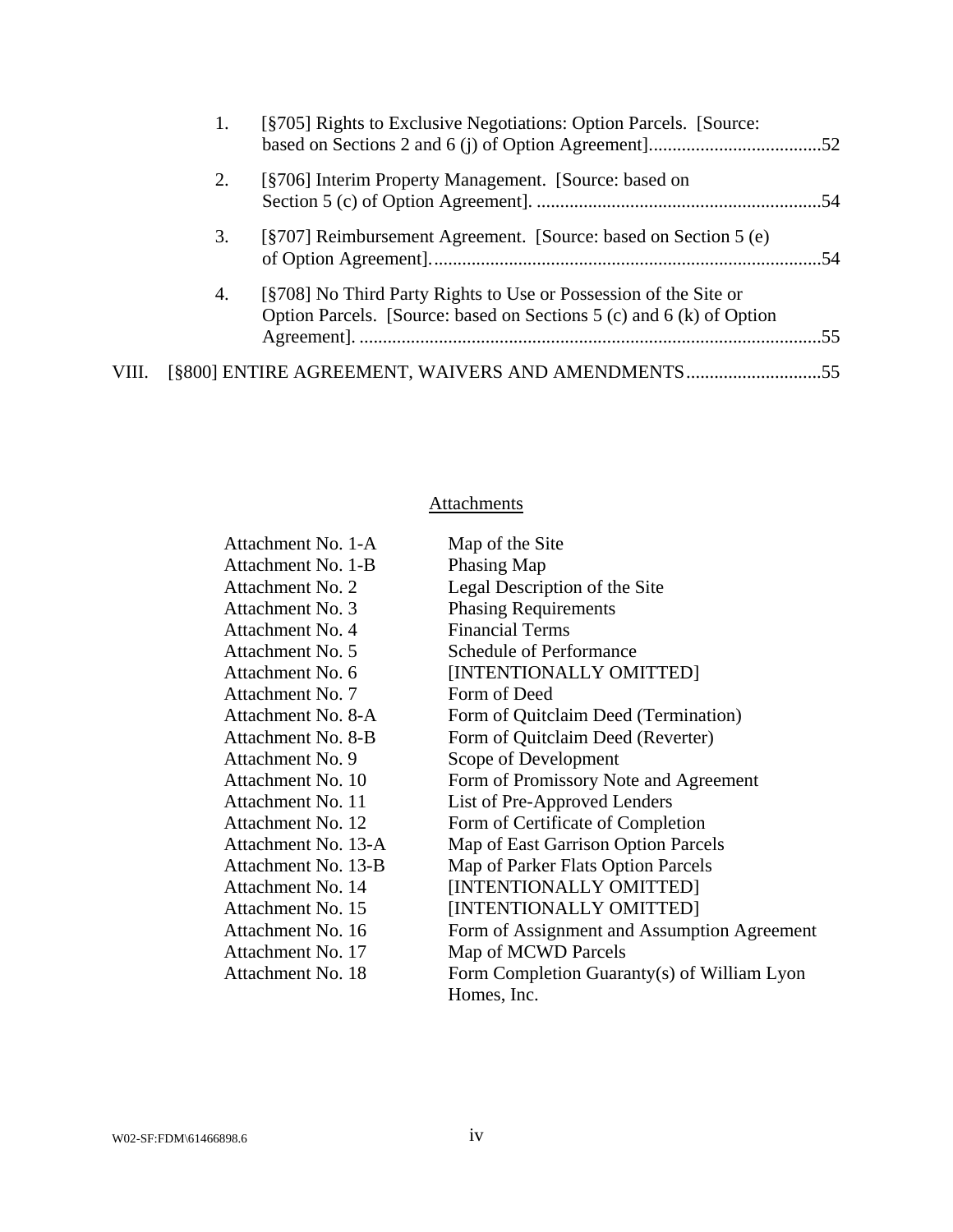1. [§705] Rights to Exclusive Negotiations: Option Parcels. [Source: based on Sections 2 and 6 (j) of Option Agreement] ..................................... 52

2. [§706] Interim Property Management. [Source: based on Section 5 (c) of Option Agreement]. ............................................................ 54

3. [§707] Reimbursement Agreement. [Source: based on Section 5 (e) of Option Agreement]. ................................................................................... 54

4. [§708] No Third Party Rights to Use or Possession of the Site or Option Parcels. [Source: based on Sections 5 (c) and 6 (k) of Option Agreement]. ................................................................................................... 55

VIII. [§800] ENTIRE AGREEMENT, WAIVERS AND AMENDMENTS ............................ 55

Attachments

| | |
|---|---|
| Attachment No. 1-A | Map of the Site |
| Attachment No. 1-B | Phasing Map |
| Attachment No. 2 | Legal Description of the Site |
| Attachment No. 3 | Phasing Requirements |
| Attachment No. 4 | Financial Terms |
| Attachment No. 5 | Schedule of Performance |
| Attachment No. 6 | [INTENTIONALLY OMITTED] |
| Attachment No. 7 | Form of Deed |
| Attachment No. 8-A | Form of Quitclaim Deed (Termination) |
| Attachment No. 8-B | Form of Quitclaim Deed (Reverter) |
| Attachment No. 9 | Scope of Development |
| Attachment No. 10 | Form of Promissory Note and Agreement |
| Attachment No. 11 | List of Pre-Approved Lenders |
| Attachment No. 12 | Form of Certificate of Completion |
| Attachment No. 13-A | Map of East Garrison Option Parcels |
| Attachment No. 13-B | Map of Parker Flats Option Parcels |
| Attachment No. 14 | [INTENTIONALLY OMITTED] |
| Attachment No. 15 | [INTENTIONALLY OMITTED] |
| Attachment No. 16 | Form of Assignment and Assumption Agreement |
| Attachment No. 17 | Map of MCWD Parcels |
| Attachment No. 18 | Form Completion Guaranty(s) of William Lyon Homes, Inc. |

W02-SF:FDM\61466898.6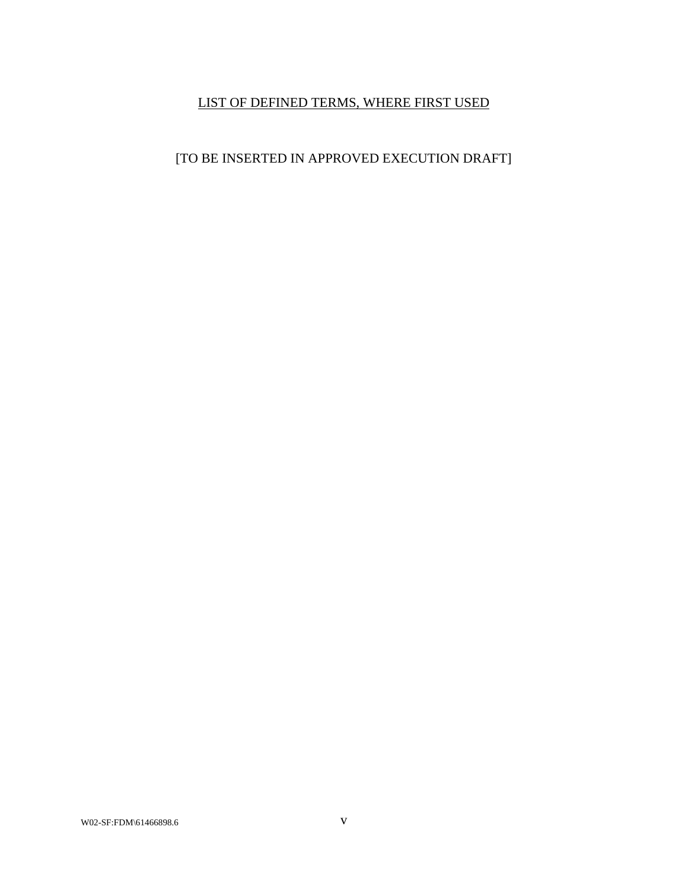## LIST OF DEFINED TERMS, WHERE FIRST USED

[TO BE INSERTED IN APPROVED EXECUTION DRAFT]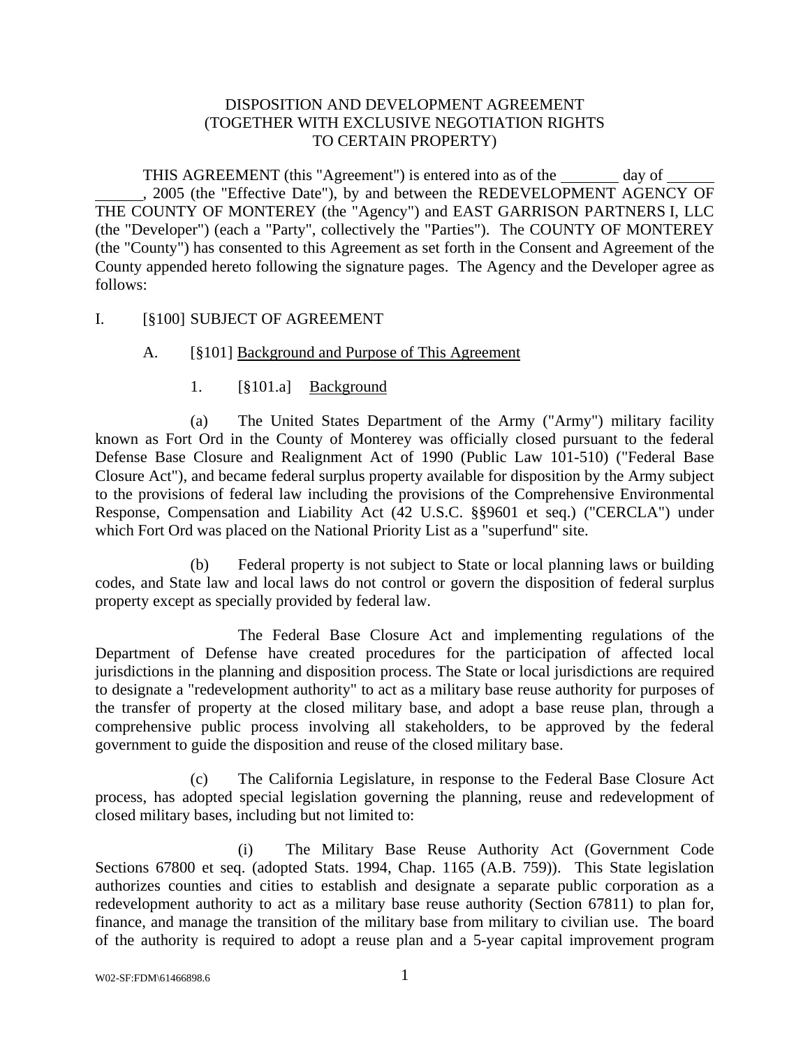# DISPOSITION AND DEVELOPMENT AGREEMENT
## (TOGETHER WITH EXCLUSIVE NEGOTIATION RIGHTS TO CERTAIN PROPERTY)

THIS AGREEMENT (this "Agreement") is entered into as of the _______ day of ____________, 2005 (the "Effective Date"), by and between the REDEVELOPMENT AGENCY OF THE COUNTY OF MONTEREY (the "Agency") and EAST GARRISON PARTNERS I, LLC (the "Developer") (each a "Party", collectively the "Parties"). The COUNTY OF MONTEREY (the "County") has consented to this Agreement as set forth in the Consent and Agreement of the County appended hereto following the signature pages. The Agency and the Developer agree as follows:

I. [§100] SUBJECT OF AGREEMENT

A. [§101] Background and Purpose of This Agreement

1. [§101.a] Background

(a) The United States Department of the Army ("Army") military facility known as Fort Ord in the County of Monterey was officially closed pursuant to the federal Defense Base Closure and Realignment Act of 1990 (Public Law 101-510) ("Federal Base Closure Act"), and became federal surplus property available for disposition by the Army subject to the provisions of federal law including the provisions of the Comprehensive Environmental Response, Compensation and Liability Act (42 U.S.C. §§9601 et seq.) ("CERCLA") under which Fort Ord was placed on the National Priority List as a "superfund" site.

(b) Federal property is not subject to State or local planning laws or building codes, and State law and local laws do not control or govern the disposition of federal surplus property except as specially provided by federal law.

The Federal Base Closure Act and implementing regulations of the Department of Defense have created procedures for the participation of affected local jurisdictions in the planning and disposition process. The State or local jurisdictions are required to designate a "redevelopment authority" to act as a military base reuse authority for purposes of the transfer of property at the closed military base, and adopt a base reuse plan, through a comprehensive public process involving all stakeholders, to be approved by the federal government to guide the disposition and reuse of the closed military base.

(c) The California Legislature, in response to the Federal Base Closure Act process, has adopted special legislation governing the planning, reuse and redevelopment of closed military bases, including but not limited to:

(i) The Military Base Reuse Authority Act (Government Code Sections 67800 et seq. (adopted Stats. 1994, Chap. 1165 (A.B. 759)). This State legislation authorizes counties and cities to establish and designate a separate public corporation as a redevelopment authority to act as a military base reuse authority (Section 67811) to plan for, finance, and manage the transition of the military base from military to civilian use. The board of the authority is required to adopt a reuse plan and a 5-year capital improvement program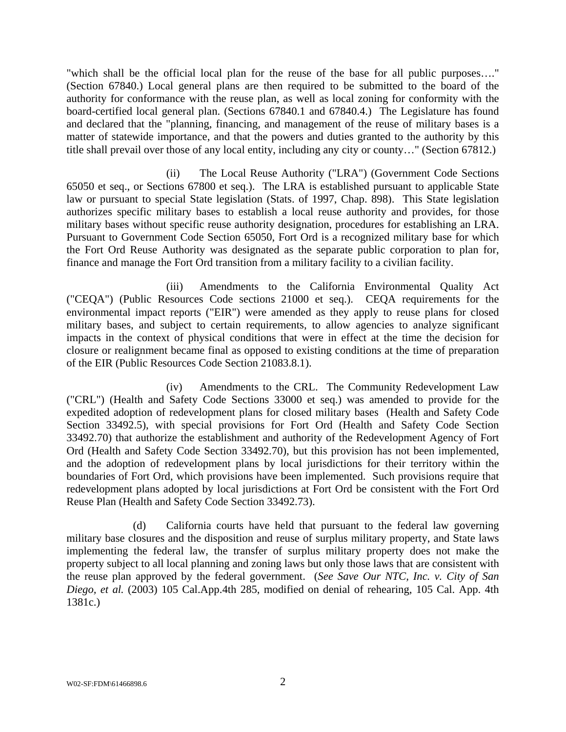"which shall be the official local plan for the reuse of the base for all public purposes…." (Section 67840.) Local general plans are then required to be submitted to the board of the authority for conformance with the reuse plan, as well as local zoning for conformity with the board-certified local general plan. (Sections 67840.1 and 67840.4.) The Legislature has found and declared that the "planning, financing, and management of the reuse of military bases is a matter of statewide importance, and that the powers and duties granted to the authority by this title shall prevail over those of any local entity, including any city or county…" (Section 67812.)

(ii) The Local Reuse Authority ("LRA") (Government Code Sections 65050 et seq., or Sections 67800 et seq.). The LRA is established pursuant to applicable State law or pursuant to special State legislation (Stats. of 1997, Chap. 898). This State legislation authorizes specific military bases to establish a local reuse authority and provides, for those military bases without specific reuse authority designation, procedures for establishing an LRA. Pursuant to Government Code Section 65050, Fort Ord is a recognized military base for which the Fort Ord Reuse Authority was designated as the separate public corporation to plan for, finance and manage the Fort Ord transition from a military facility to a civilian facility.

(iii) Amendments to the California Environmental Quality Act ("CEQA") (Public Resources Code sections 21000 et seq.). CEQA requirements for the environmental impact reports ("EIR") were amended as they apply to reuse plans for closed military bases, and subject to certain requirements, to allow agencies to analyze significant impacts in the context of physical conditions that were in effect at the time the decision for closure or realignment became final as opposed to existing conditions at the time of preparation of the EIR (Public Resources Code Section 21083.8.1).

(iv) Amendments to the CRL. The Community Redevelopment Law ("CRL") (Health and Safety Code Sections 33000 et seq.) was amended to provide for the expedited adoption of redevelopment plans for closed military bases (Health and Safety Code Section 33492.5), with special provisions for Fort Ord (Health and Safety Code Section 33492.70) that authorize the establishment and authority of the Redevelopment Agency of Fort Ord (Health and Safety Code Section 33492.70), but this provision has not been implemented, and the adoption of redevelopment plans by local jurisdictions for their territory within the boundaries of Fort Ord, which provisions have been implemented. Such provisions require that redevelopment plans adopted by local jurisdictions at Fort Ord be consistent with the Fort Ord Reuse Plan (Health and Safety Code Section 33492.73).

(d) California courts have held that pursuant to the federal law governing military base closures and the disposition and reuse of surplus military property, and State laws implementing the federal law, the transfer of surplus military property does not make the property subject to all local planning and zoning laws but only those laws that are consistent with the reuse plan approved by the federal government. (*See Save Our NTC, Inc. v. City of San Diego, et al.* (2003) 105 Cal.App.4th 285, modified on denial of rehearing, 105 Cal. App. 4th 1381c.)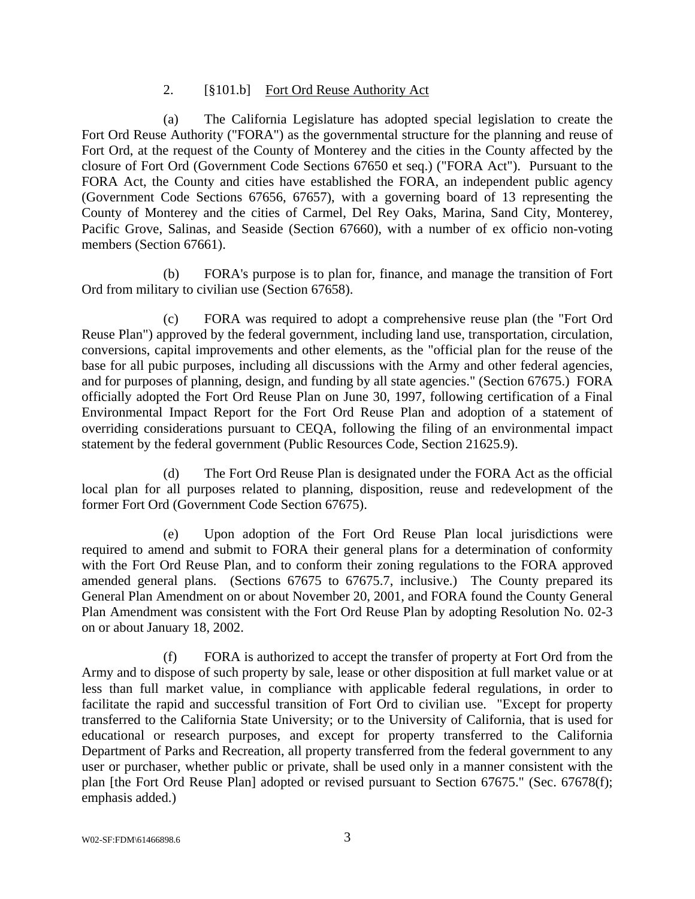2. [§101.b] <u>Fort Ord Reuse Authority Act</u>

(a) The California Legislature has adopted special legislation to create the Fort Ord Reuse Authority ("FORA") as the governmental structure for the planning and reuse of Fort Ord, at the request of the County of Monterey and the cities in the County affected by the closure of Fort Ord (Government Code Sections 67650 et seq.) ("FORA Act"). Pursuant to the FORA Act, the County and cities have established the FORA, an independent public agency (Government Code Sections 67656, 67657), with a governing board of 13 representing the County of Monterey and the cities of Carmel, Del Rey Oaks, Marina, Sand City, Monterey, Pacific Grove, Salinas, and Seaside (Section 67660), with a number of ex officio non-voting members (Section 67661).

(b) FORA's purpose is to plan for, finance, and manage the transition of Fort Ord from military to civilian use (Section 67658).

(c) FORA was required to adopt a comprehensive reuse plan (the "Fort Ord Reuse Plan") approved by the federal government, including land use, transportation, circulation, conversions, capital improvements and other elements, as the "official plan for the reuse of the base for all pubic purposes, including all discussions with the Army and other federal agencies, and for purposes of planning, design, and funding by all state agencies." (Section 67675.) FORA officially adopted the Fort Ord Reuse Plan on June 30, 1997, following certification of a Final Environmental Impact Report for the Fort Ord Reuse Plan and adoption of a statement of overriding considerations pursuant to CEQA, following the filing of an environmental impact statement by the federal government (Public Resources Code, Section 21625.9).

(d) The Fort Ord Reuse Plan is designated under the FORA Act as the official local plan for all purposes related to planning, disposition, reuse and redevelopment of the former Fort Ord (Government Code Section 67675).

(e) Upon adoption of the Fort Ord Reuse Plan local jurisdictions were required to amend and submit to FORA their general plans for a determination of conformity with the Fort Ord Reuse Plan, and to conform their zoning regulations to the FORA approved amended general plans. (Sections 67675 to 67675.7, inclusive.) The County prepared its General Plan Amendment on or about November 20, 2001, and FORA found the County General Plan Amendment was consistent with the Fort Ord Reuse Plan by adopting Resolution No. 02-3 on or about January 18, 2002.

(f) FORA is authorized to accept the transfer of property at Fort Ord from the Army and to dispose of such property by sale, lease or other disposition at full market value or at less than full market value, in compliance with applicable federal regulations, in order to facilitate the rapid and successful transition of Fort Ord to civilian use. "Except for property transferred to the California State University; or to the University of California, that is used for educational or research purposes, and except for property transferred to the California Department of Parks and Recreation, all property transferred from the federal government to any user or purchaser, whether public or private, shall be used only in a manner consistent with the plan [the Fort Ord Reuse Plan] adopted or revised pursuant to Section 67675." (Sec. 67678(f); emphasis added.)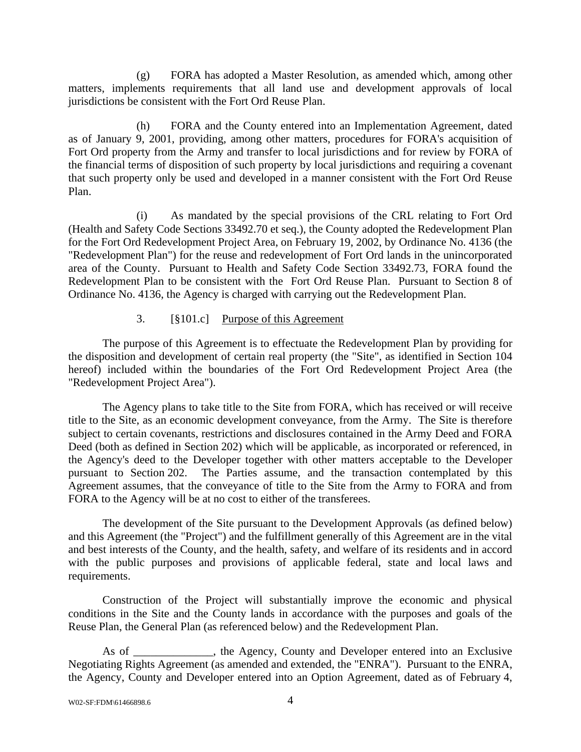(g) FORA has adopted a Master Resolution, as amended which, among other matters, implements requirements that all land use and development approvals of local jurisdictions be consistent with the Fort Ord Reuse Plan.

(h) FORA and the County entered into an Implementation Agreement, dated as of January 9, 2001, providing, among other matters, procedures for FORA's acquisition of Fort Ord property from the Army and transfer to local jurisdictions and for review by FORA of the financial terms of disposition of such property by local jurisdictions and requiring a covenant that such property only be used and developed in a manner consistent with the Fort Ord Reuse Plan.

(i) As mandated by the special provisions of the CRL relating to Fort Ord (Health and Safety Code Sections 33492.70 et seq.), the County adopted the Redevelopment Plan for the Fort Ord Redevelopment Project Area, on February 19, 2002, by Ordinance No. 4136 (the "Redevelopment Plan") for the reuse and redevelopment of Fort Ord lands in the unincorporated area of the County. Pursuant to Health and Safety Code Section 33492.73, FORA found the Redevelopment Plan to be consistent with the Fort Ord Reuse Plan. Pursuant to Section 8 of Ordinance No. 4136, the Agency is charged with carrying out the Redevelopment Plan.

3. [§101.c] <u>Purpose of this Agreement</u>

The purpose of this Agreement is to effectuate the Redevelopment Plan by providing for the disposition and development of certain real property (the "Site", as identified in Section 104 hereof) included within the boundaries of the Fort Ord Redevelopment Project Area (the "Redevelopment Project Area").

The Agency plans to take title to the Site from FORA, which has received or will receive title to the Site, as an economic development conveyance, from the Army. The Site is therefore subject to certain covenants, restrictions and disclosures contained in the Army Deed and FORA Deed (both as defined in Section 202) which will be applicable, as incorporated or referenced, in the Agency's deed to the Developer together with other matters acceptable to the Developer pursuant to Section 202. The Parties assume, and the transaction contemplated by this Agreement assumes, that the conveyance of title to the Site from the Army to FORA and from FORA to the Agency will be at no cost to either of the transferees.

The development of the Site pursuant to the Development Approvals (as defined below) and this Agreement (the "Project") and the fulfillment generally of this Agreement are in the vital and best interests of the County, and the health, safety, and welfare of its residents and in accord with the public purposes and provisions of applicable federal, state and local laws and requirements.

Construction of the Project will substantially improve the economic and physical conditions in the Site and the County lands in accordance with the purposes and goals of the Reuse Plan, the General Plan (as referenced below) and the Redevelopment Plan.

As of ______________, the Agency, County and Developer entered into an Exclusive Negotiating Rights Agreement (as amended and extended, the "ENRA"). Pursuant to the ENRA, the Agency, County and Developer entered into an Option Agreement, dated as of February 4,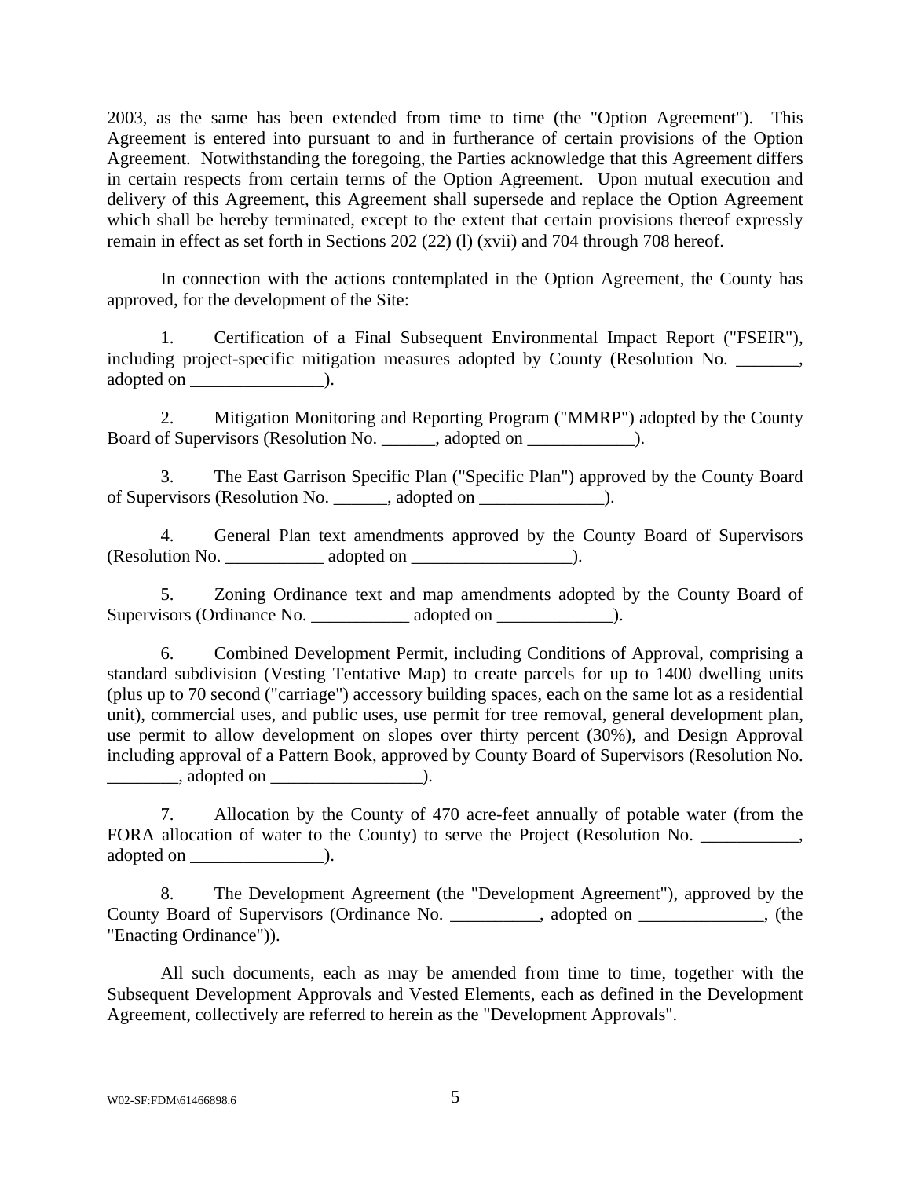2003, as the same has been extended from time to time (the "Option Agreement"). This Agreement is entered into pursuant to and in furtherance of certain provisions of the Option Agreement. Notwithstanding the foregoing, the Parties acknowledge that this Agreement differs in certain respects from certain terms of the Option Agreement. Upon mutual execution and delivery of this Agreement, this Agreement shall supersede and replace the Option Agreement which shall be hereby terminated, except to the extent that certain provisions thereof expressly remain in effect as set forth in Sections 202 (22) (l) (xvii) and 704 through 708 hereof.

In connection with the actions contemplated in the Option Agreement, the County has approved, for the development of the Site:

1. Certification of a Final Subsequent Environmental Impact Report ("FSEIR"), including project-specific mitigation measures adopted by County (Resolution No. _______, adopted on _______________).

2. Mitigation Monitoring and Reporting Program ("MMRP") adopted by the County Board of Supervisors (Resolution No. ______, adopted on ____________).

3. The East Garrison Specific Plan ("Specific Plan") approved by the County Board of Supervisors (Resolution No. ______, adopted on ______________).

4. General Plan text amendments approved by the County Board of Supervisors (Resolution No. ___________ adopted on __________________).

5. Zoning Ordinance text and map amendments adopted by the County Board of Supervisors (Ordinance No. ___________ adopted on _____________).

6. Combined Development Permit, including Conditions of Approval, comprising a standard subdivision (Vesting Tentative Map) to create parcels for up to 1400 dwelling units (plus up to 70 second ("carriage") accessory building spaces, each on the same lot as a residential unit), commercial uses, and public uses, use permit for tree removal, general development plan, use permit to allow development on slopes over thirty percent (30%), and Design Approval including approval of a Pattern Book, approved by County Board of Supervisors (Resolution No. ________, adopted on _________________).

7. Allocation by the County of 470 acre-feet annually of potable water (from the FORA allocation of water to the County) to serve the Project (Resolution No. ___________, adopted on _______________).

8. The Development Agreement (the "Development Agreement"), approved by the County Board of Supervisors (Ordinance No. __________, adopted on ______________, (the "Enacting Ordinance")).

All such documents, each as may be amended from time to time, together with the Subsequent Development Approvals and Vested Elements, each as defined in the Development Agreement, collectively are referred to herein as the "Development Approvals".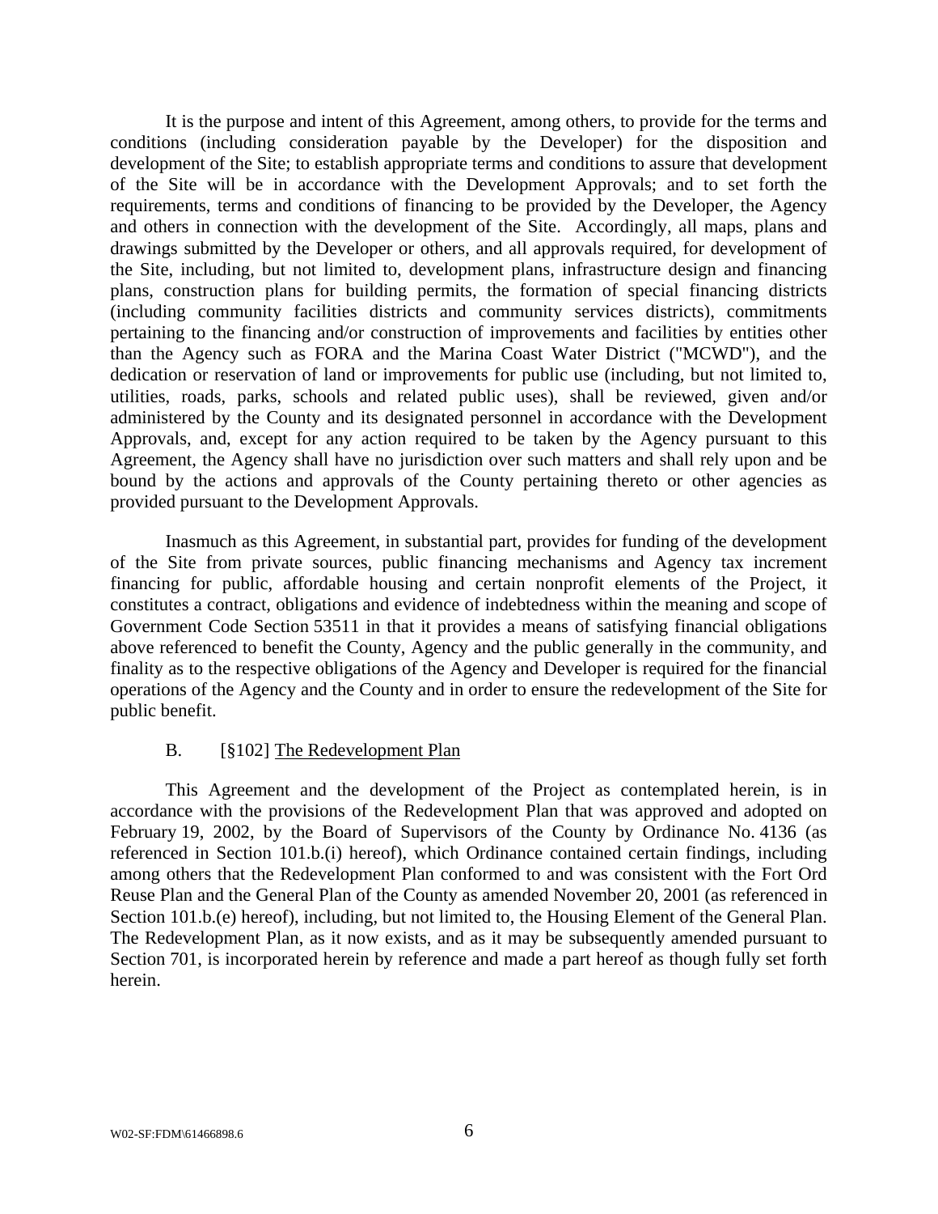It is the purpose and intent of this Agreement, among others, to provide for the terms and conditions (including consideration payable by the Developer) for the disposition and development of the Site; to establish appropriate terms and conditions to assure that development of the Site will be in accordance with the Development Approvals; and to set forth the requirements, terms and conditions of financing to be provided by the Developer, the Agency and others in connection with the development of the Site. Accordingly, all maps, plans and drawings submitted by the Developer or others, and all approvals required, for development of the Site, including, but not limited to, development plans, infrastructure design and financing plans, construction plans for building permits, the formation of special financing districts (including community facilities districts and community services districts), commitments pertaining to the financing and/or construction of improvements and facilities by entities other than the Agency such as FORA and the Marina Coast Water District ("MCWD"), and the dedication or reservation of land or improvements for public use (including, but not limited to, utilities, roads, parks, schools and related public uses), shall be reviewed, given and/or administered by the County and its designated personnel in accordance with the Development Approvals, and, except for any action required to be taken by the Agency pursuant to this Agreement, the Agency shall have no jurisdiction over such matters and shall rely upon and be bound by the actions and approvals of the County pertaining thereto or other agencies as provided pursuant to the Development Approvals.

Inasmuch as this Agreement, in substantial part, provides for funding of the development of the Site from private sources, public financing mechanisms and Agency tax increment financing for public, affordable housing and certain nonprofit elements of the Project, it constitutes a contract, obligations and evidence of indebtedness within the meaning and scope of Government Code Section 53511 in that it provides a means of satisfying financial obligations above referenced to benefit the County, Agency and the public generally in the community, and finality as to the respective obligations of the Agency and Developer is required for the financial operations of the Agency and the County and in order to ensure the redevelopment of the Site for public benefit.

B. [§102] The Redevelopment Plan

This Agreement and the development of the Project as contemplated herein, is in accordance with the provisions of the Redevelopment Plan that was approved and adopted on February 19, 2002, by the Board of Supervisors of the County by Ordinance No. 4136 (as referenced in Section 101.b.(i) hereof), which Ordinance contained certain findings, including among others that the Redevelopment Plan conformed to and was consistent with the Fort Ord Reuse Plan and the General Plan of the County as amended November 20, 2001 (as referenced in Section 101.b.(e) hereof), including, but not limited to, the Housing Element of the General Plan. The Redevelopment Plan, as it now exists, and as it may be subsequently amended pursuant to Section 701, is incorporated herein by reference and made a part hereof as though fully set forth herein.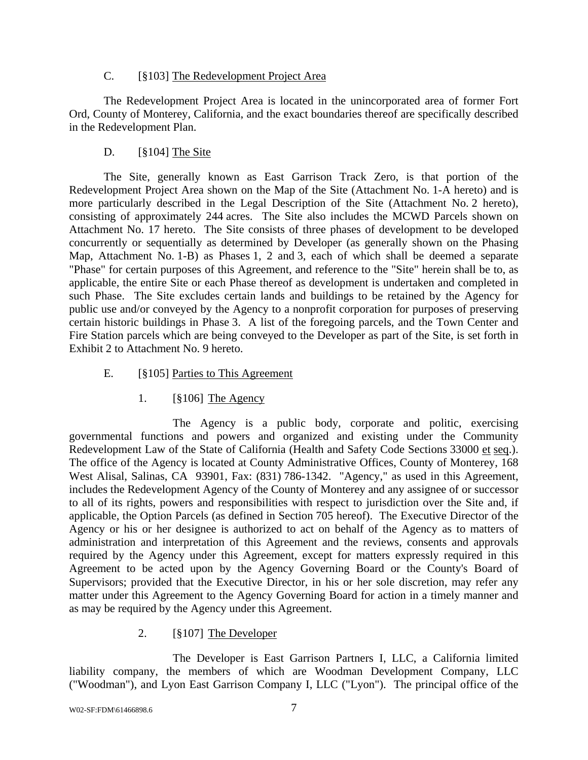C. [§103] The Redevelopment Project Area

The Redevelopment Project Area is located in the unincorporated area of former Fort Ord, County of Monterey, California, and the exact boundaries thereof are specifically described in the Redevelopment Plan.

D. [§104] The Site

The Site, generally known as East Garrison Track Zero, is that portion of the Redevelopment Project Area shown on the Map of the Site (Attachment No. 1-A hereto) and is more particularly described in the Legal Description of the Site (Attachment No. 2 hereto), consisting of approximately 244 acres. The Site also includes the MCWD Parcels shown on Attachment No. 17 hereto. The Site consists of three phases of development to be developed concurrently or sequentially as determined by Developer (as generally shown on the Phasing Map, Attachment No. 1-B) as Phases 1, 2 and 3, each of which shall be deemed a separate "Phase" for certain purposes of this Agreement, and reference to the "Site" herein shall be to, as applicable, the entire Site or each Phase thereof as development is undertaken and completed in such Phase. The Site excludes certain lands and buildings to be retained by the Agency for public use and/or conveyed by the Agency to a nonprofit corporation for purposes of preserving certain historic buildings in Phase 3. A list of the foregoing parcels, and the Town Center and Fire Station parcels which are being conveyed to the Developer as part of the Site, is set forth in Exhibit 2 to Attachment No. 9 hereto.

E. [§105] Parties to This Agreement

1. [§106] The Agency

The Agency is a public body, corporate and politic, exercising governmental functions and powers and organized and existing under the Community Redevelopment Law of the State of California (Health and Safety Code Sections 33000 et seq.). The office of the Agency is located at County Administrative Offices, County of Monterey, 168 West Alisal, Salinas, CA 93901, Fax: (831) 786-1342. "Agency," as used in this Agreement, includes the Redevelopment Agency of the County of Monterey and any assignee of or successor to all of its rights, powers and responsibilities with respect to jurisdiction over the Site and, if applicable, the Option Parcels (as defined in Section 705 hereof). The Executive Director of the Agency or his or her designee is authorized to act on behalf of the Agency as to matters of administration and interpretation of this Agreement and the reviews, consents and approvals required by the Agency under this Agreement, except for matters expressly required in this Agreement to be acted upon by the Agency Governing Board or the County's Board of Supervisors; provided that the Executive Director, in his or her sole discretion, may refer any matter under this Agreement to the Agency Governing Board for action in a timely manner and as may be required by the Agency under this Agreement.

2. [§107] The Developer

The Developer is East Garrison Partners I, LLC, a California limited liability company, the members of which are Woodman Development Company, LLC ("Woodman"), and Lyon East Garrison Company I, LLC ("Lyon"). The principal office of the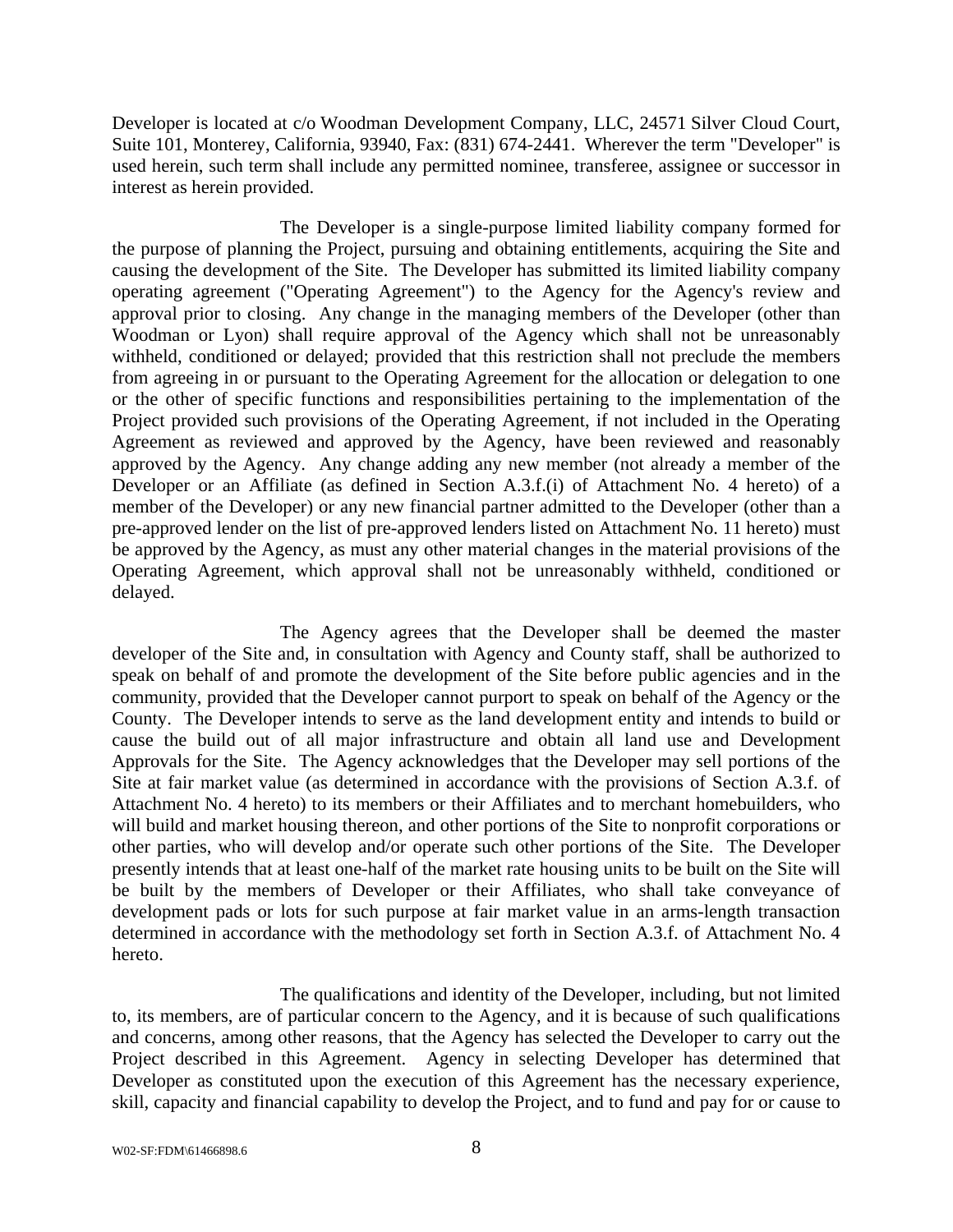Developer is located at c/o Woodman Development Company, LLC, 24571 Silver Cloud Court, Suite 101, Monterey, California, 93940, Fax: (831) 674-2441. Wherever the term "Developer" is used herein, such term shall include any permitted nominee, transferee, assignee or successor in interest as herein provided.

The Developer is a single-purpose limited liability company formed for the purpose of planning the Project, pursuing and obtaining entitlements, acquiring the Site and causing the development of the Site. The Developer has submitted its limited liability company operating agreement ("Operating Agreement") to the Agency for the Agency's review and approval prior to closing. Any change in the managing members of the Developer (other than Woodman or Lyon) shall require approval of the Agency which shall not be unreasonably withheld, conditioned or delayed; provided that this restriction shall not preclude the members from agreeing in or pursuant to the Operating Agreement for the allocation or delegation to one or the other of specific functions and responsibilities pertaining to the implementation of the Project provided such provisions of the Operating Agreement, if not included in the Operating Agreement as reviewed and approved by the Agency, have been reviewed and reasonably approved by the Agency. Any change adding any new member (not already a member of the Developer or an Affiliate (as defined in Section A.3.f.(i) of Attachment No. 4 hereto) of a member of the Developer) or any new financial partner admitted to the Developer (other than a pre-approved lender on the list of pre-approved lenders listed on Attachment No. 11 hereto) must be approved by the Agency, as must any other material changes in the material provisions of the Operating Agreement, which approval shall not be unreasonably withheld, conditioned or delayed.

The Agency agrees that the Developer shall be deemed the master developer of the Site and, in consultation with Agency and County staff, shall be authorized to speak on behalf of and promote the development of the Site before public agencies and in the community, provided that the Developer cannot purport to speak on behalf of the Agency or the County. The Developer intends to serve as the land development entity and intends to build or cause the build out of all major infrastructure and obtain all land use and Development Approvals for the Site. The Agency acknowledges that the Developer may sell portions of the Site at fair market value (as determined in accordance with the provisions of Section A.3.f. of Attachment No. 4 hereto) to its members or their Affiliates and to merchant homebuilders, who will build and market housing thereon, and other portions of the Site to nonprofit corporations or other parties, who will develop and/or operate such other portions of the Site. The Developer presently intends that at least one-half of the market rate housing units to be built on the Site will be built by the members of Developer or their Affiliates, who shall take conveyance of development pads or lots for such purpose at fair market value in an arms-length transaction determined in accordance with the methodology set forth in Section A.3.f. of Attachment No. 4 hereto.

The qualifications and identity of the Developer, including, but not limited to, its members, are of particular concern to the Agency, and it is because of such qualifications and concerns, among other reasons, that the Agency has selected the Developer to carry out the Project described in this Agreement. Agency in selecting Developer has determined that Developer as constituted upon the execution of this Agreement has the necessary experience, skill, capacity and financial capability to develop the Project, and to fund and pay for or cause to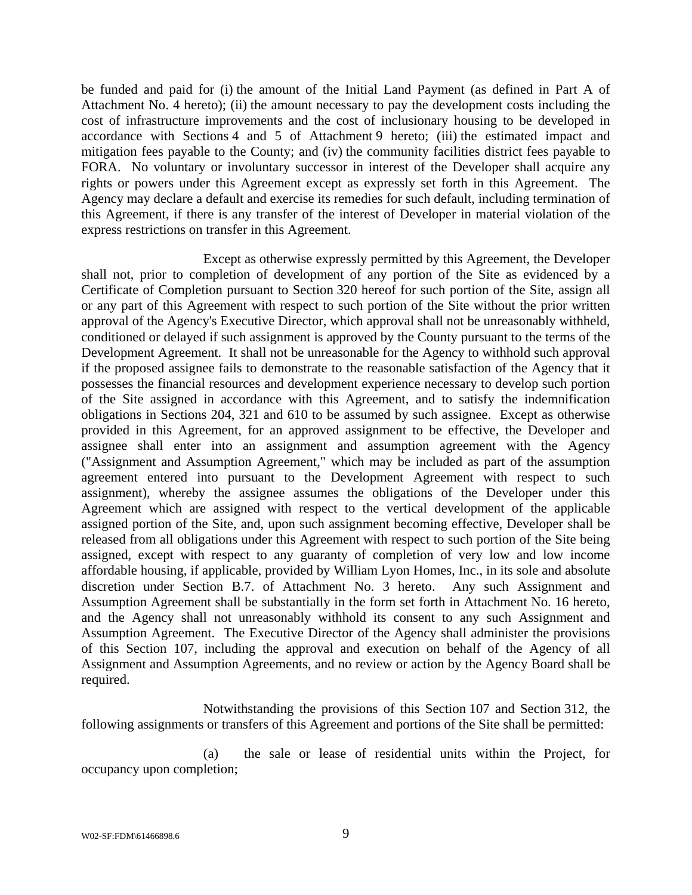be funded and paid for (i) the amount of the Initial Land Payment (as defined in Part A of Attachment No. 4 hereto); (ii) the amount necessary to pay the development costs including the cost of infrastructure improvements and the cost of inclusionary housing to be developed in accordance with Sections 4 and 5 of Attachment 9 hereto; (iii) the estimated impact and mitigation fees payable to the County; and (iv) the community facilities district fees payable to FORA. No voluntary or involuntary successor in interest of the Developer shall acquire any rights or powers under this Agreement except as expressly set forth in this Agreement. The Agency may declare a default and exercise its remedies for such default, including termination of this Agreement, if there is any transfer of the interest of Developer in material violation of the express restrictions on transfer in this Agreement.

Except as otherwise expressly permitted by this Agreement, the Developer shall not, prior to completion of development of any portion of the Site as evidenced by a Certificate of Completion pursuant to Section 320 hereof for such portion of the Site, assign all or any part of this Agreement with respect to such portion of the Site without the prior written approval of the Agency's Executive Director, which approval shall not be unreasonably withheld, conditioned or delayed if such assignment is approved by the County pursuant to the terms of the Development Agreement. It shall not be unreasonable for the Agency to withhold such approval if the proposed assignee fails to demonstrate to the reasonable satisfaction of the Agency that it possesses the financial resources and development experience necessary to develop such portion of the Site assigned in accordance with this Agreement, and to satisfy the indemnification obligations in Sections 204, 321 and 610 to be assumed by such assignee. Except as otherwise provided in this Agreement, for an approved assignment to be effective, the Developer and assignee shall enter into an assignment and assumption agreement with the Agency ("Assignment and Assumption Agreement," which may be included as part of the assumption agreement entered into pursuant to the Development Agreement with respect to such assignment), whereby the assignee assumes the obligations of the Developer under this Agreement which are assigned with respect to the vertical development of the applicable assigned portion of the Site, and, upon such assignment becoming effective, Developer shall be released from all obligations under this Agreement with respect to such portion of the Site being assigned, except with respect to any guaranty of completion of very low and low income affordable housing, if applicable, provided by William Lyon Homes, Inc., in its sole and absolute discretion under Section B.7. of Attachment No. 3 hereto. Any such Assignment and Assumption Agreement shall be substantially in the form set forth in Attachment No. 16 hereto, and the Agency shall not unreasonably withhold its consent to any such Assignment and Assumption Agreement. The Executive Director of the Agency shall administer the provisions of this Section 107, including the approval and execution on behalf of the Agency of all Assignment and Assumption Agreements, and no review or action by the Agency Board shall be required.

Notwithstanding the provisions of this Section 107 and Section 312, the following assignments or transfers of this Agreement and portions of the Site shall be permitted:

(a) the sale or lease of residential units within the Project, for occupancy upon completion;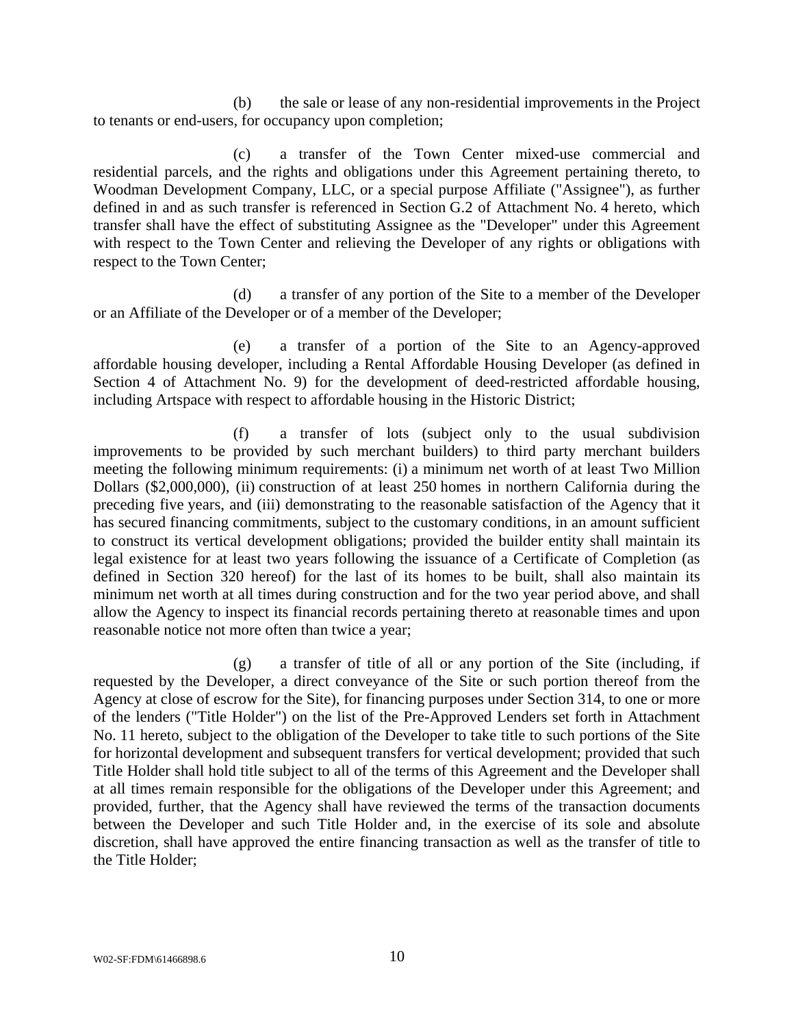(b) the sale or lease of any non-residential improvements in the Project to tenants or end-users, for occupancy upon completion;

(c) a transfer of the Town Center mixed-use commercial and residential parcels, and the rights and obligations under this Agreement pertaining thereto, to Woodman Development Company, LLC, or a special purpose Affiliate ("Assignee"), as further defined in and as such transfer is referenced in Section G.2 of Attachment No. 4 hereto, which transfer shall have the effect of substituting Assignee as the "Developer" under this Agreement with respect to the Town Center and relieving the Developer of any rights or obligations with respect to the Town Center;

(d) a transfer of any portion of the Site to a member of the Developer or an Affiliate of the Developer or of a member of the Developer;

(e) a transfer of a portion of the Site to an Agency-approved affordable housing developer, including a Rental Affordable Housing Developer (as defined in Section 4 of Attachment No. 9) for the development of deed-restricted affordable housing, including Artspace with respect to affordable housing in the Historic District;

(f) a transfer of lots (subject only to the usual subdivision improvements to be provided by such merchant builders) to third party merchant builders meeting the following minimum requirements: (i) a minimum net worth of at least Two Million Dollars ($2,000,000), (ii) construction of at least 250 homes in northern California during the preceding five years, and (iii) demonstrating to the reasonable satisfaction of the Agency that it has secured financing commitments, subject to the customary conditions, in an amount sufficient to construct its vertical development obligations; provided the builder entity shall maintain its legal existence for at least two years following the issuance of a Certificate of Completion (as defined in Section 320 hereof) for the last of its homes to be built, shall also maintain its minimum net worth at all times during construction and for the two year period above, and shall allow the Agency to inspect its financial records pertaining thereto at reasonable times and upon reasonable notice not more often than twice a year;

(g) a transfer of title of all or any portion of the Site (including, if requested by the Developer, a direct conveyance of the Site or such portion thereof from the Agency at close of escrow for the Site), for financing purposes under Section 314, to one or more of the lenders ("Title Holder") on the list of the Pre-Approved Lenders set forth in Attachment No. 11 hereto, subject to the obligation of the Developer to take title to such portions of the Site for horizontal development and subsequent transfers for vertical development; provided that such Title Holder shall hold title subject to all of the terms of this Agreement and the Developer shall at all times remain responsible for the obligations of the Developer under this Agreement; and provided, further, that the Agency shall have reviewed the terms of the transaction documents between the Developer and such Title Holder and, in the exercise of its sole and absolute discretion, shall have approved the entire financing transaction as well as the transfer of title to the Title Holder;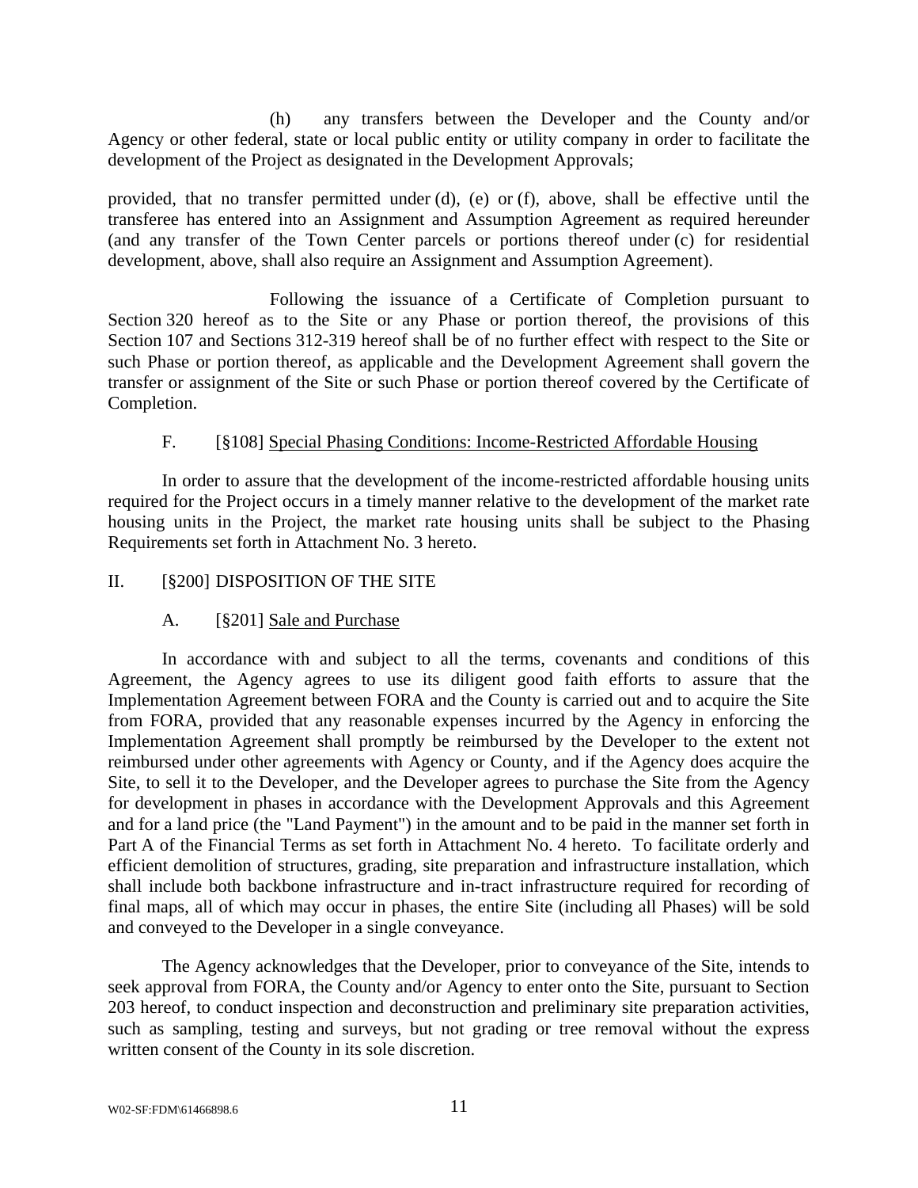(h) any transfers between the Developer and the County and/or Agency or other federal, state or local public entity or utility company in order to facilitate the development of the Project as designated in the Development Approvals;

provided, that no transfer permitted under (d), (e) or (f), above, shall be effective until the transferee has entered into an Assignment and Assumption Agreement as required hereunder (and any transfer of the Town Center parcels or portions thereof under (c) for residential development, above, shall also require an Assignment and Assumption Agreement).

Following the issuance of a Certificate of Completion pursuant to Section 320 hereof as to the Site or any Phase or portion thereof, the provisions of this Section 107 and Sections 312-319 hereof shall be of no further effect with respect to the Site or such Phase or portion thereof, as applicable and the Development Agreement shall govern the transfer or assignment of the Site or such Phase or portion thereof covered by the Certificate of Completion.

F. [§108] Special Phasing Conditions: Income-Restricted Affordable Housing

In order to assure that the development of the income-restricted affordable housing units required for the Project occurs in a timely manner relative to the development of the market rate housing units in the Project, the market rate housing units shall be subject to the Phasing Requirements set forth in Attachment No. 3 hereto.

## II. [§200] DISPOSITION OF THE SITE

A. [§201] Sale and Purchase

In accordance with and subject to all the terms, covenants and conditions of this Agreement, the Agency agrees to use its diligent good faith efforts to assure that the Implementation Agreement between FORA and the County is carried out and to acquire the Site from FORA, provided that any reasonable expenses incurred by the Agency in enforcing the Implementation Agreement shall promptly be reimbursed by the Developer to the extent not reimbursed under other agreements with Agency or County, and if the Agency does acquire the Site, to sell it to the Developer, and the Developer agrees to purchase the Site from the Agency for development in phases in accordance with the Development Approvals and this Agreement and for a land price (the "Land Payment") in the amount and to be paid in the manner set forth in Part A of the Financial Terms as set forth in Attachment No. 4 hereto. To facilitate orderly and efficient demolition of structures, grading, site preparation and infrastructure installation, which shall include both backbone infrastructure and in-tract infrastructure required for recording of final maps, all of which may occur in phases, the entire Site (including all Phases) will be sold and conveyed to the Developer in a single conveyance.

The Agency acknowledges that the Developer, prior to conveyance of the Site, intends to seek approval from FORA, the County and/or Agency to enter onto the Site, pursuant to Section 203 hereof, to conduct inspection and deconstruction and preliminary site preparation activities, such as sampling, testing and surveys, but not grading or tree removal without the express written consent of the County in its sole discretion.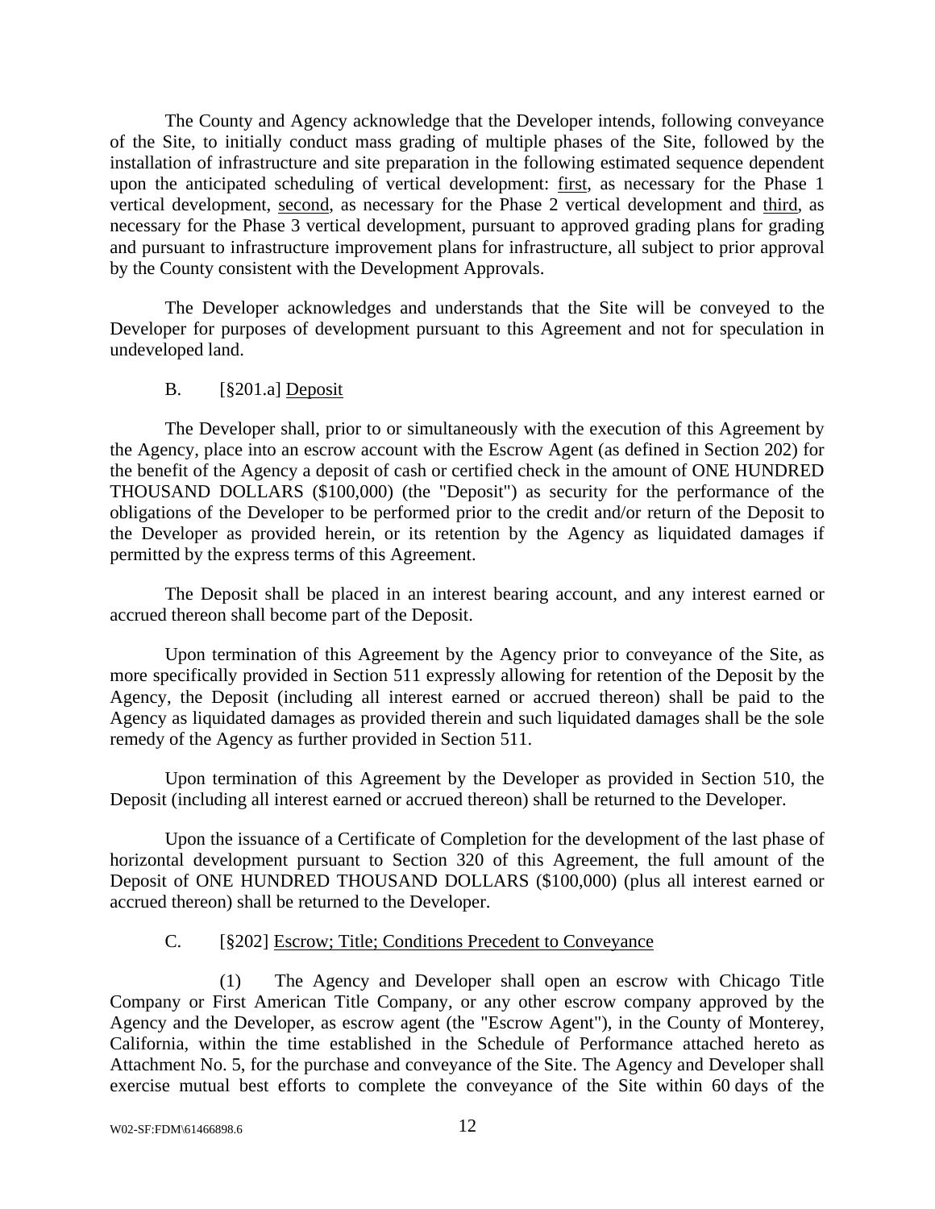The County and Agency acknowledge that the Developer intends, following conveyance of the Site, to initially conduct mass grading of multiple phases of the Site, followed by the installation of infrastructure and site preparation in the following estimated sequence dependent upon the anticipated scheduling of vertical development: first, as necessary for the Phase 1 vertical development, second, as necessary for the Phase 2 vertical development and third, as necessary for the Phase 3 vertical development, pursuant to approved grading plans for grading and pursuant to infrastructure improvement plans for infrastructure, all subject to prior approval by the County consistent with the Development Approvals.

The Developer acknowledges and understands that the Site will be conveyed to the Developer for purposes of development pursuant to this Agreement and not for speculation in undeveloped land.

B. [§201.a] Deposit

The Developer shall, prior to or simultaneously with the execution of this Agreement by the Agency, place into an escrow account with the Escrow Agent (as defined in Section 202) for the benefit of the Agency a deposit of cash or certified check in the amount of ONE HUNDRED THOUSAND DOLLARS ($100,000) (the "Deposit") as security for the performance of the obligations of the Developer to be performed prior to the credit and/or return of the Deposit to the Developer as provided herein, or its retention by the Agency as liquidated damages if permitted by the express terms of this Agreement.

The Deposit shall be placed in an interest bearing account, and any interest earned or accrued thereon shall become part of the Deposit.

Upon termination of this Agreement by the Agency prior to conveyance of the Site, as more specifically provided in Section 511 expressly allowing for retention of the Deposit by the Agency, the Deposit (including all interest earned or accrued thereon) shall be paid to the Agency as liquidated damages as provided therein and such liquidated damages shall be the sole remedy of the Agency as further provided in Section 511.

Upon termination of this Agreement by the Developer as provided in Section 510, the Deposit (including all interest earned or accrued thereon) shall be returned to the Developer.

Upon the issuance of a Certificate of Completion for the development of the last phase of horizontal development pursuant to Section 320 of this Agreement, the full amount of the Deposit of ONE HUNDRED THOUSAND DOLLARS ($100,000) (plus all interest earned or accrued thereon) shall be returned to the Developer.

C. [§202] Escrow; Title; Conditions Precedent to Conveyance

(1) The Agency and Developer shall open an escrow with Chicago Title Company or First American Title Company, or any other escrow company approved by the Agency and the Developer, as escrow agent (the "Escrow Agent"), in the County of Monterey, California, within the time established in the Schedule of Performance attached hereto as Attachment No. 5, for the purchase and conveyance of the Site. The Agency and Developer shall exercise mutual best efforts to complete the conveyance of the Site within 60 days of the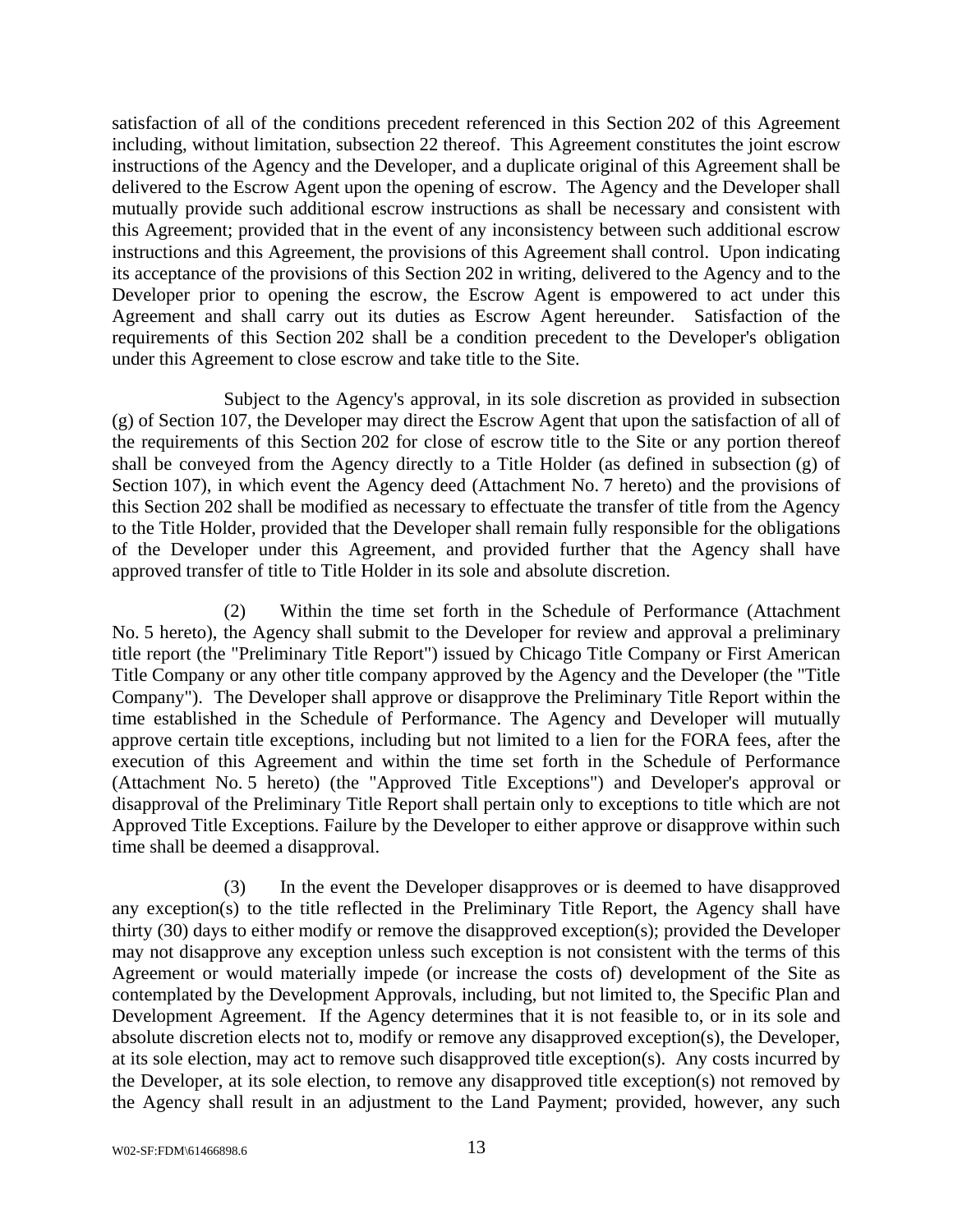satisfaction of all of the conditions precedent referenced in this Section 202 of this Agreement including, without limitation, subsection 22 thereof. This Agreement constitutes the joint escrow instructions of the Agency and the Developer, and a duplicate original of this Agreement shall be delivered to the Escrow Agent upon the opening of escrow. The Agency and the Developer shall mutually provide such additional escrow instructions as shall be necessary and consistent with this Agreement; provided that in the event of any inconsistency between such additional escrow instructions and this Agreement, the provisions of this Agreement shall control. Upon indicating its acceptance of the provisions of this Section 202 in writing, delivered to the Agency and to the Developer prior to opening the escrow, the Escrow Agent is empowered to act under this Agreement and shall carry out its duties as Escrow Agent hereunder. Satisfaction of the requirements of this Section 202 shall be a condition precedent to the Developer's obligation under this Agreement to close escrow and take title to the Site.

Subject to the Agency's approval, in its sole discretion as provided in subsection (g) of Section 107, the Developer may direct the Escrow Agent that upon the satisfaction of all of the requirements of this Section 202 for close of escrow title to the Site or any portion thereof shall be conveyed from the Agency directly to a Title Holder (as defined in subsection (g) of Section 107), in which event the Agency deed (Attachment No. 7 hereto) and the provisions of this Section 202 shall be modified as necessary to effectuate the transfer of title from the Agency to the Title Holder, provided that the Developer shall remain fully responsible for the obligations of the Developer under this Agreement, and provided further that the Agency shall have approved transfer of title to Title Holder in its sole and absolute discretion.

(2) Within the time set forth in the Schedule of Performance (Attachment No. 5 hereto), the Agency shall submit to the Developer for review and approval a preliminary title report (the "Preliminary Title Report") issued by Chicago Title Company or First American Title Company or any other title company approved by the Agency and the Developer (the "Title Company"). The Developer shall approve or disapprove the Preliminary Title Report within the time established in the Schedule of Performance. The Agency and Developer will mutually approve certain title exceptions, including but not limited to a lien for the FORA fees, after the execution of this Agreement and within the time set forth in the Schedule of Performance (Attachment No. 5 hereto) (the "Approved Title Exceptions") and Developer's approval or disapproval of the Preliminary Title Report shall pertain only to exceptions to title which are not Approved Title Exceptions. Failure by the Developer to either approve or disapprove within such time shall be deemed a disapproval.

(3) In the event the Developer disapproves or is deemed to have disapproved any exception(s) to the title reflected in the Preliminary Title Report, the Agency shall have thirty (30) days to either modify or remove the disapproved exception(s); provided the Developer may not disapprove any exception unless such exception is not consistent with the terms of this Agreement or would materially impede (or increase the costs of) development of the Site as contemplated by the Development Approvals, including, but not limited to, the Specific Plan and Development Agreement. If the Agency determines that it is not feasible to, or in its sole and absolute discretion elects not to, modify or remove any disapproved exception(s), the Developer, at its sole election, may act to remove such disapproved title exception(s). Any costs incurred by the Developer, at its sole election, to remove any disapproved title exception(s) not removed by the Agency shall result in an adjustment to the Land Payment; provided, however, any such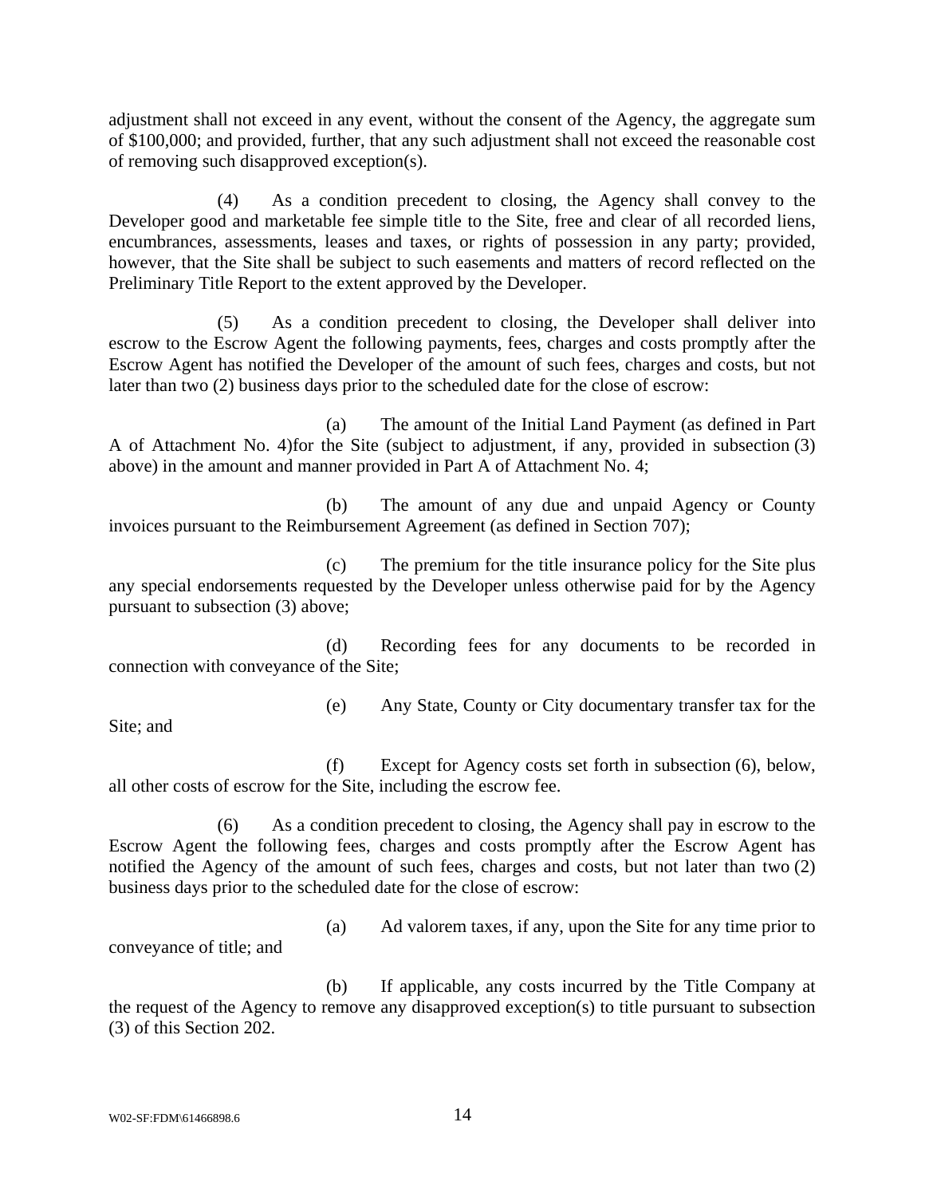adjustment shall not exceed in any event, without the consent of the Agency, the aggregate sum of $100,000; and provided, further, that any such adjustment shall not exceed the reasonable cost of removing such disapproved exception(s).

(4) As a condition precedent to closing, the Agency shall convey to the Developer good and marketable fee simple title to the Site, free and clear of all recorded liens, encumbrances, assessments, leases and taxes, or rights of possession in any party; provided, however, that the Site shall be subject to such easements and matters of record reflected on the Preliminary Title Report to the extent approved by the Developer.

(5) As a condition precedent to closing, the Developer shall deliver into escrow to the Escrow Agent the following payments, fees, charges and costs promptly after the Escrow Agent has notified the Developer of the amount of such fees, charges and costs, but not later than two (2) business days prior to the scheduled date for the close of escrow:

(a) The amount of the Initial Land Payment (as defined in Part A of Attachment No. 4)for the Site (subject to adjustment, if any, provided in subsection (3) above) in the amount and manner provided in Part A of Attachment No. 4;

(b) The amount of any due and unpaid Agency or County invoices pursuant to the Reimbursement Agreement (as defined in Section 707);

(c) The premium for the title insurance policy for the Site plus any special endorsements requested by the Developer unless otherwise paid for by the Agency pursuant to subsection (3) above;

(d) Recording fees for any documents to be recorded in connection with conveyance of the Site;

(e) Any State, County or City documentary transfer tax for the Site; and

(f) Except for Agency costs set forth in subsection (6), below, all other costs of escrow for the Site, including the escrow fee.

(6) As a condition precedent to closing, the Agency shall pay in escrow to the Escrow Agent the following fees, charges and costs promptly after the Escrow Agent has notified the Agency of the amount of such fees, charges and costs, but not later than two (2) business days prior to the scheduled date for the close of escrow:

(a) Ad valorem taxes, if any, upon the Site for any time prior to conveyance of title; and

(b) If applicable, any costs incurred by the Title Company at the request of the Agency to remove any disapproved exception(s) to title pursuant to subsection (3) of this Section 202.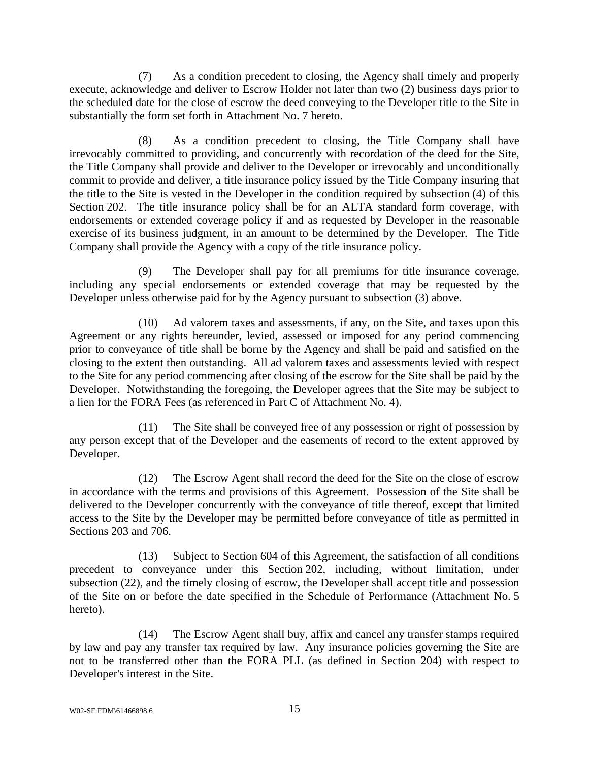(7) As a condition precedent to closing, the Agency shall timely and properly execute, acknowledge and deliver to Escrow Holder not later than two (2) business days prior to the scheduled date for the close of escrow the deed conveying to the Developer title to the Site in substantially the form set forth in Attachment No. 7 hereto.

(8) As a condition precedent to closing, the Title Company shall have irrevocably committed to providing, and concurrently with recordation of the deed for the Site, the Title Company shall provide and deliver to the Developer or irrevocably and unconditionally commit to provide and deliver, a title insurance policy issued by the Title Company insuring that the title to the Site is vested in the Developer in the condition required by subsection (4) of this Section 202. The title insurance policy shall be for an ALTA standard form coverage, with endorsements or extended coverage policy if and as requested by Developer in the reasonable exercise of its business judgment, in an amount to be determined by the Developer. The Title Company shall provide the Agency with a copy of the title insurance policy.

(9) The Developer shall pay for all premiums for title insurance coverage, including any special endorsements or extended coverage that may be requested by the Developer unless otherwise paid for by the Agency pursuant to subsection (3) above.

(10) Ad valorem taxes and assessments, if any, on the Site, and taxes upon this Agreement or any rights hereunder, levied, assessed or imposed for any period commencing prior to conveyance of title shall be borne by the Agency and shall be paid and satisfied on the closing to the extent then outstanding. All ad valorem taxes and assessments levied with respect to the Site for any period commencing after closing of the escrow for the Site shall be paid by the Developer. Notwithstanding the foregoing, the Developer agrees that the Site may be subject to a lien for the FORA Fees (as referenced in Part C of Attachment No. 4).

(11) The Site shall be conveyed free of any possession or right of possession by any person except that of the Developer and the easements of record to the extent approved by Developer.

(12) The Escrow Agent shall record the deed for the Site on the close of escrow in accordance with the terms and provisions of this Agreement. Possession of the Site shall be delivered to the Developer concurrently with the conveyance of title thereof, except that limited access to the Site by the Developer may be permitted before conveyance of title as permitted in Sections 203 and 706.

(13) Subject to Section 604 of this Agreement, the satisfaction of all conditions precedent to conveyance under this Section 202, including, without limitation, under subsection (22), and the timely closing of escrow, the Developer shall accept title and possession of the Site on or before the date specified in the Schedule of Performance (Attachment No. 5 hereto).

(14) The Escrow Agent shall buy, affix and cancel any transfer stamps required by law and pay any transfer tax required by law. Any insurance policies governing the Site are not to be transferred other than the FORA PLL (as defined in Section 204) with respect to Developer's interest in the Site.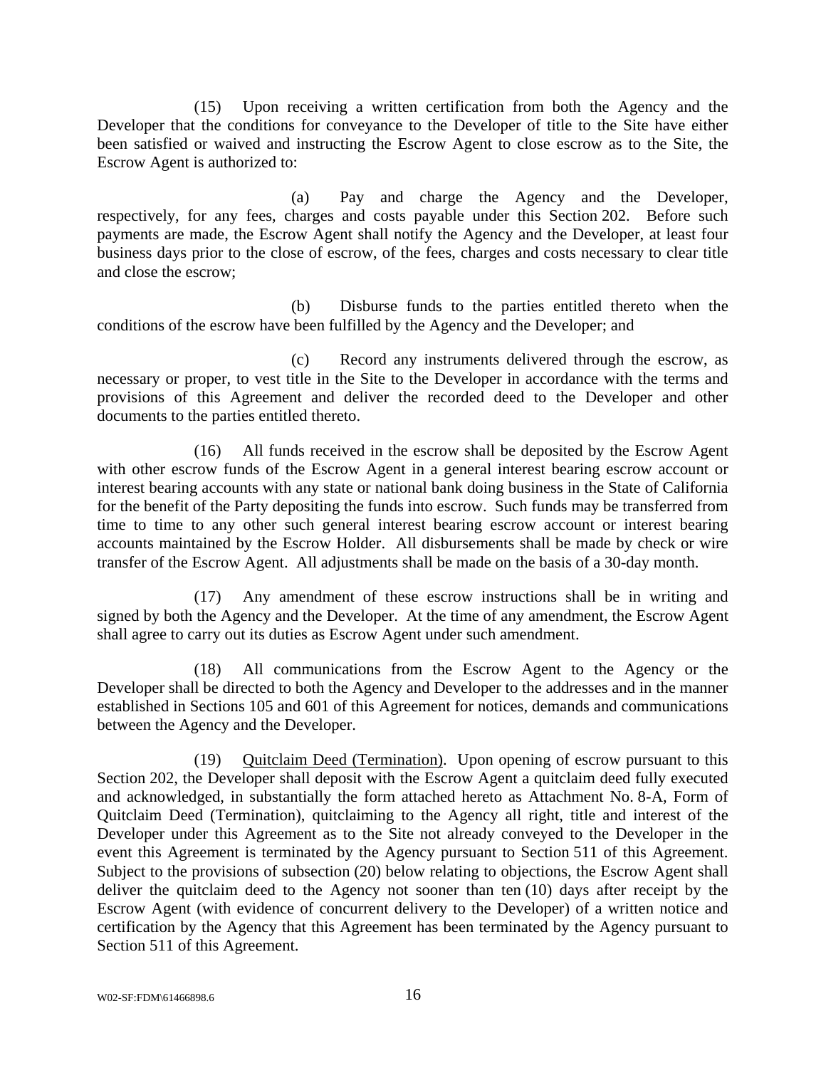(15) Upon receiving a written certification from both the Agency and the Developer that the conditions for conveyance to the Developer of title to the Site have either been satisfied or waived and instructing the Escrow Agent to close escrow as to the Site, the Escrow Agent is authorized to:

(a) Pay and charge the Agency and the Developer, respectively, for any fees, charges and costs payable under this Section 202. Before such payments are made, the Escrow Agent shall notify the Agency and the Developer, at least four business days prior to the close of escrow, of the fees, charges and costs necessary to clear title and close the escrow;

(b) Disburse funds to the parties entitled thereto when the conditions of the escrow have been fulfilled by the Agency and the Developer; and

(c) Record any instruments delivered through the escrow, as necessary or proper, to vest title in the Site to the Developer in accordance with the terms and provisions of this Agreement and deliver the recorded deed to the Developer and other documents to the parties entitled thereto.

(16) All funds received in the escrow shall be deposited by the Escrow Agent with other escrow funds of the Escrow Agent in a general interest bearing escrow account or interest bearing accounts with any state or national bank doing business in the State of California for the benefit of the Party depositing the funds into escrow. Such funds may be transferred from time to time to any other such general interest bearing escrow account or interest bearing accounts maintained by the Escrow Holder. All disbursements shall be made by check or wire transfer of the Escrow Agent. All adjustments shall be made on the basis of a 30-day month.

(17) Any amendment of these escrow instructions shall be in writing and signed by both the Agency and the Developer. At the time of any amendment, the Escrow Agent shall agree to carry out its duties as Escrow Agent under such amendment.

(18) All communications from the Escrow Agent to the Agency or the Developer shall be directed to both the Agency and Developer to the addresses and in the manner established in Sections 105 and 601 of this Agreement for notices, demands and communications between the Agency and the Developer.

(19) <u>Quitclaim Deed (Termination)</u>. Upon opening of escrow pursuant to this Section 202, the Developer shall deposit with the Escrow Agent a quitclaim deed fully executed and acknowledged, in substantially the form attached hereto as Attachment No. 8-A, Form of Quitclaim Deed (Termination), quitclaiming to the Agency all right, title and interest of the Developer under this Agreement as to the Site not already conveyed to the Developer in the event this Agreement is terminated by the Agency pursuant to Section 511 of this Agreement. Subject to the provisions of subsection (20) below relating to objections, the Escrow Agent shall deliver the quitclaim deed to the Agency not sooner than ten (10) days after receipt by the Escrow Agent (with evidence of concurrent delivery to the Developer) of a written notice and certification by the Agency that this Agreement has been terminated by the Agency pursuant to Section 511 of this Agreement.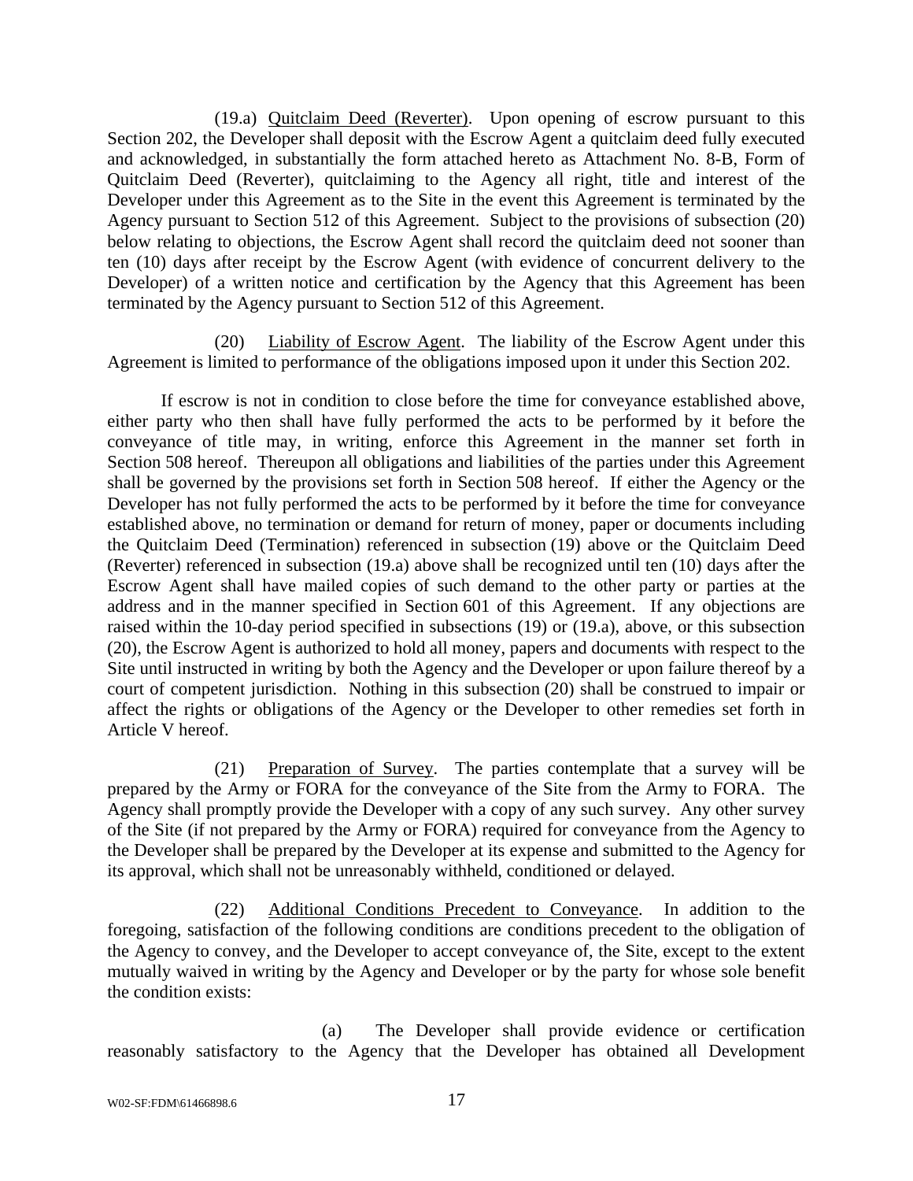(19.a) Quitclaim Deed (Reverter). Upon opening of escrow pursuant to this Section 202, the Developer shall deposit with the Escrow Agent a quitclaim deed fully executed and acknowledged, in substantially the form attached hereto as Attachment No. 8-B, Form of Quitclaim Deed (Reverter), quitclaiming to the Agency all right, title and interest of the Developer under this Agreement as to the Site in the event this Agreement is terminated by the Agency pursuant to Section 512 of this Agreement. Subject to the provisions of subsection (20) below relating to objections, the Escrow Agent shall record the quitclaim deed not sooner than ten (10) days after receipt by the Escrow Agent (with evidence of concurrent delivery to the Developer) of a written notice and certification by the Agency that this Agreement has been terminated by the Agency pursuant to Section 512 of this Agreement.

(20) Liability of Escrow Agent. The liability of the Escrow Agent under this Agreement is limited to performance of the obligations imposed upon it under this Section 202.

If escrow is not in condition to close before the time for conveyance established above, either party who then shall have fully performed the acts to be performed by it before the conveyance of title may, in writing, enforce this Agreement in the manner set forth in Section 508 hereof. Thereupon all obligations and liabilities of the parties under this Agreement shall be governed by the provisions set forth in Section 508 hereof. If either the Agency or the Developer has not fully performed the acts to be performed by it before the time for conveyance established above, no termination or demand for return of money, paper or documents including the Quitclaim Deed (Termination) referenced in subsection (19) above or the Quitclaim Deed (Reverter) referenced in subsection (19.a) above shall be recognized until ten (10) days after the Escrow Agent shall have mailed copies of such demand to the other party or parties at the address and in the manner specified in Section 601 of this Agreement. If any objections are raised within the 10-day period specified in subsections (19) or (19.a), above, or this subsection (20), the Escrow Agent is authorized to hold all money, papers and documents with respect to the Site until instructed in writing by both the Agency and the Developer or upon failure thereof by a court of competent jurisdiction. Nothing in this subsection (20) shall be construed to impair or affect the rights or obligations of the Agency or the Developer to other remedies set forth in Article V hereof.

(21) Preparation of Survey. The parties contemplate that a survey will be prepared by the Army or FORA for the conveyance of the Site from the Army to FORA. The Agency shall promptly provide the Developer with a copy of any such survey. Any other survey of the Site (if not prepared by the Army or FORA) required for conveyance from the Agency to the Developer shall be prepared by the Developer at its expense and submitted to the Agency for its approval, which shall not be unreasonably withheld, conditioned or delayed.

(22) Additional Conditions Precedent to Conveyance. In addition to the foregoing, satisfaction of the following conditions are conditions precedent to the obligation of the Agency to convey, and the Developer to accept conveyance of, the Site, except to the extent mutually waived in writing by the Agency and Developer or by the party for whose sole benefit the condition exists:

(a) The Developer shall provide evidence or certification reasonably satisfactory to the Agency that the Developer has obtained all Development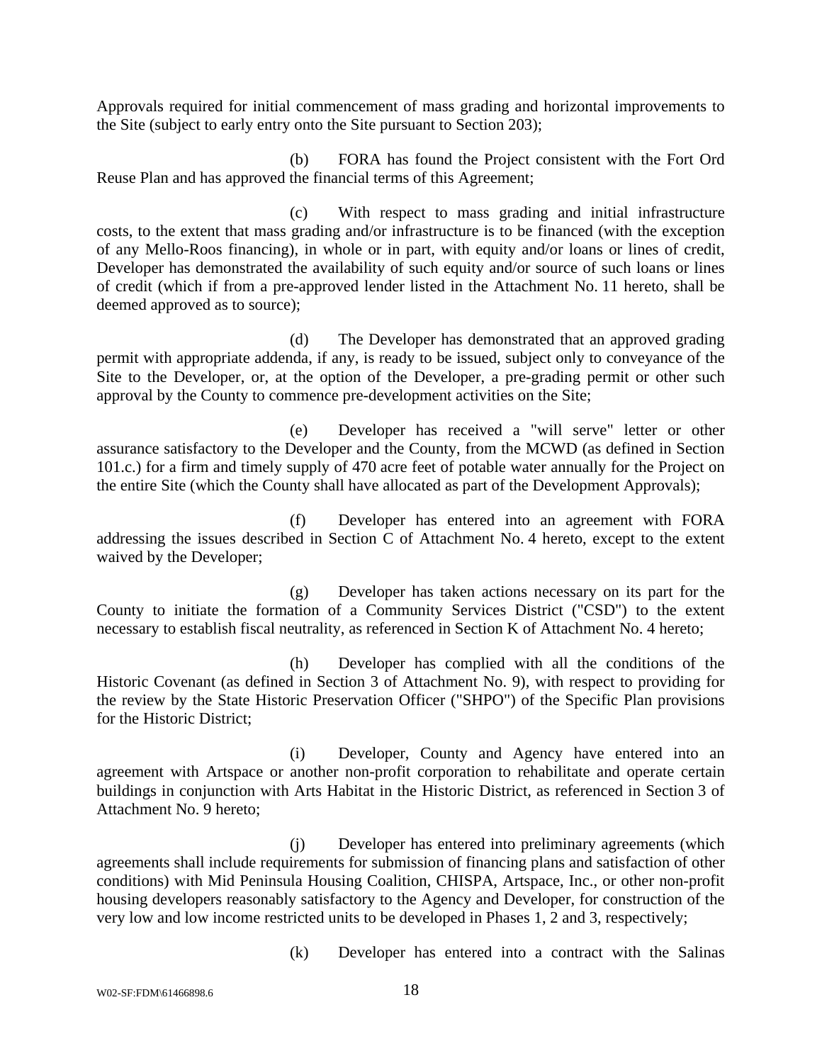Approvals required for initial commencement of mass grading and horizontal improvements to the Site (subject to early entry onto the Site pursuant to Section 203);

(b) FORA has found the Project consistent with the Fort Ord Reuse Plan and has approved the financial terms of this Agreement;

(c) With respect to mass grading and initial infrastructure costs, to the extent that mass grading and/or infrastructure is to be financed (with the exception of any Mello-Roos financing), in whole or in part, with equity and/or loans or lines of credit, Developer has demonstrated the availability of such equity and/or source of such loans or lines of credit (which if from a pre-approved lender listed in the Attachment No. 11 hereto, shall be deemed approved as to source);

(d) The Developer has demonstrated that an approved grading permit with appropriate addenda, if any, is ready to be issued, subject only to conveyance of the Site to the Developer, or, at the option of the Developer, a pre-grading permit or other such approval by the County to commence pre-development activities on the Site;

(e) Developer has received a "will serve" letter or other assurance satisfactory to the Developer and the County, from the MCWD (as defined in Section 101.c.) for a firm and timely supply of 470 acre feet of potable water annually for the Project on the entire Site (which the County shall have allocated as part of the Development Approvals);

(f) Developer has entered into an agreement with FORA addressing the issues described in Section C of Attachment No. 4 hereto, except to the extent waived by the Developer;

(g) Developer has taken actions necessary on its part for the County to initiate the formation of a Community Services District ("CSD") to the extent necessary to establish fiscal neutrality, as referenced in Section K of Attachment No. 4 hereto;

(h) Developer has complied with all the conditions of the Historic Covenant (as defined in Section 3 of Attachment No. 9), with respect to providing for the review by the State Historic Preservation Officer ("SHPO") of the Specific Plan provisions for the Historic District;

(i) Developer, County and Agency have entered into an agreement with Artspace or another non-profit corporation to rehabilitate and operate certain buildings in conjunction with Arts Habitat in the Historic District, as referenced in Section 3 of Attachment No. 9 hereto;

(j) Developer has entered into preliminary agreements (which agreements shall include requirements for submission of financing plans and satisfaction of other conditions) with Mid Peninsula Housing Coalition, CHISPA, Artspace, Inc., or other non-profit housing developers reasonably satisfactory to the Agency and Developer, for construction of the very low and low income restricted units to be developed in Phases 1, 2 and 3, respectively;

(k) Developer has entered into a contract with the Salinas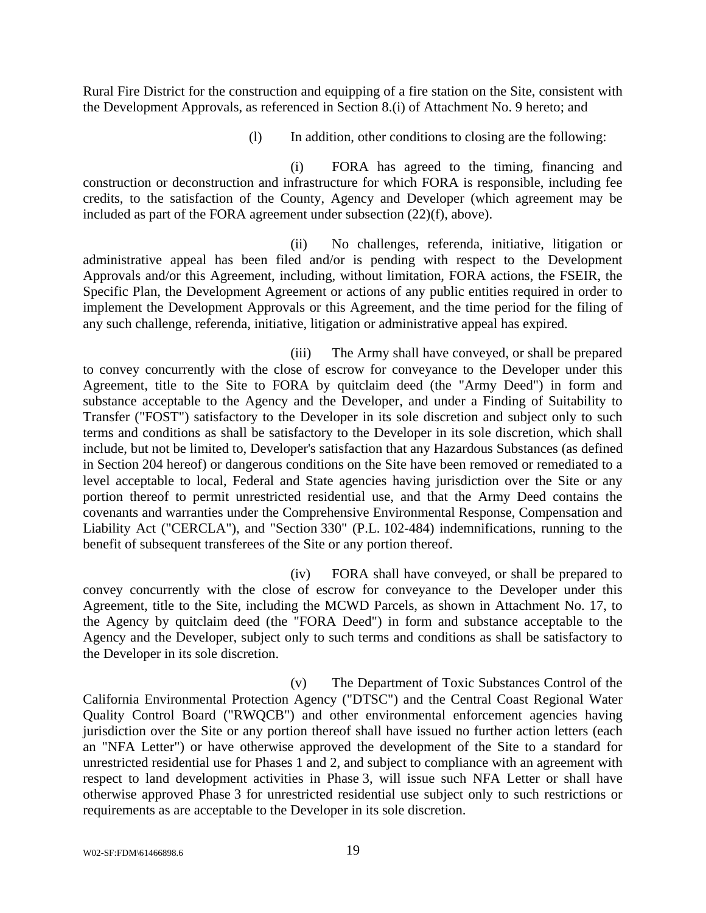Rural Fire District for the construction and equipping of a fire station on the Site, consistent with the Development Approvals, as referenced in Section 8.(i) of Attachment No. 9 hereto; and

(l) In addition, other conditions to closing are the following:

(i) FORA has agreed to the timing, financing and construction or deconstruction and infrastructure for which FORA is responsible, including fee credits, to the satisfaction of the County, Agency and Developer (which agreement may be included as part of the FORA agreement under subsection (22)(f), above).

(ii) No challenges, referenda, initiative, litigation or administrative appeal has been filed and/or is pending with respect to the Development Approvals and/or this Agreement, including, without limitation, FORA actions, the FSEIR, the Specific Plan, the Development Agreement or actions of any public entities required in order to implement the Development Approvals or this Agreement, and the time period for the filing of any such challenge, referenda, initiative, litigation or administrative appeal has expired.

(iii) The Army shall have conveyed, or shall be prepared to convey concurrently with the close of escrow for conveyance to the Developer under this Agreement, title to the Site to FORA by quitclaim deed (the "Army Deed") in form and substance acceptable to the Agency and the Developer, and under a Finding of Suitability to Transfer ("FOST") satisfactory to the Developer in its sole discretion and subject only to such terms and conditions as shall be satisfactory to the Developer in its sole discretion, which shall include, but not be limited to, Developer's satisfaction that any Hazardous Substances (as defined in Section 204 hereof) or dangerous conditions on the Site have been removed or remediated to a level acceptable to local, Federal and State agencies having jurisdiction over the Site or any portion thereof to permit unrestricted residential use, and that the Army Deed contains the covenants and warranties under the Comprehensive Environmental Response, Compensation and Liability Act ("CERCLA"), and "Section 330" (P.L. 102-484) indemnifications, running to the benefit of subsequent transferees of the Site or any portion thereof.

(iv) FORA shall have conveyed, or shall be prepared to convey concurrently with the close of escrow for conveyance to the Developer under this Agreement, title to the Site, including the MCWD Parcels, as shown in Attachment No. 17, to the Agency by quitclaim deed (the "FORA Deed") in form and substance acceptable to the Agency and the Developer, subject only to such terms and conditions as shall be satisfactory to the Developer in its sole discretion.

(v) The Department of Toxic Substances Control of the California Environmental Protection Agency ("DTSC") and the Central Coast Regional Water Quality Control Board ("RWQCB") and other environmental enforcement agencies having jurisdiction over the Site or any portion thereof shall have issued no further action letters (each an "NFA Letter") or have otherwise approved the development of the Site to a standard for unrestricted residential use for Phases 1 and 2, and subject to compliance with an agreement with respect to land development activities in Phase 3, will issue such NFA Letter or shall have otherwise approved Phase 3 for unrestricted residential use subject only to such restrictions or requirements as are acceptable to the Developer in its sole discretion.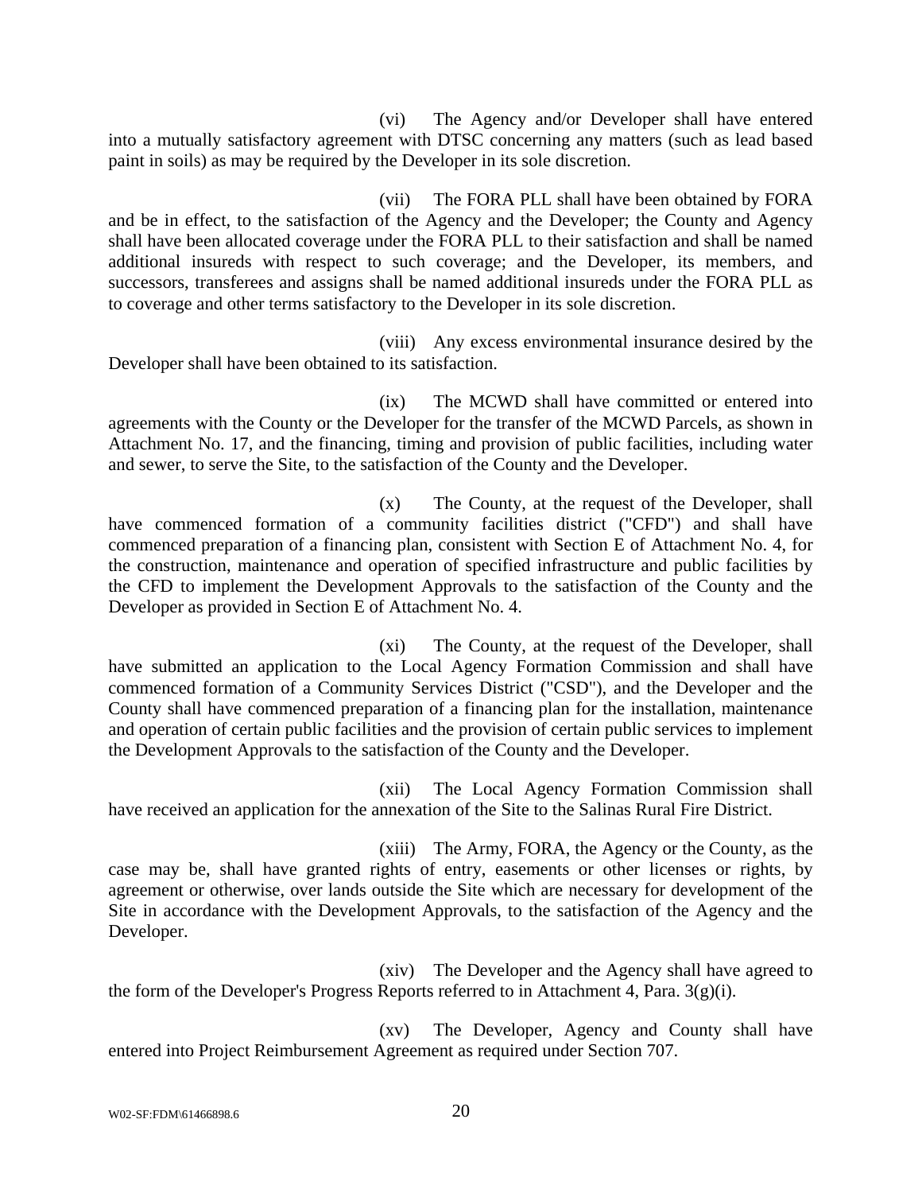(vi) The Agency and/or Developer shall have entered into a mutually satisfactory agreement with DTSC concerning any matters (such as lead based paint in soils) as may be required by the Developer in its sole discretion.

(vii) The FORA PLL shall have been obtained by FORA and be in effect, to the satisfaction of the Agency and the Developer; the County and Agency shall have been allocated coverage under the FORA PLL to their satisfaction and shall be named additional insureds with respect to such coverage; and the Developer, its members, and successors, transferees and assigns shall be named additional insureds under the FORA PLL as to coverage and other terms satisfactory to the Developer in its sole discretion.

(viii) Any excess environmental insurance desired by the Developer shall have been obtained to its satisfaction.

(ix) The MCWD shall have committed or entered into agreements with the County or the Developer for the transfer of the MCWD Parcels, as shown in Attachment No. 17, and the financing, timing and provision of public facilities, including water and sewer, to serve the Site, to the satisfaction of the County and the Developer.

(x) The County, at the request of the Developer, shall have commenced formation of a community facilities district ("CFD") and shall have commenced preparation of a financing plan, consistent with Section E of Attachment No. 4, for the construction, maintenance and operation of specified infrastructure and public facilities by the CFD to implement the Development Approvals to the satisfaction of the County and the Developer as provided in Section E of Attachment No. 4.

(xi) The County, at the request of the Developer, shall have submitted an application to the Local Agency Formation Commission and shall have commenced formation of a Community Services District ("CSD"), and the Developer and the County shall have commenced preparation of a financing plan for the installation, maintenance and operation of certain public facilities and the provision of certain public services to implement the Development Approvals to the satisfaction of the County and the Developer.

(xii) The Local Agency Formation Commission shall have received an application for the annexation of the Site to the Salinas Rural Fire District.

(xiii) The Army, FORA, the Agency or the County, as the case may be, shall have granted rights of entry, easements or other licenses or rights, by agreement or otherwise, over lands outside the Site which are necessary for development of the Site in accordance with the Development Approvals, to the satisfaction of the Agency and the Developer.

(xiv) The Developer and the Agency shall have agreed to the form of the Developer's Progress Reports referred to in Attachment 4, Para. 3(g)(i).

(xv) The Developer, Agency and County shall have entered into Project Reimbursement Agreement as required under Section 707.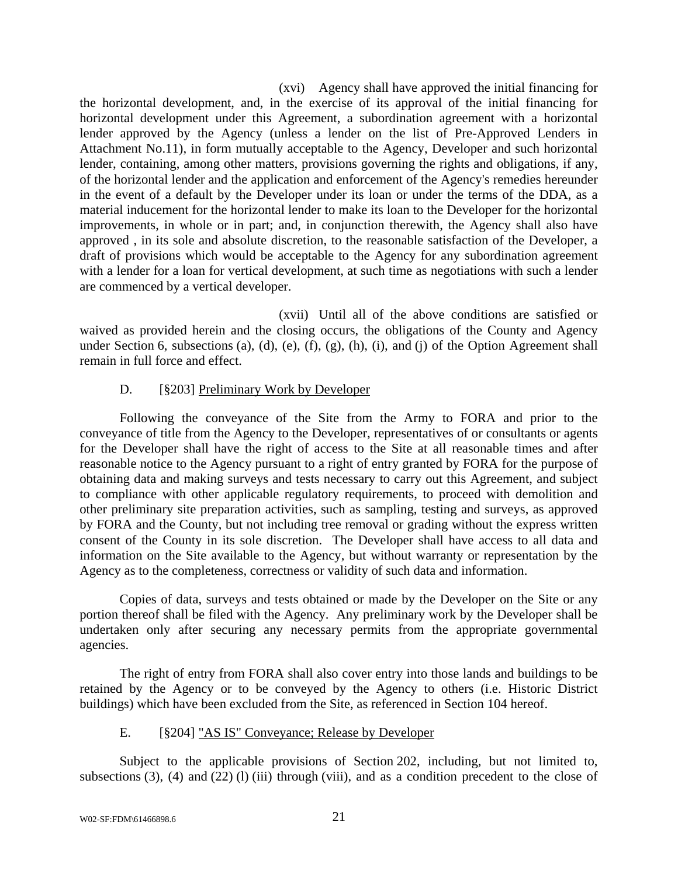(xvi) Agency shall have approved the initial financing for the horizontal development, and, in the exercise of its approval of the initial financing for horizontal development under this Agreement, a subordination agreement with a horizontal lender approved by the Agency (unless a lender on the list of Pre-Approved Lenders in Attachment No.11), in form mutually acceptable to the Agency, Developer and such horizontal lender, containing, among other matters, provisions governing the rights and obligations, if any, of the horizontal lender and the application and enforcement of the Agency's remedies hereunder in the event of a default by the Developer under its loan or under the terms of the DDA, as a material inducement for the horizontal lender to make its loan to the Developer for the horizontal improvements, in whole or in part; and, in conjunction therewith, the Agency shall also have approved , in its sole and absolute discretion, to the reasonable satisfaction of the Developer, a draft of provisions which would be acceptable to the Agency for any subordination agreement with a lender for a loan for vertical development, at such time as negotiations with such a lender are commenced by a vertical developer.

(xvii) Until all of the above conditions are satisfied or waived as provided herein and the closing occurs, the obligations of the County and Agency under Section 6, subsections (a), (d), (e), (f), (g), (h), (i), and (j) of the Option Agreement shall remain in full force and effect.

D. [§203] Preliminary Work by Developer

Following the conveyance of the Site from the Army to FORA and prior to the conveyance of title from the Agency to the Developer, representatives of or consultants or agents for the Developer shall have the right of access to the Site at all reasonable times and after reasonable notice to the Agency pursuant to a right of entry granted by FORA for the purpose of obtaining data and making surveys and tests necessary to carry out this Agreement, and subject to compliance with other applicable regulatory requirements, to proceed with demolition and other preliminary site preparation activities, such as sampling, testing and surveys, as approved by FORA and the County, but not including tree removal or grading without the express written consent of the County in its sole discretion. The Developer shall have access to all data and information on the Site available to the Agency, but without warranty or representation by the Agency as to the completeness, correctness or validity of such data and information.

Copies of data, surveys and tests obtained or made by the Developer on the Site or any portion thereof shall be filed with the Agency. Any preliminary work by the Developer shall be undertaken only after securing any necessary permits from the appropriate governmental agencies.

The right of entry from FORA shall also cover entry into those lands and buildings to be retained by the Agency or to be conveyed by the Agency to others (i.e. Historic District buildings) which have been excluded from the Site, as referenced in Section 104 hereof.

E. [§204] "AS IS" Conveyance; Release by Developer

Subject to the applicable provisions of Section 202, including, but not limited to, subsections (3), (4) and (22) (l) (iii) through (viii), and as a condition precedent to the close of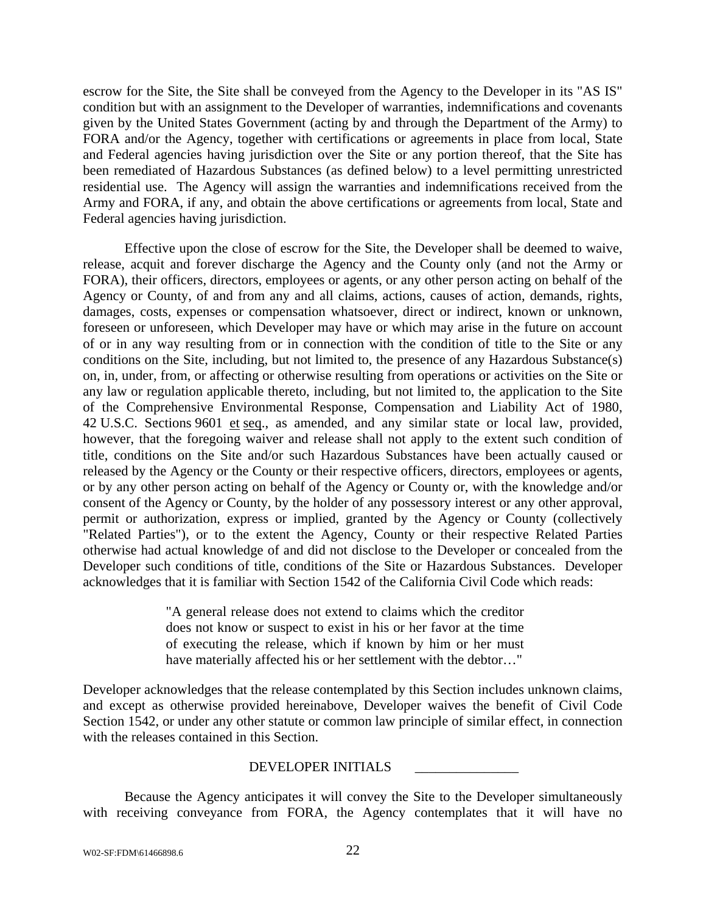escrow for the Site, the Site shall be conveyed from the Agency to the Developer in its "AS IS" condition but with an assignment to the Developer of warranties, indemnifications and covenants given by the United States Government (acting by and through the Department of the Army) to FORA and/or the Agency, together with certifications or agreements in place from local, State and Federal agencies having jurisdiction over the Site or any portion thereof, that the Site has been remediated of Hazardous Substances (as defined below) to a level permitting unrestricted residential use. The Agency will assign the warranties and indemnifications received from the Army and FORA, if any, and obtain the above certifications or agreements from local, State and Federal agencies having jurisdiction.

Effective upon the close of escrow for the Site, the Developer shall be deemed to waive, release, acquit and forever discharge the Agency and the County only (and not the Army or FORA), their officers, directors, employees or agents, or any other person acting on behalf of the Agency or County, of and from any and all claims, actions, causes of action, demands, rights, damages, costs, expenses or compensation whatsoever, direct or indirect, known or unknown, foreseen or unforeseen, which Developer may have or which may arise in the future on account of or in any way resulting from or in connection with the condition of title to the Site or any conditions on the Site, including, but not limited to, the presence of any Hazardous Substance(s) on, in, under, from, or affecting or otherwise resulting from operations or activities on the Site or any law or regulation applicable thereto, including, but not limited to, the application to the Site of the Comprehensive Environmental Response, Compensation and Liability Act of 1980, 42 U.S.C. Sections 9601 et seq., as amended, and any similar state or local law, provided, however, that the foregoing waiver and release shall not apply to the extent such condition of title, conditions on the Site and/or such Hazardous Substances have been actually caused or released by the Agency or the County or their respective officers, directors, employees or agents, or by any other person acting on behalf of the Agency or County or, with the knowledge and/or consent of the Agency or County, by the holder of any possessory interest or any other approval, permit or authorization, express or implied, granted by the Agency or County (collectively "Related Parties"), or to the extent the Agency, County or their respective Related Parties otherwise had actual knowledge of and did not disclose to the Developer or concealed from the Developer such conditions of title, conditions of the Site or Hazardous Substances. Developer acknowledges that it is familiar with Section 1542 of the California Civil Code which reads:

> "A general release does not extend to claims which the creditor does not know or suspect to exist in his or her favor at the time of executing the release, which if known by him or her must have materially affected his or her settlement with the debtor…"

Developer acknowledges that the release contemplated by this Section includes unknown claims, and except as otherwise provided hereinabove, Developer waives the benefit of Civil Code Section 1542, or under any other statute or common law principle of similar effect, in connection with the releases contained in this Section.

DEVELOPER INITIALS _______________

Because the Agency anticipates it will convey the Site to the Developer simultaneously with receiving conveyance from FORA, the Agency contemplates that it will have no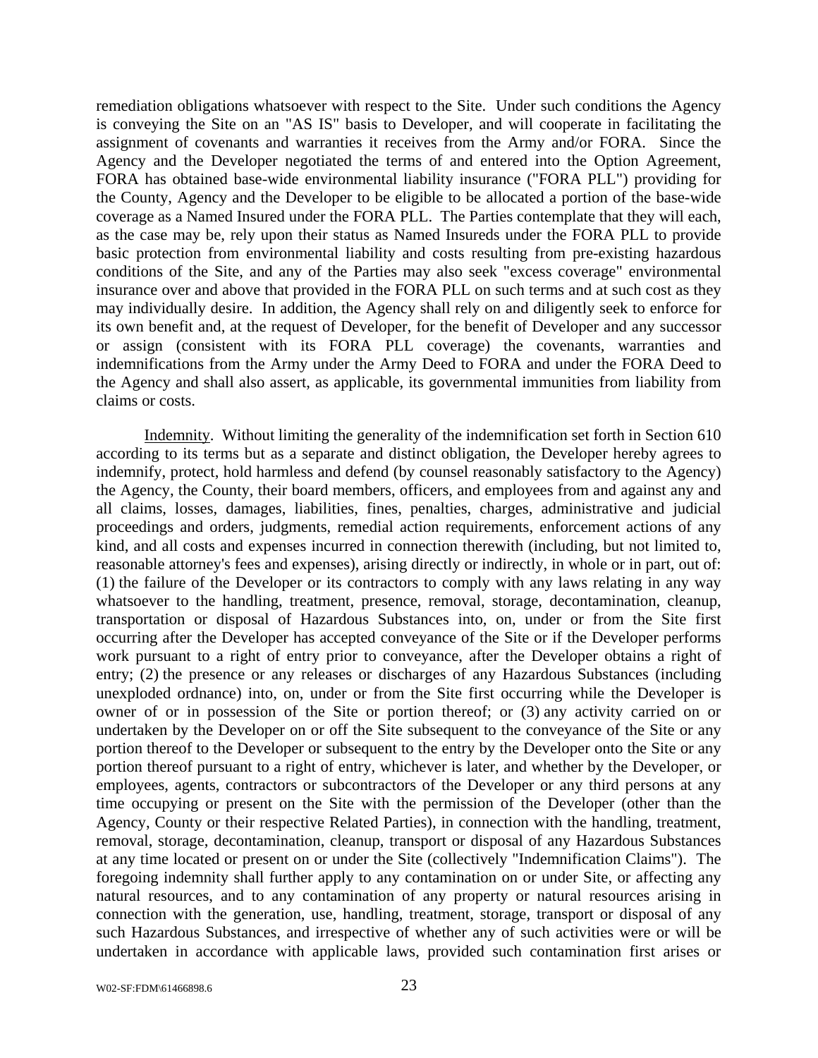remediation obligations whatsoever with respect to the Site. Under such conditions the Agency is conveying the Site on an "AS IS" basis to Developer, and will cooperate in facilitating the assignment of covenants and warranties it receives from the Army and/or FORA. Since the Agency and the Developer negotiated the terms of and entered into the Option Agreement, FORA has obtained base-wide environmental liability insurance ("FORA PLL") providing for the County, Agency and the Developer to be eligible to be allocated a portion of the base-wide coverage as a Named Insured under the FORA PLL. The Parties contemplate that they will each, as the case may be, rely upon their status as Named Insureds under the FORA PLL to provide basic protection from environmental liability and costs resulting from pre-existing hazardous conditions of the Site, and any of the Parties may also seek "excess coverage" environmental insurance over and above that provided in the FORA PLL on such terms and at such cost as they may individually desire. In addition, the Agency shall rely on and diligently seek to enforce for its own benefit and, at the request of Developer, for the benefit of Developer and any successor or assign (consistent with its FORA PLL coverage) the covenants, warranties and indemnifications from the Army under the Army Deed to FORA and under the FORA Deed to the Agency and shall also assert, as applicable, its governmental immunities from liability from claims or costs.

Indemnity. Without limiting the generality of the indemnification set forth in Section 610 according to its terms but as a separate and distinct obligation, the Developer hereby agrees to indemnify, protect, hold harmless and defend (by counsel reasonably satisfactory to the Agency) the Agency, the County, their board members, officers, and employees from and against any and all claims, losses, damages, liabilities, fines, penalties, charges, administrative and judicial proceedings and orders, judgments, remedial action requirements, enforcement actions of any kind, and all costs and expenses incurred in connection therewith (including, but not limited to, reasonable attorney's fees and expenses), arising directly or indirectly, in whole or in part, out of: (1) the failure of the Developer or its contractors to comply with any laws relating in any way whatsoever to the handling, treatment, presence, removal, storage, decontamination, cleanup, transportation or disposal of Hazardous Substances into, on, under or from the Site first occurring after the Developer has accepted conveyance of the Site or if the Developer performs work pursuant to a right of entry prior to conveyance, after the Developer obtains a right of entry; (2) the presence or any releases or discharges of any Hazardous Substances (including unexploded ordnance) into, on, under or from the Site first occurring while the Developer is owner of or in possession of the Site or portion thereof; or (3) any activity carried on or undertaken by the Developer on or off the Site subsequent to the conveyance of the Site or any portion thereof to the Developer or subsequent to the entry by the Developer onto the Site or any portion thereof pursuant to a right of entry, whichever is later, and whether by the Developer, or employees, agents, contractors or subcontractors of the Developer or any third persons at any time occupying or present on the Site with the permission of the Developer (other than the Agency, County or their respective Related Parties), in connection with the handling, treatment, removal, storage, decontamination, cleanup, transport or disposal of any Hazardous Substances at any time located or present on or under the Site (collectively "Indemnification Claims"). The foregoing indemnity shall further apply to any contamination on or under Site, or affecting any natural resources, and to any contamination of any property or natural resources arising in connection with the generation, use, handling, treatment, storage, transport or disposal of any such Hazardous Substances, and irrespective of whether any of such activities were or will be undertaken in accordance with applicable laws, provided such contamination first arises or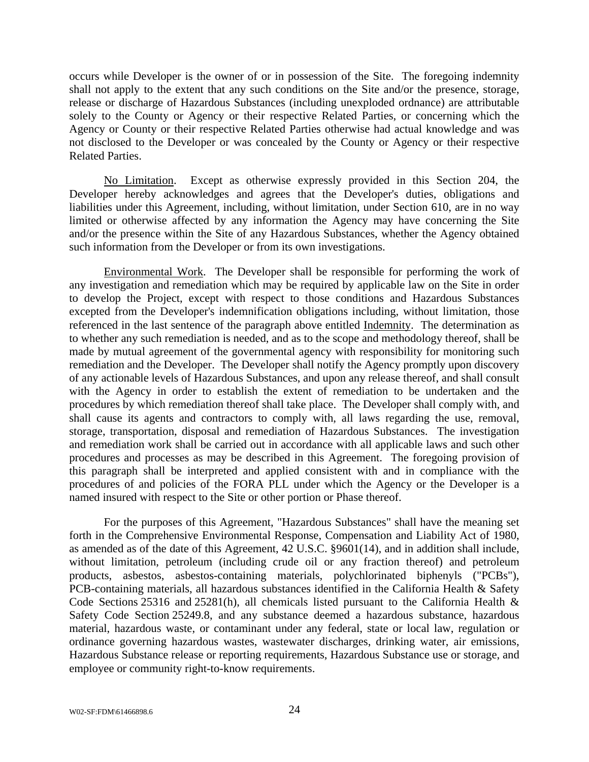occurs while Developer is the owner of or in possession of the Site. The foregoing indemnity shall not apply to the extent that any such conditions on the Site and/or the presence, storage, release or discharge of Hazardous Substances (including unexploded ordnance) are attributable solely to the County or Agency or their respective Related Parties, or concerning which the Agency or County or their respective Related Parties otherwise had actual knowledge and was not disclosed to the Developer or was concealed by the County or Agency or their respective Related Parties.

No Limitation. Except as otherwise expressly provided in this Section 204, the Developer hereby acknowledges and agrees that the Developer's duties, obligations and liabilities under this Agreement, including, without limitation, under Section 610, are in no way limited or otherwise affected by any information the Agency may have concerning the Site and/or the presence within the Site of any Hazardous Substances, whether the Agency obtained such information from the Developer or from its own investigations.

Environmental Work. The Developer shall be responsible for performing the work of any investigation and remediation which may be required by applicable law on the Site in order to develop the Project, except with respect to those conditions and Hazardous Substances excepted from the Developer's indemnification obligations including, without limitation, those referenced in the last sentence of the paragraph above entitled Indemnity. The determination as to whether any such remediation is needed, and as to the scope and methodology thereof, shall be made by mutual agreement of the governmental agency with responsibility for monitoring such remediation and the Developer. The Developer shall notify the Agency promptly upon discovery of any actionable levels of Hazardous Substances, and upon any release thereof, and shall consult with the Agency in order to establish the extent of remediation to be undertaken and the procedures by which remediation thereof shall take place. The Developer shall comply with, and shall cause its agents and contractors to comply with, all laws regarding the use, removal, storage, transportation, disposal and remediation of Hazardous Substances. The investigation and remediation work shall be carried out in accordance with all applicable laws and such other procedures and processes as may be described in this Agreement. The foregoing provision of this paragraph shall be interpreted and applied consistent with and in compliance with the procedures of and policies of the FORA PLL under which the Agency or the Developer is a named insured with respect to the Site or other portion or Phase thereof.

For the purposes of this Agreement, "Hazardous Substances" shall have the meaning set forth in the Comprehensive Environmental Response, Compensation and Liability Act of 1980, as amended as of the date of this Agreement, 42 U.S.C. §9601(14), and in addition shall include, without limitation, petroleum (including crude oil or any fraction thereof) and petroleum products, asbestos, asbestos-containing materials, polychlorinated biphenyls ("PCBs"), PCB-containing materials, all hazardous substances identified in the California Health & Safety Code Sections 25316 and 25281(h), all chemicals listed pursuant to the California Health & Safety Code Section 25249.8, and any substance deemed a hazardous substance, hazardous material, hazardous waste, or contaminant under any federal, state or local law, regulation or ordinance governing hazardous wastes, wastewater discharges, drinking water, air emissions, Hazardous Substance release or reporting requirements, Hazardous Substance use or storage, and employee or community right-to-know requirements.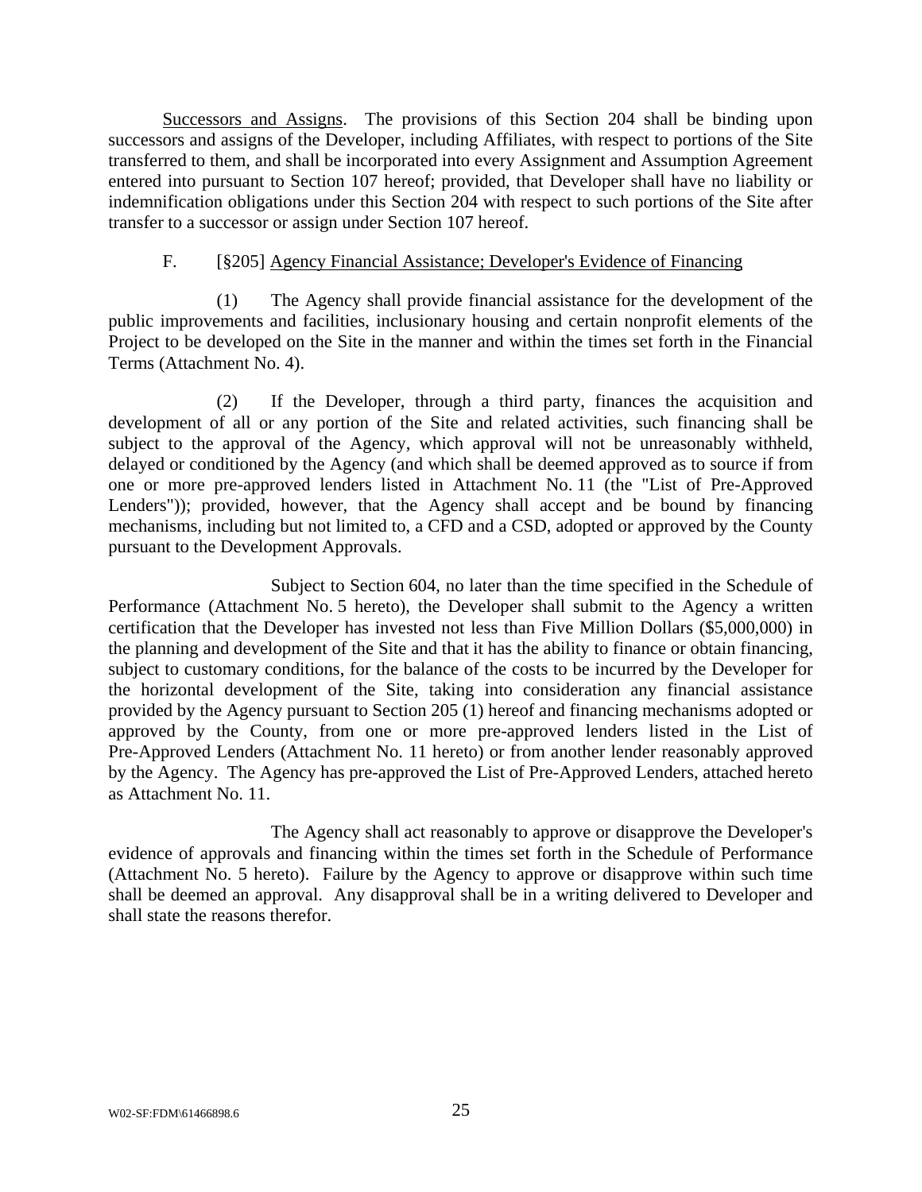Successors and Assigns. The provisions of this Section 204 shall be binding upon successors and assigns of the Developer, including Affiliates, with respect to portions of the Site transferred to them, and shall be incorporated into every Assignment and Assumption Agreement entered into pursuant to Section 107 hereof; provided, that Developer shall have no liability or indemnification obligations under this Section 204 with respect to such portions of the Site after transfer to a successor or assign under Section 107 hereof.

F. [§205] Agency Financial Assistance; Developer's Evidence of Financing

(1) The Agency shall provide financial assistance for the development of the public improvements and facilities, inclusionary housing and certain nonprofit elements of the Project to be developed on the Site in the manner and within the times set forth in the Financial Terms (Attachment No. 4).

(2) If the Developer, through a third party, finances the acquisition and development of all or any portion of the Site and related activities, such financing shall be subject to the approval of the Agency, which approval will not be unreasonably withheld, delayed or conditioned by the Agency (and which shall be deemed approved as to source if from one or more pre-approved lenders listed in Attachment No. 11 (the "List of Pre-Approved Lenders")); provided, however, that the Agency shall accept and be bound by financing mechanisms, including but not limited to, a CFD and a CSD, adopted or approved by the County pursuant to the Development Approvals.

Subject to Section 604, no later than the time specified in the Schedule of Performance (Attachment No. 5 hereto), the Developer shall submit to the Agency a written certification that the Developer has invested not less than Five Million Dollars ($5,000,000) in the planning and development of the Site and that it has the ability to finance or obtain financing, subject to customary conditions, for the balance of the costs to be incurred by the Developer for the horizontal development of the Site, taking into consideration any financial assistance provided by the Agency pursuant to Section 205 (1) hereof and financing mechanisms adopted or approved by the County, from one or more pre-approved lenders listed in the List of Pre-Approved Lenders (Attachment No. 11 hereto) or from another lender reasonably approved by the Agency. The Agency has pre-approved the List of Pre-Approved Lenders, attached hereto as Attachment No. 11.

The Agency shall act reasonably to approve or disapprove the Developer's evidence of approvals and financing within the times set forth in the Schedule of Performance (Attachment No. 5 hereto). Failure by the Agency to approve or disapprove within such time shall be deemed an approval. Any disapproval shall be in a writing delivered to Developer and shall state the reasons therefor.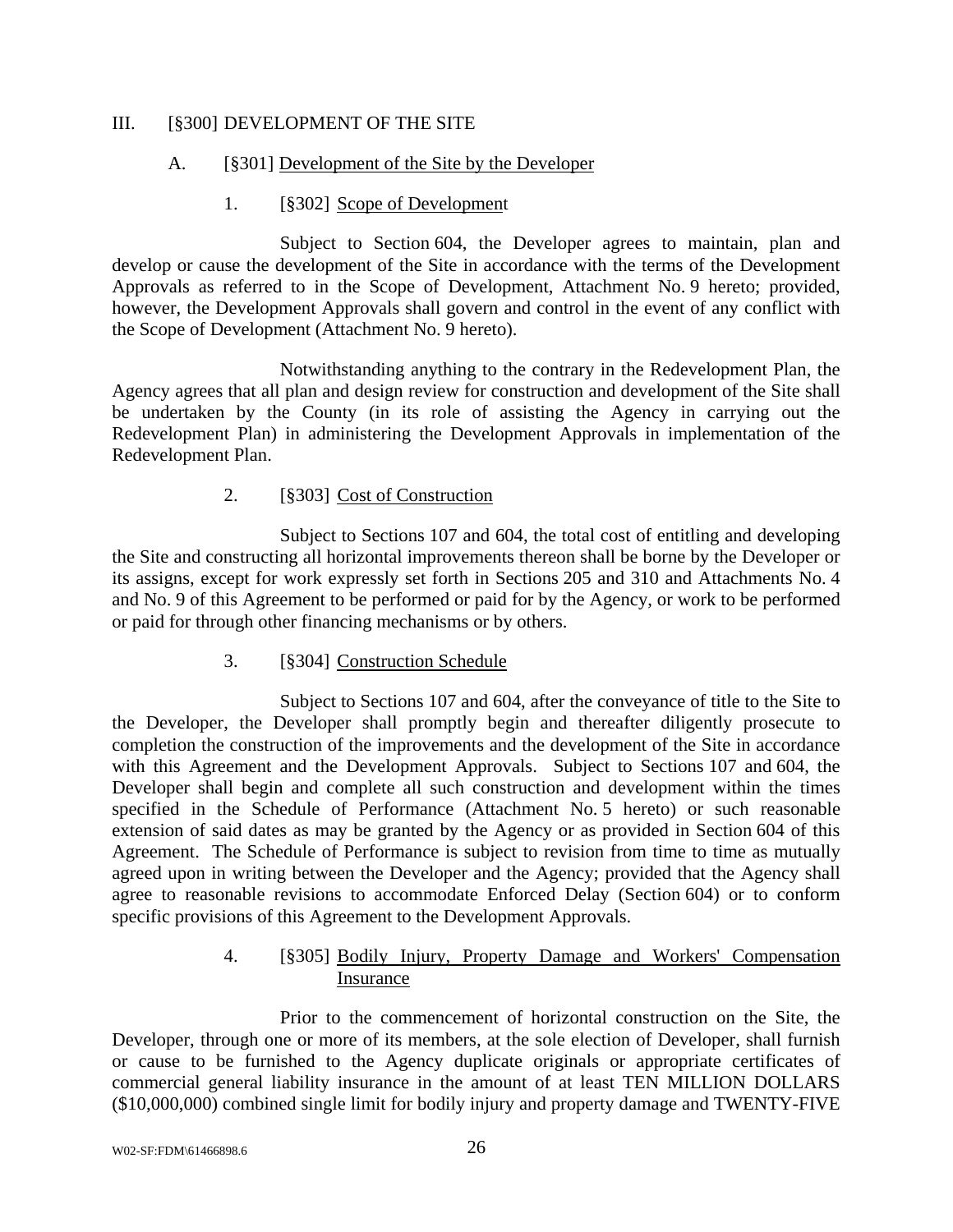III. [§300] DEVELOPMENT OF THE SITE

A. [§301] Development of the Site by the Developer

1. [§302] Scope of Development

Subject to Section 604, the Developer agrees to maintain, plan and develop or cause the development of the Site in accordance with the terms of the Development Approvals as referred to in the Scope of Development, Attachment No. 9 hereto; provided, however, the Development Approvals shall govern and control in the event of any conflict with the Scope of Development (Attachment No. 9 hereto).

Notwithstanding anything to the contrary in the Redevelopment Plan, the Agency agrees that all plan and design review for construction and development of the Site shall be undertaken by the County (in its role of assisting the Agency in carrying out the Redevelopment Plan) in administering the Development Approvals in implementation of the Redevelopment Plan.

2. [§303] Cost of Construction

Subject to Sections 107 and 604, the total cost of entitling and developing the Site and constructing all horizontal improvements thereon shall be borne by the Developer or its assigns, except for work expressly set forth in Sections 205 and 310 and Attachments No. 4 and No. 9 of this Agreement to be performed or paid for by the Agency, or work to be performed or paid for through other financing mechanisms or by others.

3. [§304] Construction Schedule

Subject to Sections 107 and 604, after the conveyance of title to the Site to the Developer, the Developer shall promptly begin and thereafter diligently prosecute to completion the construction of the improvements and the development of the Site in accordance with this Agreement and the Development Approvals. Subject to Sections 107 and 604, the Developer shall begin and complete all such construction and development within the times specified in the Schedule of Performance (Attachment No. 5 hereto) or such reasonable extension of said dates as may be granted by the Agency or as provided in Section 604 of this Agreement. The Schedule of Performance is subject to revision from time to time as mutually agreed upon in writing between the Developer and the Agency; provided that the Agency shall agree to reasonable revisions to accommodate Enforced Delay (Section 604) or to conform specific provisions of this Agreement to the Development Approvals.

4. [§305] Bodily Injury, Property Damage and Workers' Compensation Insurance

Prior to the commencement of horizontal construction on the Site, the Developer, through one or more of its members, at the sole election of Developer, shall furnish or cause to be furnished to the Agency duplicate originals or appropriate certificates of commercial general liability insurance in the amount of at least TEN MILLION DOLLARS ($10,000,000) combined single limit for bodily injury and property damage and TWENTY-FIVE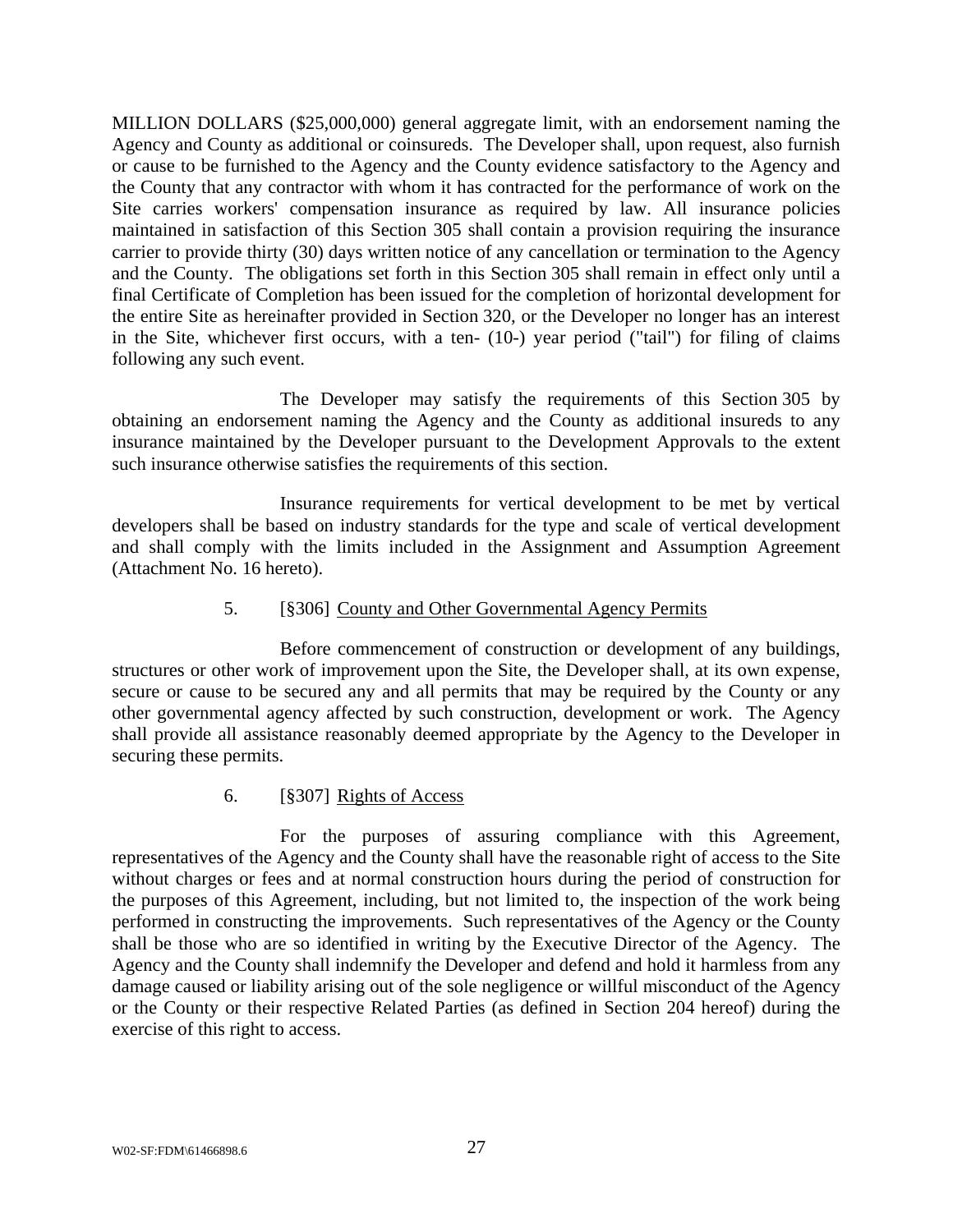MILLION DOLLARS ($25,000,000) general aggregate limit, with an endorsement naming the Agency and County as additional or coinsureds. The Developer shall, upon request, also furnish or cause to be furnished to the Agency and the County evidence satisfactory to the Agency and the County that any contractor with whom it has contracted for the performance of work on the Site carries workers' compensation insurance as required by law. All insurance policies maintained in satisfaction of this Section 305 shall contain a provision requiring the insurance carrier to provide thirty (30) days written notice of any cancellation or termination to the Agency and the County. The obligations set forth in this Section 305 shall remain in effect only until a final Certificate of Completion has been issued for the completion of horizontal development for the entire Site as hereinafter provided in Section 320, or the Developer no longer has an interest in the Site, whichever first occurs, with a ten- (10-) year period ("tail") for filing of claims following any such event.

The Developer may satisfy the requirements of this Section 305 by obtaining an endorsement naming the Agency and the County as additional insureds to any insurance maintained by the Developer pursuant to the Development Approvals to the extent such insurance otherwise satisfies the requirements of this section.

Insurance requirements for vertical development to be met by vertical developers shall be based on industry standards for the type and scale of vertical development and shall comply with the limits included in the Assignment and Assumption Agreement (Attachment No. 16 hereto).

5. [§306] <u>County and Other Governmental Agency Permits</u>

Before commencement of construction or development of any buildings, structures or other work of improvement upon the Site, the Developer shall, at its own expense, secure or cause to be secured any and all permits that may be required by the County or any other governmental agency affected by such construction, development or work. The Agency shall provide all assistance reasonably deemed appropriate by the Agency to the Developer in securing these permits.

6. [§307] <u>Rights of Access</u>

For the purposes of assuring compliance with this Agreement, representatives of the Agency and the County shall have the reasonable right of access to the Site without charges or fees and at normal construction hours during the period of construction for the purposes of this Agreement, including, but not limited to, the inspection of the work being performed in constructing the improvements. Such representatives of the Agency or the County shall be those who are so identified in writing by the Executive Director of the Agency. The Agency and the County shall indemnify the Developer and defend and hold it harmless from any damage caused or liability arising out of the sole negligence or willful misconduct of the Agency or the County or their respective Related Parties (as defined in Section 204 hereof) during the exercise of this right to access.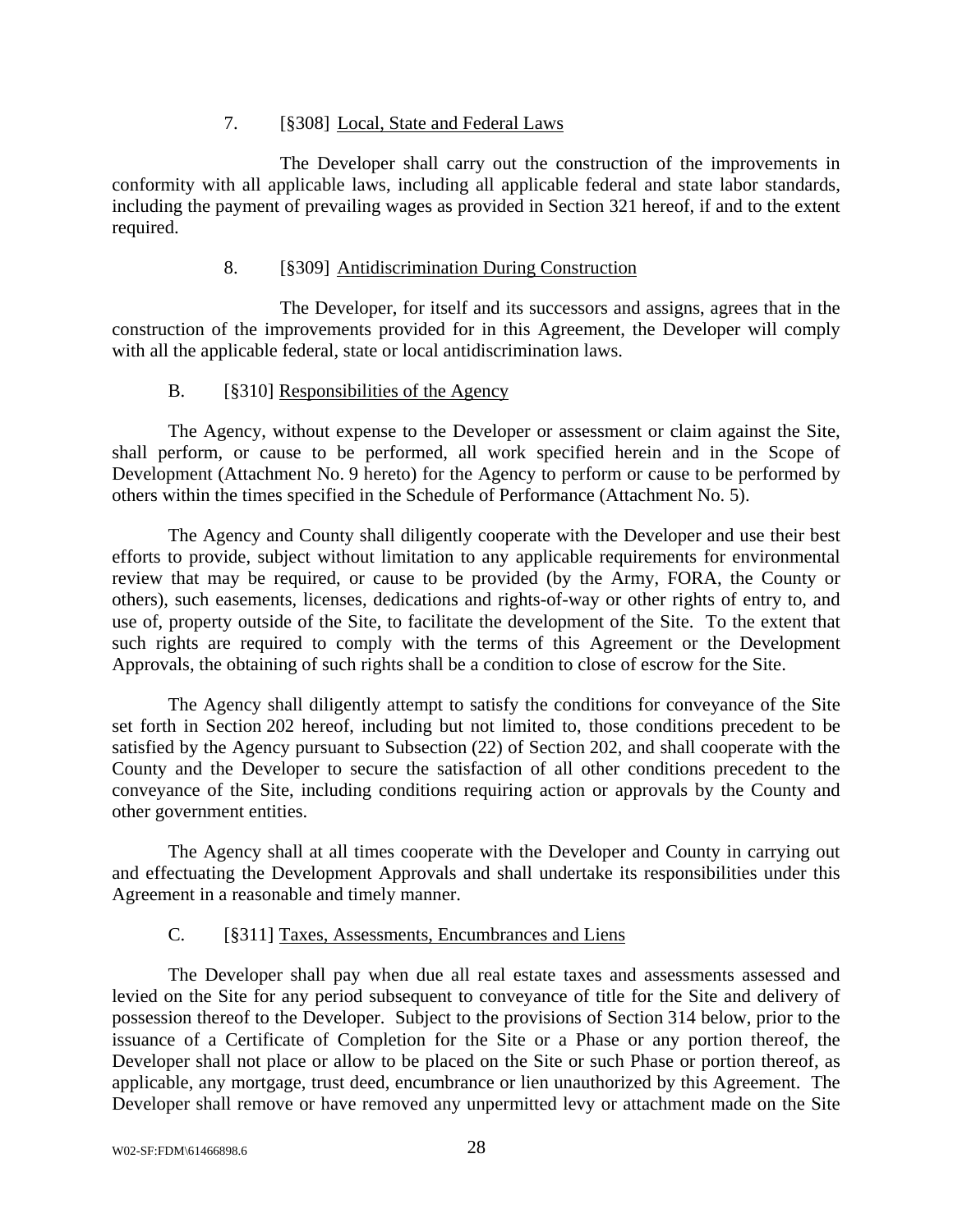7. [§308] Local, State and Federal Laws

The Developer shall carry out the construction of the improvements in conformity with all applicable laws, including all applicable federal and state labor standards, including the payment of prevailing wages as provided in Section 321 hereof, if and to the extent required.

8. [§309] Antidiscrimination During Construction

The Developer, for itself and its successors and assigns, agrees that in the construction of the improvements provided for in this Agreement, the Developer will comply with all the applicable federal, state or local antidiscrimination laws.

B. [§310] Responsibilities of the Agency

The Agency, without expense to the Developer or assessment or claim against the Site, shall perform, or cause to be performed, all work specified herein and in the Scope of Development (Attachment No. 9 hereto) for the Agency to perform or cause to be performed by others within the times specified in the Schedule of Performance (Attachment No. 5).

The Agency and County shall diligently cooperate with the Developer and use their best efforts to provide, subject without limitation to any applicable requirements for environmental review that may be required, or cause to be provided (by the Army, FORA, the County or others), such easements, licenses, dedications and rights-of-way or other rights of entry to, and use of, property outside of the Site, to facilitate the development of the Site. To the extent that such rights are required to comply with the terms of this Agreement or the Development Approvals, the obtaining of such rights shall be a condition to close of escrow for the Site.

The Agency shall diligently attempt to satisfy the conditions for conveyance of the Site set forth in Section 202 hereof, including but not limited to, those conditions precedent to be satisfied by the Agency pursuant to Subsection (22) of Section 202, and shall cooperate with the County and the Developer to secure the satisfaction of all other conditions precedent to the conveyance of the Site, including conditions requiring action or approvals by the County and other government entities.

The Agency shall at all times cooperate with the Developer and County in carrying out and effectuating the Development Approvals and shall undertake its responsibilities under this Agreement in a reasonable and timely manner.

C. [§311] Taxes, Assessments, Encumbrances and Liens

The Developer shall pay when due all real estate taxes and assessments assessed and levied on the Site for any period subsequent to conveyance of title for the Site and delivery of possession thereof to the Developer. Subject to the provisions of Section 314 below, prior to the issuance of a Certificate of Completion for the Site or a Phase or any portion thereof, the Developer shall not place or allow to be placed on the Site or such Phase or portion thereof, as applicable, any mortgage, trust deed, encumbrance or lien unauthorized by this Agreement. The Developer shall remove or have removed any unpermitted levy or attachment made on the Site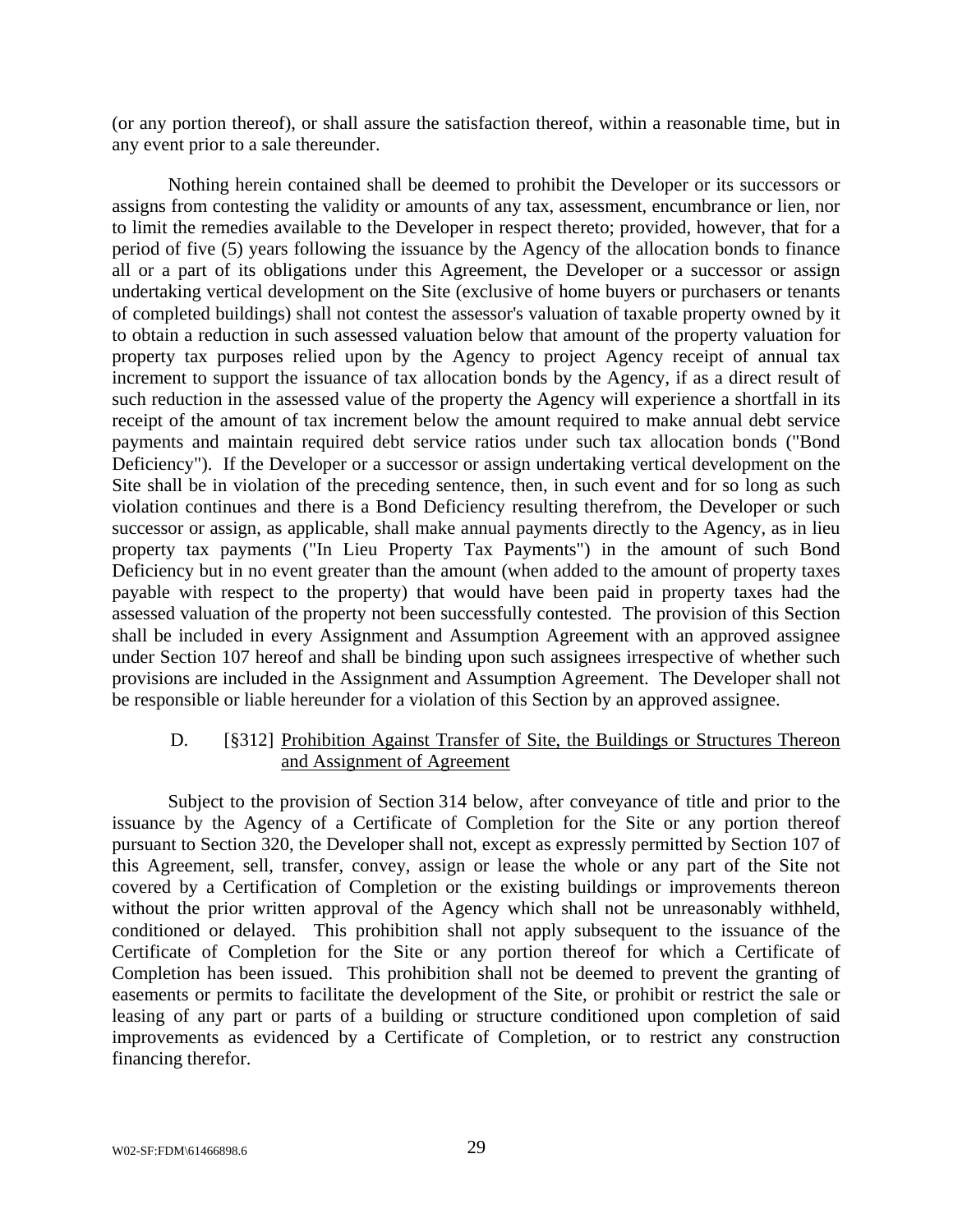(or any portion thereof), or shall assure the satisfaction thereof, within a reasonable time, but in any event prior to a sale thereunder.

Nothing herein contained shall be deemed to prohibit the Developer or its successors or assigns from contesting the validity or amounts of any tax, assessment, encumbrance or lien, nor to limit the remedies available to the Developer in respect thereto; provided, however, that for a period of five (5) years following the issuance by the Agency of the allocation bonds to finance all or a part of its obligations under this Agreement, the Developer or a successor or assign undertaking vertical development on the Site (exclusive of home buyers or purchasers or tenants of completed buildings) shall not contest the assessor's valuation of taxable property owned by it to obtain a reduction in such assessed valuation below that amount of the property valuation for property tax purposes relied upon by the Agency to project Agency receipt of annual tax increment to support the issuance of tax allocation bonds by the Agency, if as a direct result of such reduction in the assessed value of the property the Agency will experience a shortfall in its receipt of the amount of tax increment below the amount required to make annual debt service payments and maintain required debt service ratios under such tax allocation bonds ("Bond Deficiency"). If the Developer or a successor or assign undertaking vertical development on the Site shall be in violation of the preceding sentence, then, in such event and for so long as such violation continues and there is a Bond Deficiency resulting therefrom, the Developer or such successor or assign, as applicable, shall make annual payments directly to the Agency, as in lieu property tax payments ("In Lieu Property Tax Payments") in the amount of such Bond Deficiency but in no event greater than the amount (when added to the amount of property taxes payable with respect to the property) that would have been paid in property taxes had the assessed valuation of the property not been successfully contested. The provision of this Section shall be included in every Assignment and Assumption Agreement with an approved assignee under Section 107 hereof and shall be binding upon such assignees irrespective of whether such provisions are included in the Assignment and Assumption Agreement. The Developer shall not be responsible or liable hereunder for a violation of this Section by an approved assignee.

D. [§312] Prohibition Against Transfer of Site, the Buildings or Structures Thereon and Assignment of Agreement

Subject to the provision of Section 314 below, after conveyance of title and prior to the issuance by the Agency of a Certificate of Completion for the Site or any portion thereof pursuant to Section 320, the Developer shall not, except as expressly permitted by Section 107 of this Agreement, sell, transfer, convey, assign or lease the whole or any part of the Site not covered by a Certification of Completion or the existing buildings or improvements thereon without the prior written approval of the Agency which shall not be unreasonably withheld, conditioned or delayed. This prohibition shall not apply subsequent to the issuance of the Certificate of Completion for the Site or any portion thereof for which a Certificate of Completion has been issued. This prohibition shall not be deemed to prevent the granting of easements or permits to facilitate the development of the Site, or prohibit or restrict the sale or leasing of any part or parts of a building or structure conditioned upon completion of said improvements as evidenced by a Certificate of Completion, or to restrict any construction financing therefor.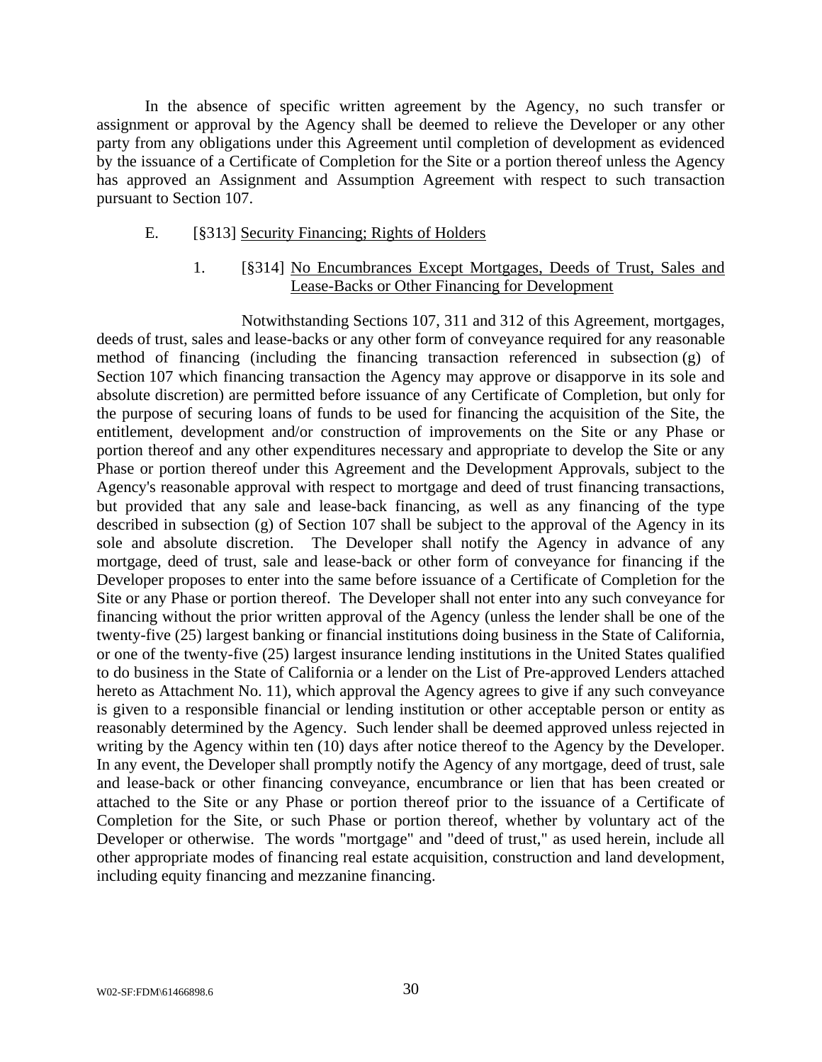In the absence of specific written agreement by the Agency, no such transfer or assignment or approval by the Agency shall be deemed to relieve the Developer or any other party from any obligations under this Agreement until completion of development as evidenced by the issuance of a Certificate of Completion for the Site or a portion thereof unless the Agency has approved an Assignment and Assumption Agreement with respect to such transaction pursuant to Section 107.

E. [§313] Security Financing; Rights of Holders

1. [§314] No Encumbrances Except Mortgages, Deeds of Trust, Sales and Lease-Backs or Other Financing for Development

Notwithstanding Sections 107, 311 and 312 of this Agreement, mortgages, deeds of trust, sales and lease-backs or any other form of conveyance required for any reasonable method of financing (including the financing transaction referenced in subsection (g) of Section 107 which financing transaction the Agency may approve or disapporve in its sole and absolute discretion) are permitted before issuance of any Certificate of Completion, but only for the purpose of securing loans of funds to be used for financing the acquisition of the Site, the entitlement, development and/or construction of improvements on the Site or any Phase or portion thereof and any other expenditures necessary and appropriate to develop the Site or any Phase or portion thereof under this Agreement and the Development Approvals, subject to the Agency's reasonable approval with respect to mortgage and deed of trust financing transactions, but provided that any sale and lease-back financing, as well as any financing of the type described in subsection (g) of Section 107 shall be subject to the approval of the Agency in its sole and absolute discretion. The Developer shall notify the Agency in advance of any mortgage, deed of trust, sale and lease-back or other form of conveyance for financing if the Developer proposes to enter into the same before issuance of a Certificate of Completion for the Site or any Phase or portion thereof. The Developer shall not enter into any such conveyance for financing without the prior written approval of the Agency (unless the lender shall be one of the twenty-five (25) largest banking or financial institutions doing business in the State of California, or one of the twenty-five (25) largest insurance lending institutions in the United States qualified to do business in the State of California or a lender on the List of Pre-approved Lenders attached hereto as Attachment No. 11), which approval the Agency agrees to give if any such conveyance is given to a responsible financial or lending institution or other acceptable person or entity as reasonably determined by the Agency. Such lender shall be deemed approved unless rejected in writing by the Agency within ten (10) days after notice thereof to the Agency by the Developer. In any event, the Developer shall promptly notify the Agency of any mortgage, deed of trust, sale and lease-back or other financing conveyance, encumbrance or lien that has been created or attached to the Site or any Phase or portion thereof prior to the issuance of a Certificate of Completion for the Site, or such Phase or portion thereof, whether by voluntary act of the Developer or otherwise. The words "mortgage" and "deed of trust," as used herein, include all other appropriate modes of financing real estate acquisition, construction and land development, including equity financing and mezzanine financing.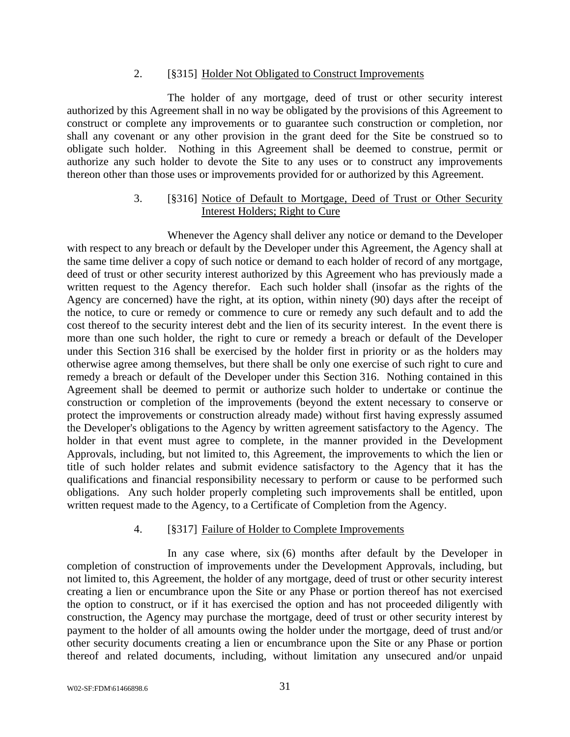2. [§315] Holder Not Obligated to Construct Improvements

The holder of any mortgage, deed of trust or other security interest authorized by this Agreement shall in no way be obligated by the provisions of this Agreement to construct or complete any improvements or to guarantee such construction or completion, nor shall any covenant or any other provision in the grant deed for the Site be construed so to obligate such holder. Nothing in this Agreement shall be deemed to construe, permit or authorize any such holder to devote the Site to any uses or to construct any improvements thereon other than those uses or improvements provided for or authorized by this Agreement.

3. [§316] Notice of Default to Mortgage, Deed of Trust or Other Security Interest Holders; Right to Cure

Whenever the Agency shall deliver any notice or demand to the Developer with respect to any breach or default by the Developer under this Agreement, the Agency shall at the same time deliver a copy of such notice or demand to each holder of record of any mortgage, deed of trust or other security interest authorized by this Agreement who has previously made a written request to the Agency therefor. Each such holder shall (insofar as the rights of the Agency are concerned) have the right, at its option, within ninety (90) days after the receipt of the notice, to cure or remedy or commence to cure or remedy any such default and to add the cost thereof to the security interest debt and the lien of its security interest. In the event there is more than one such holder, the right to cure or remedy a breach or default of the Developer under this Section 316 shall be exercised by the holder first in priority or as the holders may otherwise agree among themselves, but there shall be only one exercise of such right to cure and remedy a breach or default of the Developer under this Section 316. Nothing contained in this Agreement shall be deemed to permit or authorize such holder to undertake or continue the construction or completion of the improvements (beyond the extent necessary to conserve or protect the improvements or construction already made) without first having expressly assumed the Developer's obligations to the Agency by written agreement satisfactory to the Agency. The holder in that event must agree to complete, in the manner provided in the Development Approvals, including, but not limited to, this Agreement, the improvements to which the lien or title of such holder relates and submit evidence satisfactory to the Agency that it has the qualifications and financial responsibility necessary to perform or cause to be performed such obligations. Any such holder properly completing such improvements shall be entitled, upon written request made to the Agency, to a Certificate of Completion from the Agency.

4. [§317] Failure of Holder to Complete Improvements

In any case where, six (6) months after default by the Developer in completion of construction of improvements under the Development Approvals, including, but not limited to, this Agreement, the holder of any mortgage, deed of trust or other security interest creating a lien or encumbrance upon the Site or any Phase or portion thereof has not exercised the option to construct, or if it has exercised the option and has not proceeded diligently with construction, the Agency may purchase the mortgage, deed of trust or other security interest by payment to the holder of all amounts owing the holder under the mortgage, deed of trust and/or other security documents creating a lien or encumbrance upon the Site or any Phase or portion thereof and related documents, including, without limitation any unsecured and/or unpaid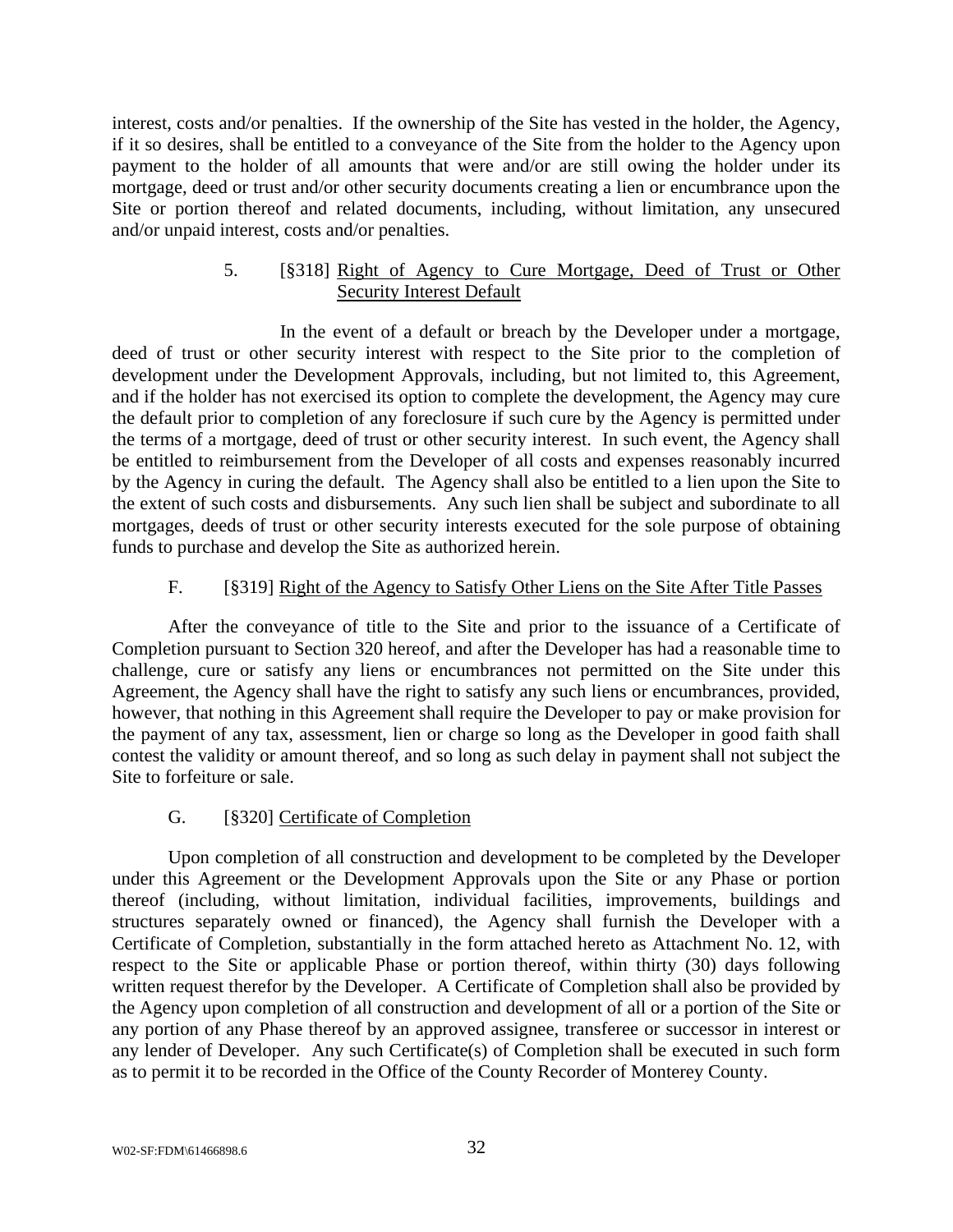interest, costs and/or penalties. If the ownership of the Site has vested in the holder, the Agency, if it so desires, shall be entitled to a conveyance of the Site from the holder to the Agency upon payment to the holder of all amounts that were and/or are still owing the holder under its mortgage, deed or trust and/or other security documents creating a lien or encumbrance upon the Site or portion thereof and related documents, including, without limitation, any unsecured and/or unpaid interest, costs and/or penalties.

5. [§318] Right of Agency to Cure Mortgage, Deed of Trust or Other Security Interest Default

In the event of a default or breach by the Developer under a mortgage, deed of trust or other security interest with respect to the Site prior to the completion of development under the Development Approvals, including, but not limited to, this Agreement, and if the holder has not exercised its option to complete the development, the Agency may cure the default prior to completion of any foreclosure if such cure by the Agency is permitted under the terms of a mortgage, deed of trust or other security interest. In such event, the Agency shall be entitled to reimbursement from the Developer of all costs and expenses reasonably incurred by the Agency in curing the default. The Agency shall also be entitled to a lien upon the Site to the extent of such costs and disbursements. Any such lien shall be subject and subordinate to all mortgages, deeds of trust or other security interests executed for the sole purpose of obtaining funds to purchase and develop the Site as authorized herein.

F. [§319] Right of the Agency to Satisfy Other Liens on the Site After Title Passes

After the conveyance of title to the Site and prior to the issuance of a Certificate of Completion pursuant to Section 320 hereof, and after the Developer has had a reasonable time to challenge, cure or satisfy any liens or encumbrances not permitted on the Site under this Agreement, the Agency shall have the right to satisfy any such liens or encumbrances, provided, however, that nothing in this Agreement shall require the Developer to pay or make provision for the payment of any tax, assessment, lien or charge so long as the Developer in good faith shall contest the validity or amount thereof, and so long as such delay in payment shall not subject the Site to forfeiture or sale.

G. [§320] Certificate of Completion

Upon completion of all construction and development to be completed by the Developer under this Agreement or the Development Approvals upon the Site or any Phase or portion thereof (including, without limitation, individual facilities, improvements, buildings and structures separately owned or financed), the Agency shall furnish the Developer with a Certificate of Completion, substantially in the form attached hereto as Attachment No. 12, with respect to the Site or applicable Phase or portion thereof, within thirty (30) days following written request therefor by the Developer. A Certificate of Completion shall also be provided by the Agency upon completion of all construction and development of all or a portion of the Site or any portion of any Phase thereof by an approved assignee, transferee or successor in interest or any lender of Developer. Any such Certificate(s) of Completion shall be executed in such form as to permit it to be recorded in the Office of the County Recorder of Monterey County.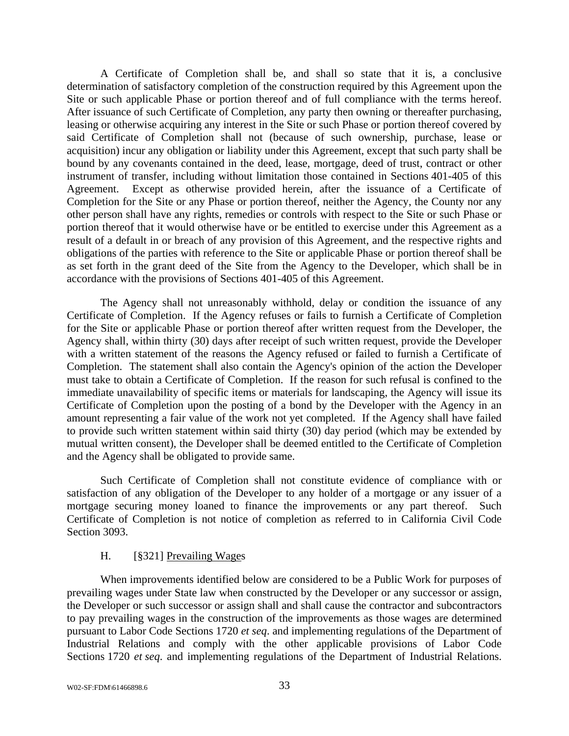A Certificate of Completion shall be, and shall so state that it is, a conclusive determination of satisfactory completion of the construction required by this Agreement upon the Site or such applicable Phase or portion thereof and of full compliance with the terms hereof. After issuance of such Certificate of Completion, any party then owning or thereafter purchasing, leasing or otherwise acquiring any interest in the Site or such Phase or portion thereof covered by said Certificate of Completion shall not (because of such ownership, purchase, lease or acquisition) incur any obligation or liability under this Agreement, except that such party shall be bound by any covenants contained in the deed, lease, mortgage, deed of trust, contract or other instrument of transfer, including without limitation those contained in Sections 401-405 of this Agreement. Except as otherwise provided herein, after the issuance of a Certificate of Completion for the Site or any Phase or portion thereof, neither the Agency, the County nor any other person shall have any rights, remedies or controls with respect to the Site or such Phase or portion thereof that it would otherwise have or be entitled to exercise under this Agreement as a result of a default in or breach of any provision of this Agreement, and the respective rights and obligations of the parties with reference to the Site or applicable Phase or portion thereof shall be as set forth in the grant deed of the Site from the Agency to the Developer, which shall be in accordance with the provisions of Sections 401-405 of this Agreement.

The Agency shall not unreasonably withhold, delay or condition the issuance of any Certificate of Completion. If the Agency refuses or fails to furnish a Certificate of Completion for the Site or applicable Phase or portion thereof after written request from the Developer, the Agency shall, within thirty (30) days after receipt of such written request, provide the Developer with a written statement of the reasons the Agency refused or failed to furnish a Certificate of Completion. The statement shall also contain the Agency's opinion of the action the Developer must take to obtain a Certificate of Completion. If the reason for such refusal is confined to the immediate unavailability of specific items or materials for landscaping, the Agency will issue its Certificate of Completion upon the posting of a bond by the Developer with the Agency in an amount representing a fair value of the work not yet completed. If the Agency shall have failed to provide such written statement within said thirty (30) day period (which may be extended by mutual written consent), the Developer shall be deemed entitled to the Certificate of Completion and the Agency shall be obligated to provide same.

Such Certificate of Completion shall not constitute evidence of compliance with or satisfaction of any obligation of the Developer to any holder of a mortgage or any issuer of a mortgage securing money loaned to finance the improvements or any part thereof. Such Certificate of Completion is not notice of completion as referred to in California Civil Code Section 3093.

H. [§321] Prevailing Wages

When improvements identified below are considered to be a Public Work for purposes of prevailing wages under State law when constructed by the Developer or any successor or assign, the Developer or such successor or assign shall and shall cause the contractor and subcontractors to pay prevailing wages in the construction of the improvements as those wages are determined pursuant to Labor Code Sections 1720 *et seq*. and implementing regulations of the Department of Industrial Relations and comply with the other applicable provisions of Labor Code Sections 1720 *et seq*. and implementing regulations of the Department of Industrial Relations.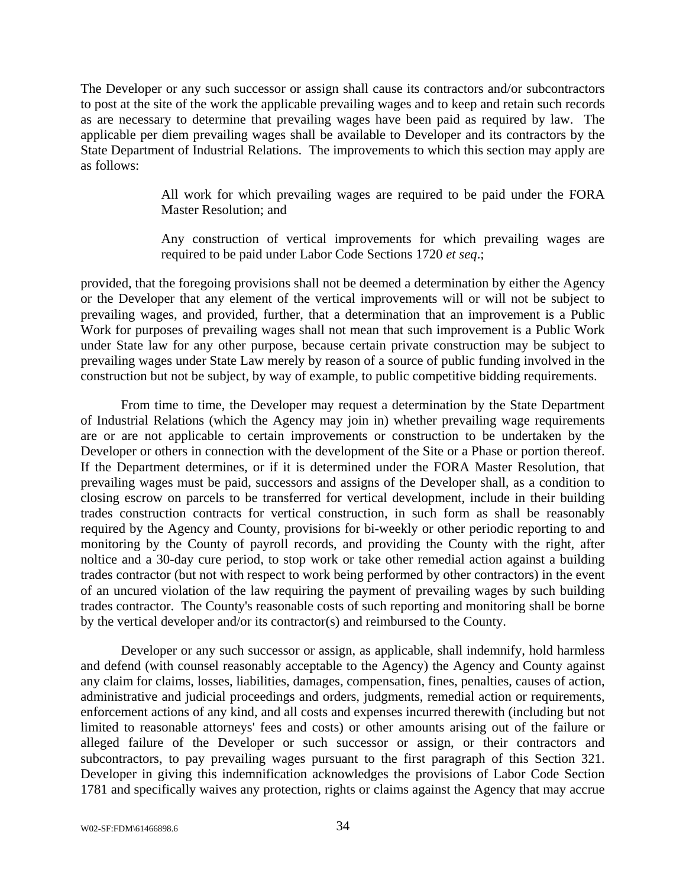The Developer or any such successor or assign shall cause its contractors and/or subcontractors to post at the site of the work the applicable prevailing wages and to keep and retain such records as are necessary to determine that prevailing wages have been paid as required by law. The applicable per diem prevailing wages shall be available to Developer and its contractors by the State Department of Industrial Relations. The improvements to which this section may apply are as follows:

> All work for which prevailing wages are required to be paid under the FORA Master Resolution; and
>
> Any construction of vertical improvements for which prevailing wages are required to be paid under Labor Code Sections 1720 *et seq*.;

provided, that the foregoing provisions shall not be deemed a determination by either the Agency or the Developer that any element of the vertical improvements will or will not be subject to prevailing wages, and provided, further, that a determination that an improvement is a Public Work for purposes of prevailing wages shall not mean that such improvement is a Public Work under State law for any other purpose, because certain private construction may be subject to prevailing wages under State Law merely by reason of a source of public funding involved in the construction but not be subject, by way of example, to public competitive bidding requirements.

From time to time, the Developer may request a determination by the State Department of Industrial Relations (which the Agency may join in) whether prevailing wage requirements are or are not applicable to certain improvements or construction to be undertaken by the Developer or others in connection with the development of the Site or a Phase or portion thereof. If the Department determines, or if it is determined under the FORA Master Resolution, that prevailing wages must be paid, successors and assigns of the Developer shall, as a condition to closing escrow on parcels to be transferred for vertical development, include in their building trades construction contracts for vertical construction, in such form as shall be reasonably required by the Agency and County, provisions for bi-weekly or other periodic reporting to and monitoring by the County of payroll records, and providing the County with the right, after noltice and a 30-day cure period, to stop work or take other remedial action against a building trades contractor (but not with respect to work being performed by other contractors) in the event of an uncured violation of the law requiring the payment of prevailing wages by such building trades contractor. The County's reasonable costs of such reporting and monitoring shall be borne by the vertical developer and/or its contractor(s) and reimbursed to the County.

Developer or any such successor or assign, as applicable, shall indemnify, hold harmless and defend (with counsel reasonably acceptable to the Agency) the Agency and County against any claim for claims, losses, liabilities, damages, compensation, fines, penalties, causes of action, administrative and judicial proceedings and orders, judgments, remedial action or requirements, enforcement actions of any kind, and all costs and expenses incurred therewith (including but not limited to reasonable attorneys' fees and costs) or other amounts arising out of the failure or alleged failure of the Developer or such successor or assign, or their contractors and subcontractors, to pay prevailing wages pursuant to the first paragraph of this Section 321. Developer in giving this indemnification acknowledges the provisions of Labor Code Section 1781 and specifically waives any protection, rights or claims against the Agency that may accrue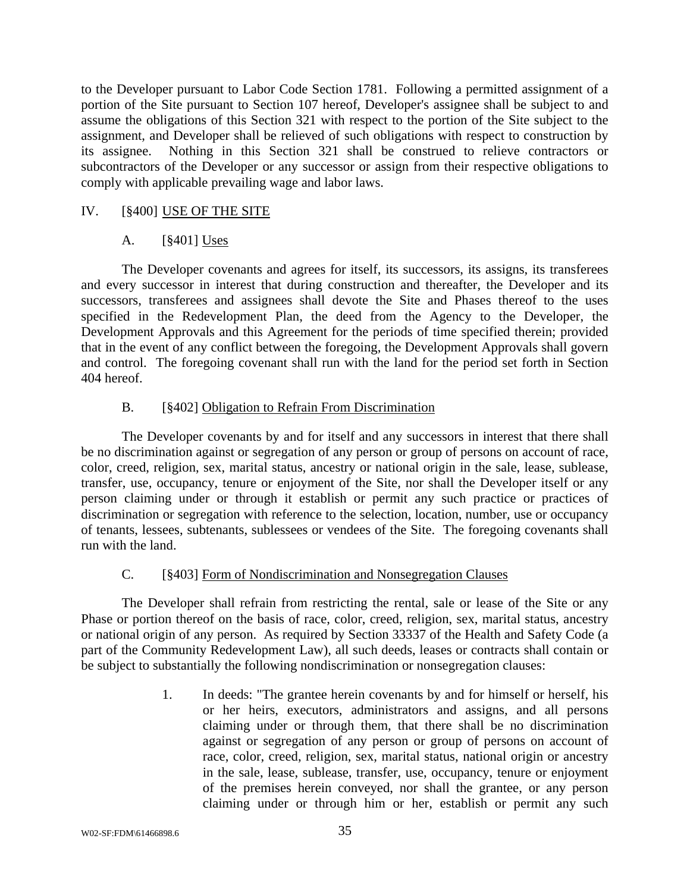to the Developer pursuant to Labor Code Section 1781. Following a permitted assignment of a portion of the Site pursuant to Section 107 hereof, Developer's assignee shall be subject to and assume the obligations of this Section 321 with respect to the portion of the Site subject to the assignment, and Developer shall be relieved of such obligations with respect to construction by its assignee. Nothing in this Section 321 shall be construed to relieve contractors or subcontractors of the Developer or any successor or assign from their respective obligations to comply with applicable prevailing wage and labor laws.

## IV. [§400] USE OF THE SITE

### A. [§401] Uses

The Developer covenants and agrees for itself, its successors, its assigns, its transferees and every successor in interest that during construction and thereafter, the Developer and its successors, transferees and assignees shall devote the Site and Phases thereof to the uses specified in the Redevelopment Plan, the deed from the Agency to the Developer, the Development Approvals and this Agreement for the periods of time specified therein; provided that in the event of any conflict between the foregoing, the Development Approvals shall govern and control. The foregoing covenant shall run with the land for the period set forth in Section 404 hereof.

### B. [§402] Obligation to Refrain From Discrimination

The Developer covenants by and for itself and any successors in interest that there shall be no discrimination against or segregation of any person or group of persons on account of race, color, creed, religion, sex, marital status, ancestry or national origin in the sale, lease, sublease, transfer, use, occupancy, tenure or enjoyment of the Site, nor shall the Developer itself or any person claiming under or through it establish or permit any such practice or practices of discrimination or segregation with reference to the selection, location, number, use or occupancy of tenants, lessees, subtenants, sublessees or vendees of the Site. The foregoing covenants shall run with the land.

### C. [§403] Form of Nondiscrimination and Nonsegregation Clauses

The Developer shall refrain from restricting the rental, sale or lease of the Site or any Phase or portion thereof on the basis of race, color, creed, religion, sex, marital status, ancestry or national origin of any person. As required by Section 33337 of the Health and Safety Code (a part of the Community Redevelopment Law), all such deeds, leases or contracts shall contain or be subject to substantially the following nondiscrimination or nonsegregation clauses:

1. In deeds: "The grantee herein covenants by and for himself or herself, his or her heirs, executors, administrators and assigns, and all persons claiming under or through them, that there shall be no discrimination against or segregation of any person or group of persons on account of race, color, creed, religion, sex, marital status, national origin or ancestry in the sale, lease, sublease, transfer, use, occupancy, tenure or enjoyment of the premises herein conveyed, nor shall the grantee, or any person claiming under or through him or her, establish or permit any such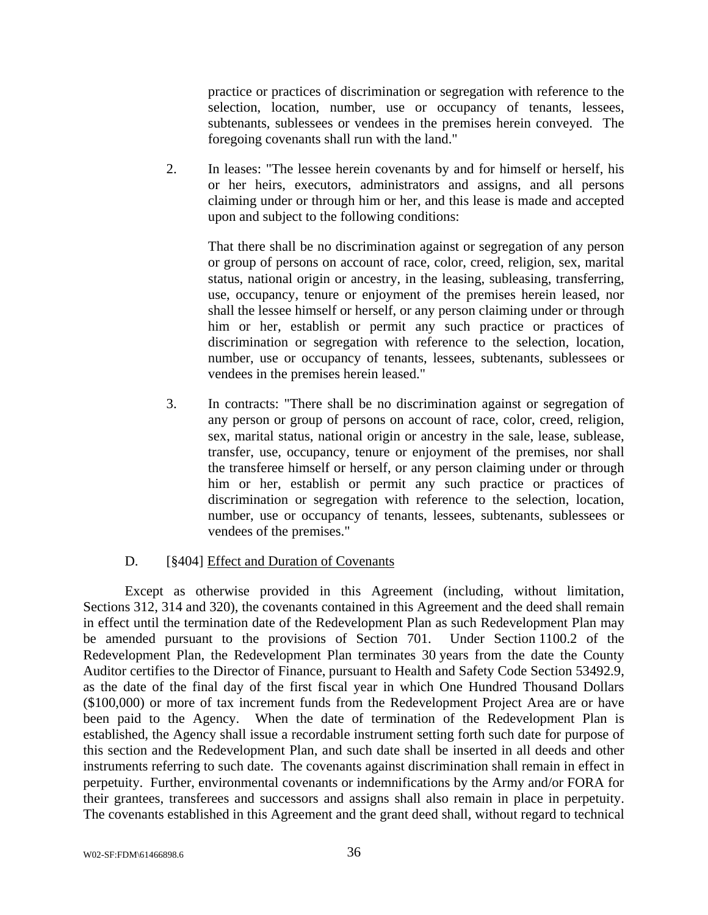practice or practices of discrimination or segregation with reference to the selection, location, number, use or occupancy of tenants, lessees, subtenants, sublessees or vendees in the premises herein conveyed. The foregoing covenants shall run with the land."

2. In leases: "The lessee herein covenants by and for himself or herself, his or her heirs, executors, administrators and assigns, and all persons claiming under or through him or her, and this lease is made and accepted upon and subject to the following conditions:

   That there shall be no discrimination against or segregation of any person or group of persons on account of race, color, creed, religion, sex, marital status, national origin or ancestry, in the leasing, subleasing, transferring, use, occupancy, tenure or enjoyment of the premises herein leased, nor shall the lessee himself or herself, or any person claiming under or through him or her, establish or permit any such practice or practices of discrimination or segregation with reference to the selection, location, number, use or occupancy of tenants, lessees, subtenants, sublessees or vendees in the premises herein leased."

3. In contracts: "There shall be no discrimination against or segregation of any person or group of persons on account of race, color, creed, religion, sex, marital status, national origin or ancestry in the sale, lease, sublease, transfer, use, occupancy, tenure or enjoyment of the premises, nor shall the transferee himself or herself, or any person claiming under or through him or her, establish or permit any such practice or practices of discrimination or segregation with reference to the selection, location, number, use or occupancy of tenants, lessees, subtenants, sublessees or vendees of the premises."

D. [§404] Effect and Duration of Covenants

Except as otherwise provided in this Agreement (including, without limitation, Sections 312, 314 and 320), the covenants contained in this Agreement and the deed shall remain in effect until the termination date of the Redevelopment Plan as such Redevelopment Plan may be amended pursuant to the provisions of Section 701. Under Section 1100.2 of the Redevelopment Plan, the Redevelopment Plan terminates 30 years from the date the County Auditor certifies to the Director of Finance, pursuant to Health and Safety Code Section 53492.9, as the date of the final day of the first fiscal year in which One Hundred Thousand Dollars ($100,000) or more of tax increment funds from the Redevelopment Project Area are or have been paid to the Agency. When the date of termination of the Redevelopment Plan is established, the Agency shall issue a recordable instrument setting forth such date for purpose of this section and the Redevelopment Plan, and such date shall be inserted in all deeds and other instruments referring to such date. The covenants against discrimination shall remain in effect in perpetuity. Further, environmental covenants or indemnifications by the Army and/or FORA for their grantees, transferees and successors and assigns shall also remain in place in perpetuity. The covenants established in this Agreement and the grant deed shall, without regard to technical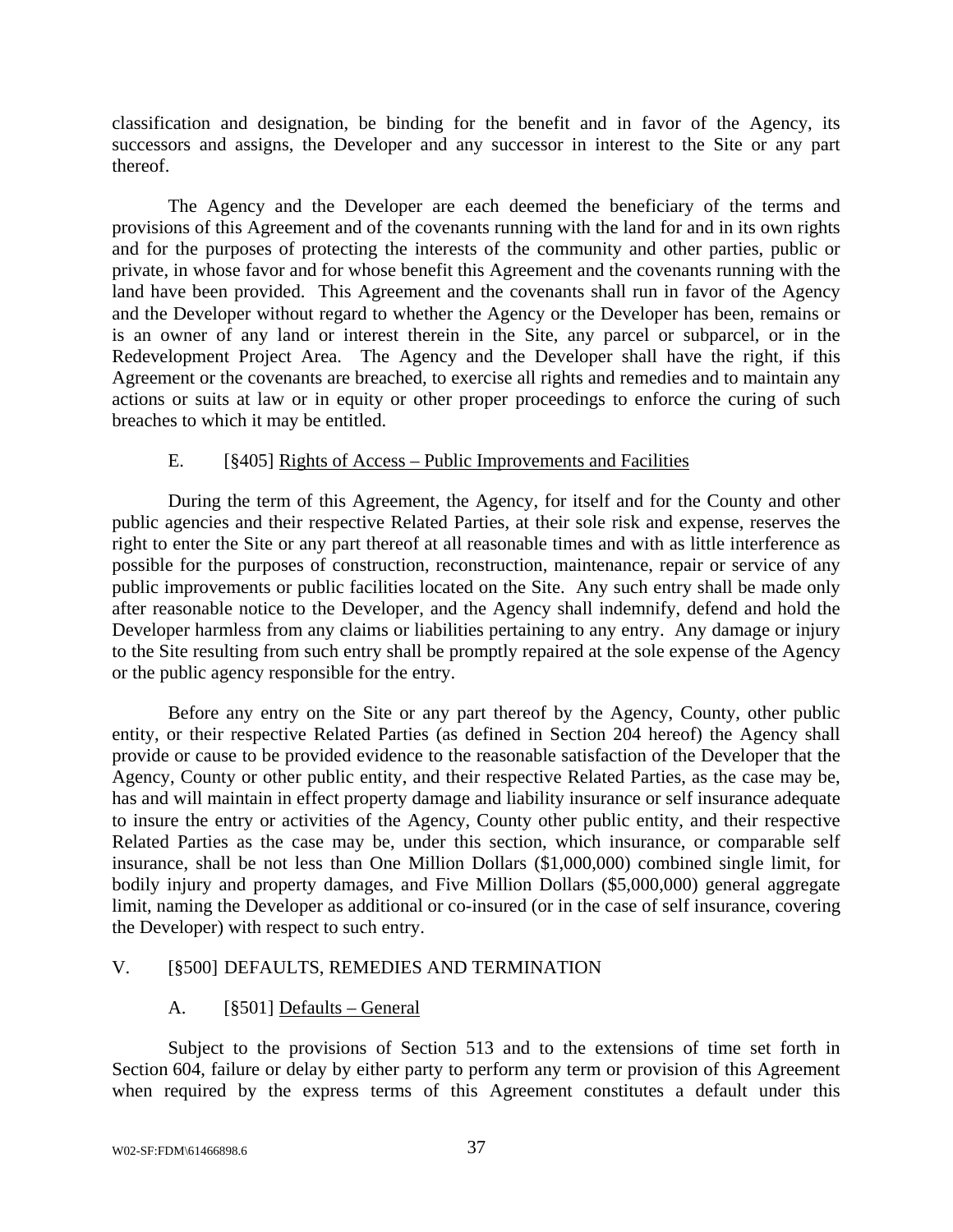classification and designation, be binding for the benefit and in favor of the Agency, its successors and assigns, the Developer and any successor in interest to the Site or any part thereof.

The Agency and the Developer are each deemed the beneficiary of the terms and provisions of this Agreement and of the covenants running with the land for and in its own rights and for the purposes of protecting the interests of the community and other parties, public or private, in whose favor and for whose benefit this Agreement and the covenants running with the land have been provided. This Agreement and the covenants shall run in favor of the Agency and the Developer without regard to whether the Agency or the Developer has been, remains or is an owner of any land or interest therein in the Site, any parcel or subparcel, or in the Redevelopment Project Area. The Agency and the Developer shall have the right, if this Agreement or the covenants are breached, to exercise all rights and remedies and to maintain any actions or suits at law or in equity or other proper proceedings to enforce the curing of such breaches to which it may be entitled.

### E. [§405] Rights of Access – Public Improvements and Facilities

During the term of this Agreement, the Agency, for itself and for the County and other public agencies and their respective Related Parties, at their sole risk and expense, reserves the right to enter the Site or any part thereof at all reasonable times and with as little interference as possible for the purposes of construction, reconstruction, maintenance, repair or service of any public improvements or public facilities located on the Site. Any such entry shall be made only after reasonable notice to the Developer, and the Agency shall indemnify, defend and hold the Developer harmless from any claims or liabilities pertaining to any entry. Any damage or injury to the Site resulting from such entry shall be promptly repaired at the sole expense of the Agency or the public agency responsible for the entry.

Before any entry on the Site or any part thereof by the Agency, County, other public entity, or their respective Related Parties (as defined in Section 204 hereof) the Agency shall provide or cause to be provided evidence to the reasonable satisfaction of the Developer that the Agency, County or other public entity, and their respective Related Parties, as the case may be, has and will maintain in effect property damage and liability insurance or self insurance adequate to insure the entry or activities of the Agency, County other public entity, and their respective Related Parties as the case may be, under this section, which insurance, or comparable self insurance, shall be not less than One Million Dollars ($1,000,000) combined single limit, for bodily injury and property damages, and Five Million Dollars ($5,000,000) general aggregate limit, naming the Developer as additional or co-insured (or in the case of self insurance, covering the Developer) with respect to such entry.

## V. [§500] DEFAULTS, REMEDIES AND TERMINATION

### A. [§501] Defaults – General

Subject to the provisions of Section 513 and to the extensions of time set forth in Section 604, failure or delay by either party to perform any term or provision of this Agreement when required by the express terms of this Agreement constitutes a default under this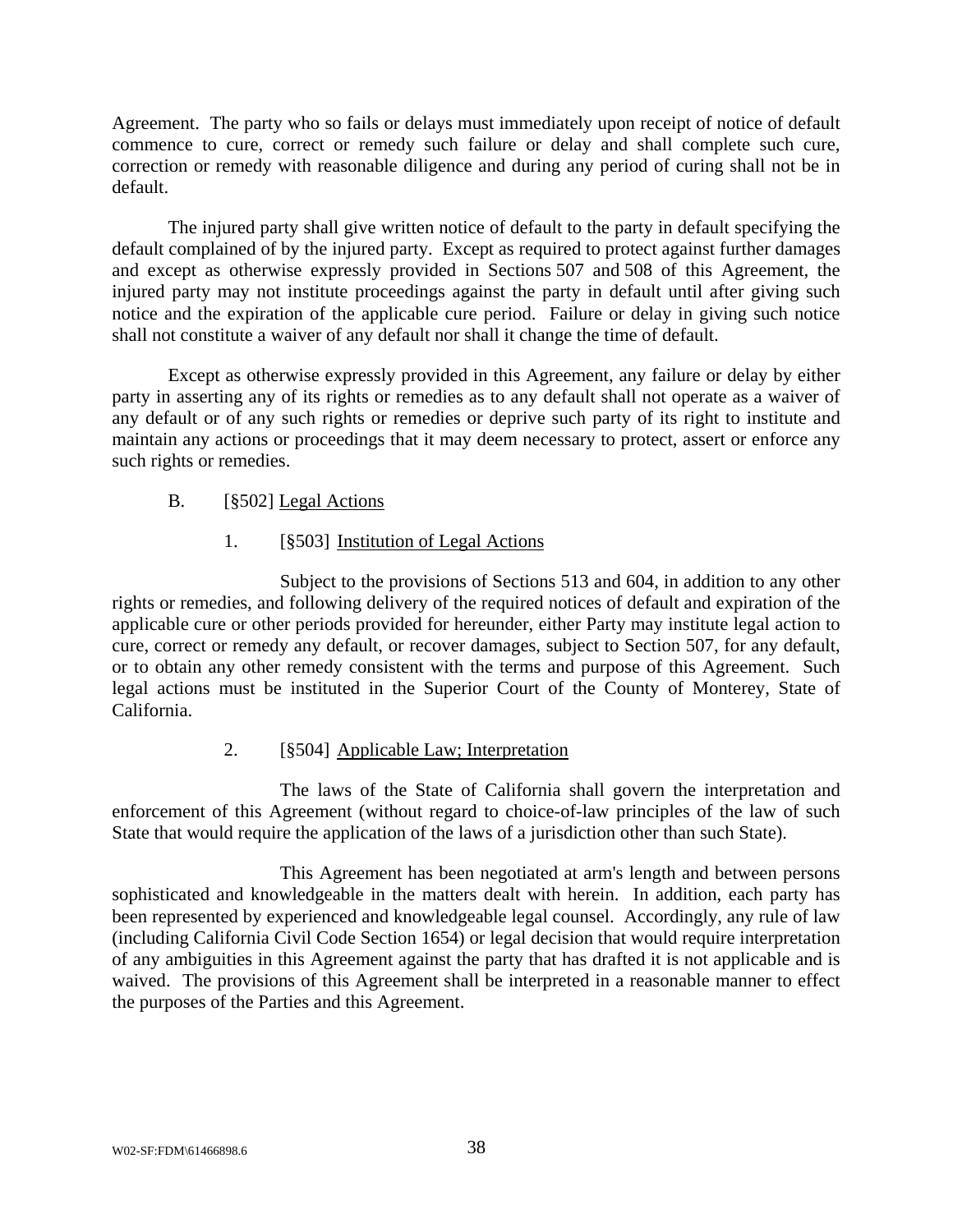Agreement. The party who so fails or delays must immediately upon receipt of notice of default commence to cure, correct or remedy such failure or delay and shall complete such cure, correction or remedy with reasonable diligence and during any period of curing shall not be in default.

The injured party shall give written notice of default to the party in default specifying the default complained of by the injured party. Except as required to protect against further damages and except as otherwise expressly provided in Sections 507 and 508 of this Agreement, the injured party may not institute proceedings against the party in default until after giving such notice and the expiration of the applicable cure period. Failure or delay in giving such notice shall not constitute a waiver of any default nor shall it change the time of default.

Except as otherwise expressly provided in this Agreement, any failure or delay by either party in asserting any of its rights or remedies as to any default shall not operate as a waiver of any default or of any such rights or remedies or deprive such party of its right to institute and maintain any actions or proceedings that it may deem necessary to protect, assert or enforce any such rights or remedies.

B. [§502] <u>Legal Actions</u>

1. [§503] <u>Institution of Legal Actions</u>

Subject to the provisions of Sections 513 and 604, in addition to any other rights or remedies, and following delivery of the required notices of default and expiration of the applicable cure or other periods provided for hereunder, either Party may institute legal action to cure, correct or remedy any default, or recover damages, subject to Section 507, for any default, or to obtain any other remedy consistent with the terms and purpose of this Agreement. Such legal actions must be instituted in the Superior Court of the County of Monterey, State of California.

2. [§504] <u>Applicable Law; Interpretation</u>

The laws of the State of California shall govern the interpretation and enforcement of this Agreement (without regard to choice-of-law principles of the law of such State that would require the application of the laws of a jurisdiction other than such State).

This Agreement has been negotiated at arm's length and between persons sophisticated and knowledgeable in the matters dealt with herein. In addition, each party has been represented by experienced and knowledgeable legal counsel. Accordingly, any rule of law (including California Civil Code Section 1654) or legal decision that would require interpretation of any ambiguities in this Agreement against the party that has drafted it is not applicable and is waived. The provisions of this Agreement shall be interpreted in a reasonable manner to effect the purposes of the Parties and this Agreement.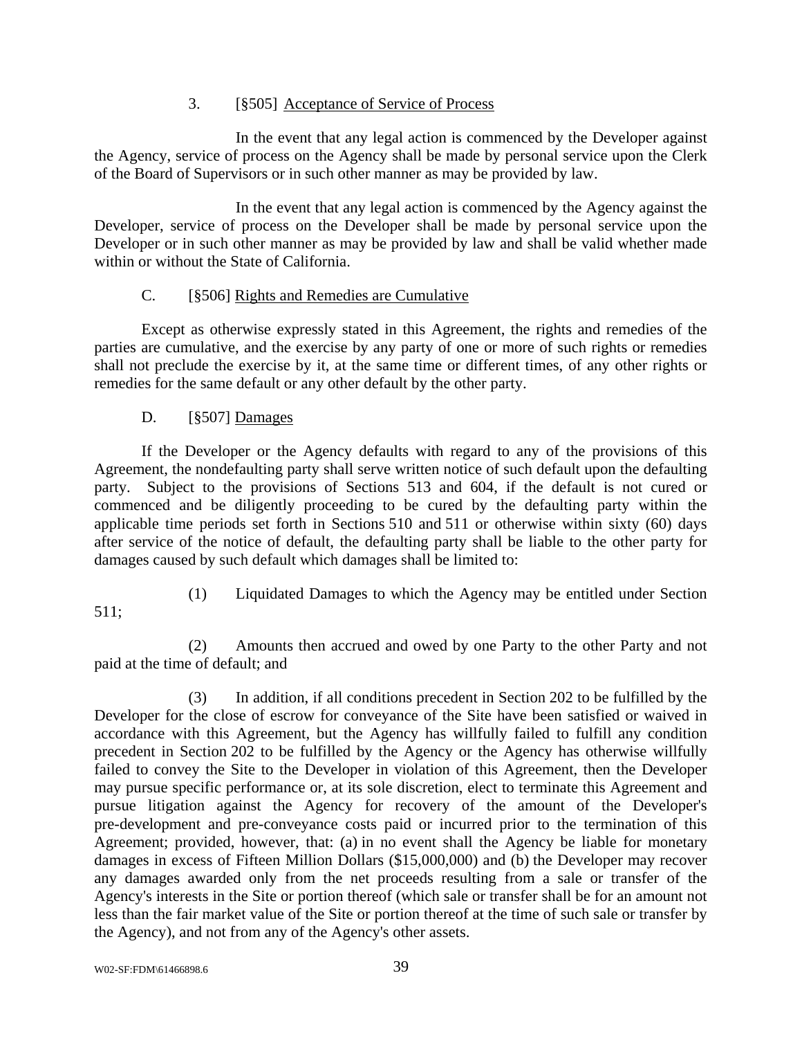3. [§505] Acceptance of Service of Process

In the event that any legal action is commenced by the Developer against the Agency, service of process on the Agency shall be made by personal service upon the Clerk of the Board of Supervisors or in such other manner as may be provided by law.

In the event that any legal action is commenced by the Agency against the Developer, service of process on the Developer shall be made by personal service upon the Developer or in such other manner as may be provided by law and shall be valid whether made within or without the State of California.

C. [§506] Rights and Remedies are Cumulative

Except as otherwise expressly stated in this Agreement, the rights and remedies of the parties are cumulative, and the exercise by any party of one or more of such rights or remedies shall not preclude the exercise by it, at the same time or different times, of any other rights or remedies for the same default or any other default by the other party.

D. [§507] Damages

If the Developer or the Agency defaults with regard to any of the provisions of this Agreement, the nondefaulting party shall serve written notice of such default upon the defaulting party. Subject to the provisions of Sections 513 and 604, if the default is not cured or commenced and be diligently proceeding to be cured by the defaulting party within the applicable time periods set forth in Sections 510 and 511 or otherwise within sixty (60) days after service of the notice of default, the defaulting party shall be liable to the other party for damages caused by such default which damages shall be limited to:

(1) Liquidated Damages to which the Agency may be entitled under Section 511;

(2) Amounts then accrued and owed by one Party to the other Party and not paid at the time of default; and

(3) In addition, if all conditions precedent in Section 202 to be fulfilled by the Developer for the close of escrow for conveyance of the Site have been satisfied or waived in accordance with this Agreement, but the Agency has willfully failed to fulfill any condition precedent in Section 202 to be fulfilled by the Agency or the Agency has otherwise willfully failed to convey the Site to the Developer in violation of this Agreement, then the Developer may pursue specific performance or, at its sole discretion, elect to terminate this Agreement and pursue litigation against the Agency for recovery of the amount of the Developer's pre-development and pre-conveyance costs paid or incurred prior to the termination of this Agreement; provided, however, that: (a) in no event shall the Agency be liable for monetary damages in excess of Fifteen Million Dollars ($15,000,000) and (b) the Developer may recover any damages awarded only from the net proceeds resulting from a sale or transfer of the Agency's interests in the Site or portion thereof (which sale or transfer shall be for an amount not less than the fair market value of the Site or portion thereof at the time of such sale or transfer by the Agency), and not from any of the Agency's other assets.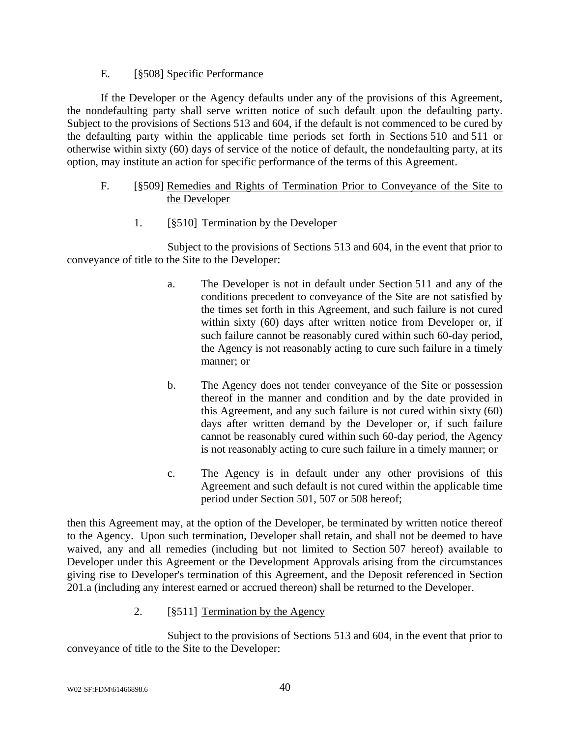E. [§508] Specific Performance

If the Developer or the Agency defaults under any of the provisions of this Agreement, the nondefaulting party shall serve written notice of such default upon the defaulting party. Subject to the provisions of Sections 513 and 604, if the default is not commenced to be cured by the defaulting party within the applicable time periods set forth in Sections 510 and 511 or otherwise within sixty (60) days of service of the notice of default, the nondefaulting party, at its option, may institute an action for specific performance of the terms of this Agreement.

F. [§509] Remedies and Rights of Termination Prior to Conveyance of the Site to the Developer

1. [§510] Termination by the Developer

Subject to the provisions of Sections 513 and 604, in the event that prior to conveyance of title to the Site to the Developer:

a. The Developer is not in default under Section 511 and any of the conditions precedent to conveyance of the Site are not satisfied by the times set forth in this Agreement, and such failure is not cured within sixty (60) days after written notice from Developer or, if such failure cannot be reasonably cured within such 60-day period, the Agency is not reasonably acting to cure such failure in a timely manner; or

b. The Agency does not tender conveyance of the Site or possession thereof in the manner and condition and by the date provided in this Agreement, and any such failure is not cured within sixty (60) days after written demand by the Developer or, if such failure cannot be reasonably cured within such 60-day period, the Agency is not reasonably acting to cure such failure in a timely manner; or

c. The Agency is in default under any other provisions of this Agreement and such default is not cured within the applicable time period under Section 501, 507 or 508 hereof;

then this Agreement may, at the option of the Developer, be terminated by written notice thereof to the Agency. Upon such termination, Developer shall retain, and shall not be deemed to have waived, any and all remedies (including but not limited to Section 507 hereof) available to Developer under this Agreement or the Development Approvals arising from the circumstances giving rise to Developer's termination of this Agreement, and the Deposit referenced in Section 201.a (including any interest earned or accrued thereon) shall be returned to the Developer.

2. [§511] Termination by the Agency

Subject to the provisions of Sections 513 and 604, in the event that prior to conveyance of title to the Site to the Developer: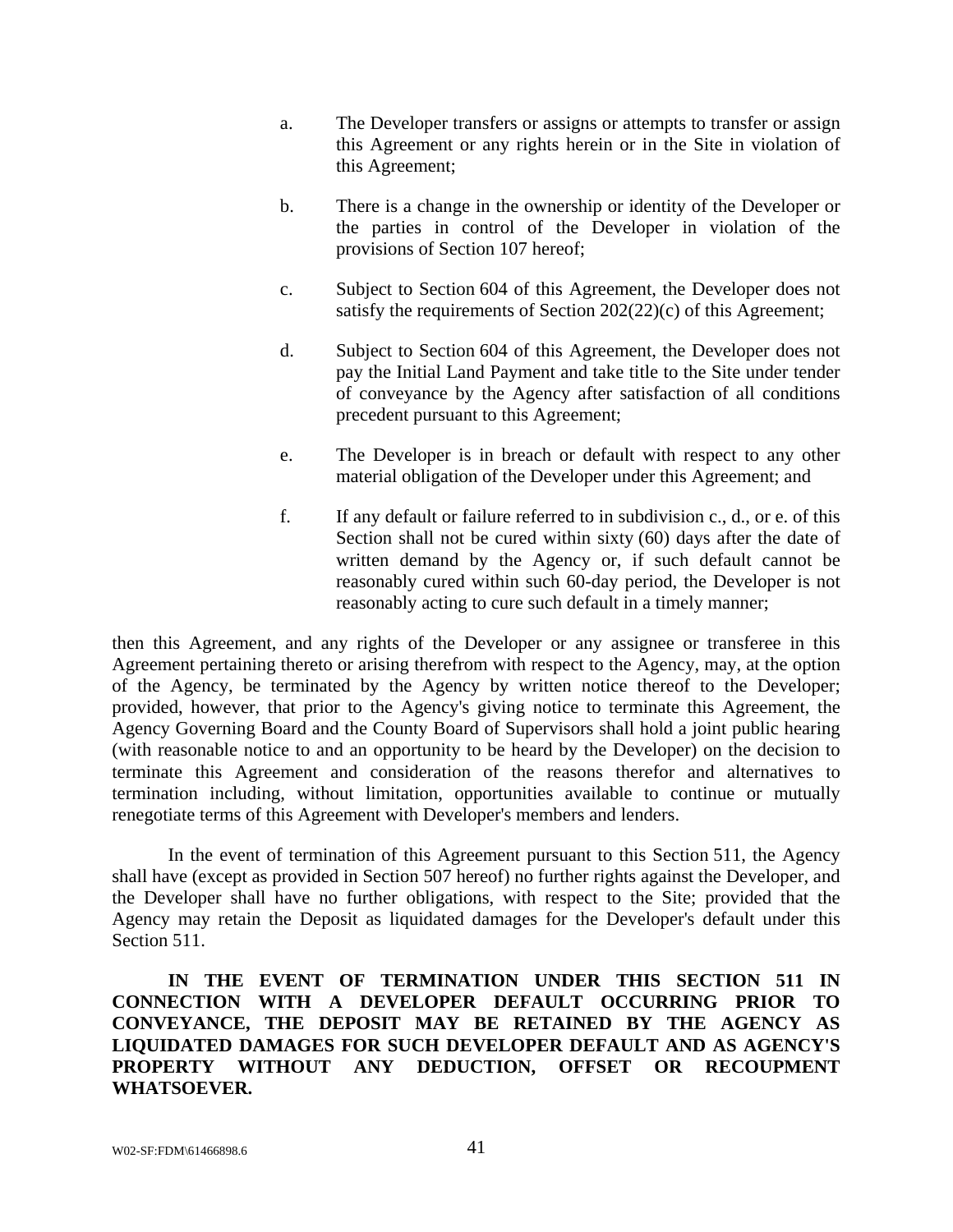a. The Developer transfers or assigns or attempts to transfer or assign this Agreement or any rights herein or in the Site in violation of this Agreement;

b. There is a change in the ownership or identity of the Developer or the parties in control of the Developer in violation of the provisions of Section 107 hereof;

c. Subject to Section 604 of this Agreement, the Developer does not satisfy the requirements of Section 202(22)(c) of this Agreement;

d. Subject to Section 604 of this Agreement, the Developer does not pay the Initial Land Payment and take title to the Site under tender of conveyance by the Agency after satisfaction of all conditions precedent pursuant to this Agreement;

e. The Developer is in breach or default with respect to any other material obligation of the Developer under this Agreement; and

f. If any default or failure referred to in subdivision c., d., or e. of this Section shall not be cured within sixty (60) days after the date of written demand by the Agency or, if such default cannot be reasonably cured within such 60-day period, the Developer is not reasonably acting to cure such default in a timely manner;

then this Agreement, and any rights of the Developer or any assignee or transferee in this Agreement pertaining thereto or arising therefrom with respect to the Agency, may, at the option of the Agency, be terminated by the Agency by written notice thereof to the Developer; provided, however, that prior to the Agency's giving notice to terminate this Agreement, the Agency Governing Board and the County Board of Supervisors shall hold a joint public hearing (with reasonable notice to and an opportunity to be heard by the Developer) on the decision to terminate this Agreement and consideration of the reasons therefor and alternatives to termination including, without limitation, opportunities available to continue or mutually renegotiate terms of this Agreement with Developer's members and lenders.

In the event of termination of this Agreement pursuant to this Section 511, the Agency shall have (except as provided in Section 507 hereof) no further rights against the Developer, and the Developer shall have no further obligations, with respect to the Site; provided that the Agency may retain the Deposit as liquidated damages for the Developer's default under this Section 511.

**IN THE EVENT OF TERMINATION UNDER THIS SECTION 511 IN CONNECTION WITH A DEVELOPER DEFAULT OCCURRING PRIOR TO CONVEYANCE, THE DEPOSIT MAY BE RETAINED BY THE AGENCY AS LIQUIDATED DAMAGES FOR SUCH DEVELOPER DEFAULT AND AS AGENCY'S PROPERTY WITHOUT ANY DEDUCTION, OFFSET OR RECOUPMENT WHATSOEVER.**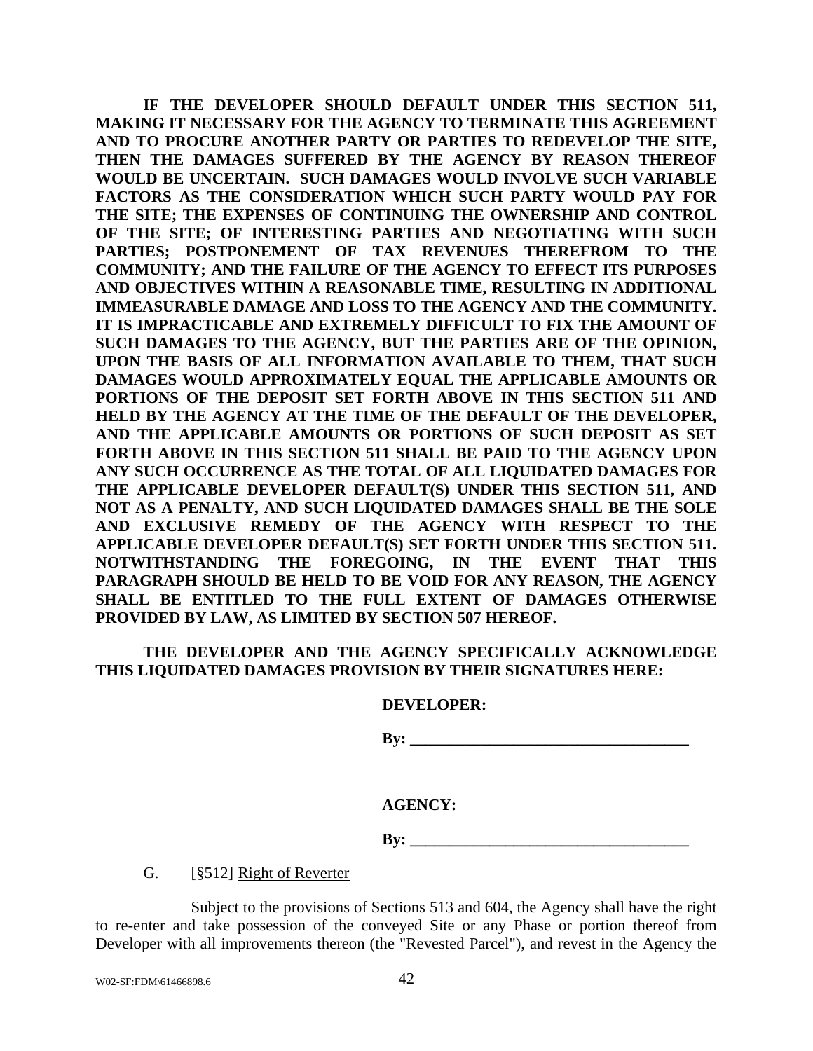**IF THE DEVELOPER SHOULD DEFAULT UNDER THIS SECTION 511, MAKING IT NECESSARY FOR THE AGENCY TO TERMINATE THIS AGREEMENT AND TO PROCURE ANOTHER PARTY OR PARTIES TO REDEVELOP THE SITE, THEN THE DAMAGES SUFFERED BY THE AGENCY BY REASON THEREOF WOULD BE UNCERTAIN. SUCH DAMAGES WOULD INVOLVE SUCH VARIABLE FACTORS AS THE CONSIDERATION WHICH SUCH PARTY WOULD PAY FOR THE SITE; THE EXPENSES OF CONTINUING THE OWNERSHIP AND CONTROL OF THE SITE; OF INTERESTING PARTIES AND NEGOTIATING WITH SUCH PARTIES; POSTPONEMENT OF TAX REVENUES THEREFROM TO THE COMMUNITY; AND THE FAILURE OF THE AGENCY TO EFFECT ITS PURPOSES AND OBJECTIVES WITHIN A REASONABLE TIME, RESULTING IN ADDITIONAL IMMEASURABLE DAMAGE AND LOSS TO THE AGENCY AND THE COMMUNITY. IT IS IMPRACTICABLE AND EXTREMELY DIFFICULT TO FIX THE AMOUNT OF SUCH DAMAGES TO THE AGENCY, BUT THE PARTIES ARE OF THE OPINION, UPON THE BASIS OF ALL INFORMATION AVAILABLE TO THEM, THAT SUCH DAMAGES WOULD APPROXIMATELY EQUAL THE APPLICABLE AMOUNTS OR PORTIONS OF THE DEPOSIT SET FORTH ABOVE IN THIS SECTION 511 AND HELD BY THE AGENCY AT THE TIME OF THE DEFAULT OF THE DEVELOPER, AND THE APPLICABLE AMOUNTS OR PORTIONS OF SUCH DEPOSIT AS SET FORTH ABOVE IN THIS SECTION 511 SHALL BE PAID TO THE AGENCY UPON ANY SUCH OCCURRENCE AS THE TOTAL OF ALL LIQUIDATED DAMAGES FOR THE APPLICABLE DEVELOPER DEFAULT(S) UNDER THIS SECTION 511, AND NOT AS A PENALTY, AND SUCH LIQUIDATED DAMAGES SHALL BE THE SOLE AND EXCLUSIVE REMEDY OF THE AGENCY WITH RESPECT TO THE APPLICABLE DEVELOPER DEFAULT(S) SET FORTH UNDER THIS SECTION 511. NOTWITHSTANDING THE FOREGOING, IN THE EVENT THAT THIS PARAGRAPH SHOULD BE HELD TO BE VOID FOR ANY REASON, THE AGENCY SHALL BE ENTITLED TO THE FULL EXTENT OF DAMAGES OTHERWISE PROVIDED BY LAW, AS LIMITED BY SECTION 507 HEREOF.**

**THE DEVELOPER AND THE AGENCY SPECIFICALLY ACKNOWLEDGE THIS LIQUIDATED DAMAGES PROVISION BY THEIR SIGNATURES HERE:**

**DEVELOPER:**

**By: ___________________________________**

**AGENCY:**

**By: ___________________________________**

G. [§512] Right of Reverter

Subject to the provisions of Sections 513 and 604, the Agency shall have the right to re-enter and take possession of the conveyed Site or any Phase or portion thereof from Developer with all improvements thereon (the "Revested Parcel"), and revest in the Agency the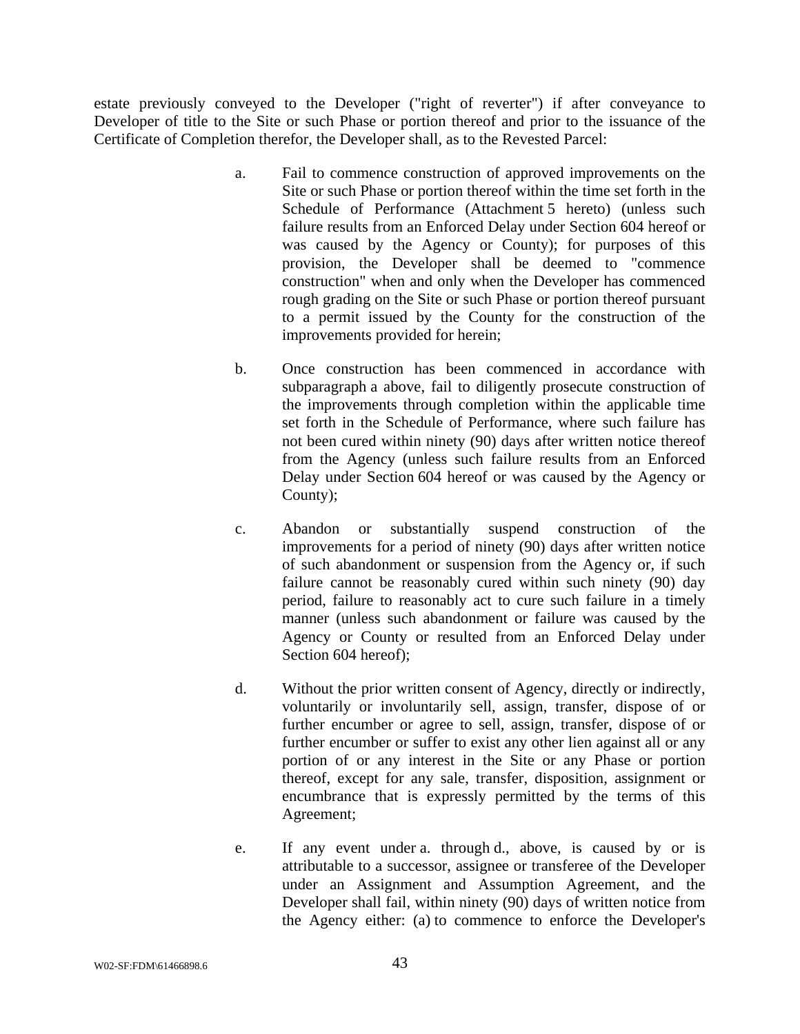estate previously conveyed to the Developer ("right of reverter") if after conveyance to Developer of title to the Site or such Phase or portion thereof and prior to the issuance of the Certificate of Completion therefor, the Developer shall, as to the Revested Parcel:

a. Fail to commence construction of approved improvements on the Site or such Phase or portion thereof within the time set forth in the Schedule of Performance (Attachment 5 hereto) (unless such failure results from an Enforced Delay under Section 604 hereof or was caused by the Agency or County); for purposes of this provision, the Developer shall be deemed to "commence construction" when and only when the Developer has commenced rough grading on the Site or such Phase or portion thereof pursuant to a permit issued by the County for the construction of the improvements provided for herein;

b. Once construction has been commenced in accordance with subparagraph a above, fail to diligently prosecute construction of the improvements through completion within the applicable time set forth in the Schedule of Performance, where such failure has not been cured within ninety (90) days after written notice thereof from the Agency (unless such failure results from an Enforced Delay under Section 604 hereof or was caused by the Agency or County);

c. Abandon or substantially suspend construction of the improvements for a period of ninety (90) days after written notice of such abandonment or suspension from the Agency or, if such failure cannot be reasonably cured within such ninety (90) day period, failure to reasonably act to cure such failure in a timely manner (unless such abandonment or failure was caused by the Agency or County or resulted from an Enforced Delay under Section 604 hereof);

d. Without the prior written consent of Agency, directly or indirectly, voluntarily or involuntarily sell, assign, transfer, dispose of or further encumber or agree to sell, assign, transfer, dispose of or further encumber or suffer to exist any other lien against all or any portion of or any interest in the Site or any Phase or portion thereof, except for any sale, transfer, disposition, assignment or encumbrance that is expressly permitted by the terms of this Agreement;

e. If any event under a. through d., above, is caused by or is attributable to a successor, assignee or transferee of the Developer under an Assignment and Assumption Agreement, and the Developer shall fail, within ninety (90) days of written notice from the Agency either: (a) to commence to enforce the Developer's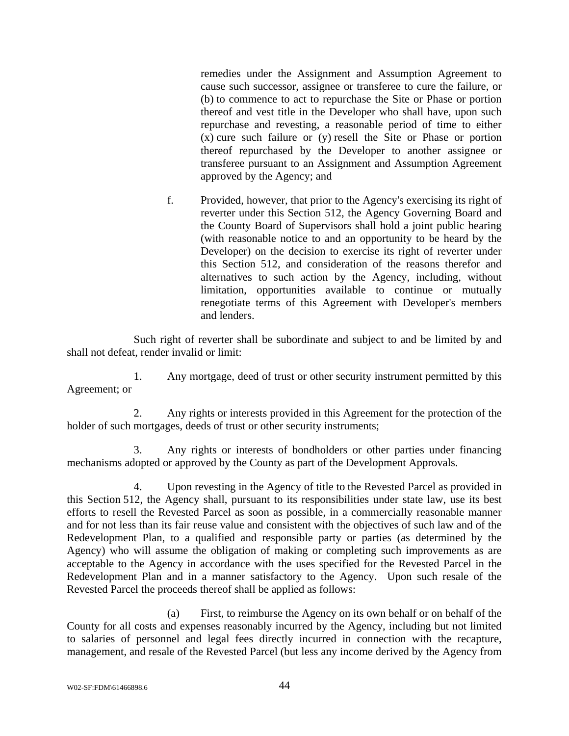remedies under the Assignment and Assumption Agreement to cause such successor, assignee or transferee to cure the failure, or (b) to commence to act to repurchase the Site or Phase or portion thereof and vest title in the Developer who shall have, upon such repurchase and revesting, a reasonable period of time to either (x) cure such failure or (y) resell the Site or Phase or portion thereof repurchased by the Developer to another assignee or transferee pursuant to an Assignment and Assumption Agreement approved by the Agency; and

f. Provided, however, that prior to the Agency's exercising its right of reverter under this Section 512, the Agency Governing Board and the County Board of Supervisors shall hold a joint public hearing (with reasonable notice to and an opportunity to be heard by the Developer) on the decision to exercise its right of reverter under this Section 512, and consideration of the reasons therefor and alternatives to such action by the Agency, including, without limitation, opportunities available to continue or mutually renegotiate terms of this Agreement with Developer's members and lenders.

Such right of reverter shall be subordinate and subject to and be limited by and shall not defeat, render invalid or limit:

1. Any mortgage, deed of trust or other security instrument permitted by this Agreement; or

2. Any rights or interests provided in this Agreement for the protection of the holder of such mortgages, deeds of trust or other security instruments;

3. Any rights or interests of bondholders or other parties under financing mechanisms adopted or approved by the County as part of the Development Approvals.

4. Upon revesting in the Agency of title to the Revested Parcel as provided in this Section 512, the Agency shall, pursuant to its responsibilities under state law, use its best efforts to resell the Revested Parcel as soon as possible, in a commercially reasonable manner and for not less than its fair reuse value and consistent with the objectives of such law and of the Redevelopment Plan, to a qualified and responsible party or parties (as determined by the Agency) who will assume the obligation of making or completing such improvements as are acceptable to the Agency in accordance with the uses specified for the Revested Parcel in the Redevelopment Plan and in a manner satisfactory to the Agency. Upon such resale of the Revested Parcel the proceeds thereof shall be applied as follows:

(a) First, to reimburse the Agency on its own behalf or on behalf of the County for all costs and expenses reasonably incurred by the Agency, including but not limited to salaries of personnel and legal fees directly incurred in connection with the recapture, management, and resale of the Revested Parcel (but less any income derived by the Agency from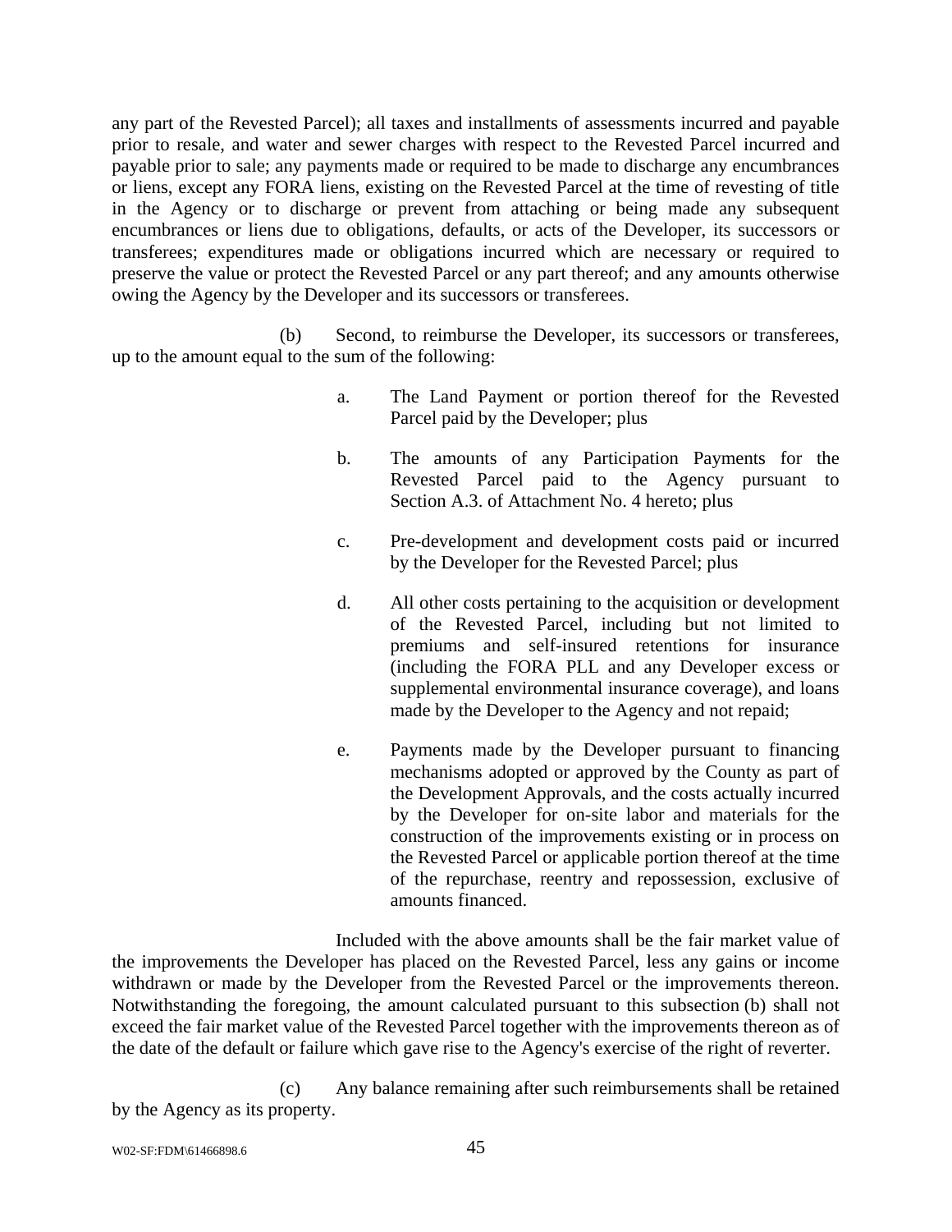any part of the Revested Parcel); all taxes and installments of assessments incurred and payable prior to resale, and water and sewer charges with respect to the Revested Parcel incurred and payable prior to sale; any payments made or required to be made to discharge any encumbrances or liens, except any FORA liens, existing on the Revested Parcel at the time of revesting of title in the Agency or to discharge or prevent from attaching or being made any subsequent encumbrances or liens due to obligations, defaults, or acts of the Developer, its successors or transferees; expenditures made or obligations incurred which are necessary or required to preserve the value or protect the Revested Parcel or any part thereof; and any amounts otherwise owing the Agency by the Developer and its successors or transferees.

(b) Second, to reimburse the Developer, its successors or transferees, up to the amount equal to the sum of the following:

a. The Land Payment or portion thereof for the Revested Parcel paid by the Developer; plus

b. The amounts of any Participation Payments for the Revested Parcel paid to the Agency pursuant to Section A.3. of Attachment No. 4 hereto; plus

c. Pre-development and development costs paid or incurred by the Developer for the Revested Parcel; plus

d. All other costs pertaining to the acquisition or development of the Revested Parcel, including but not limited to premiums and self-insured retentions for insurance (including the FORA PLL and any Developer excess or supplemental environmental insurance coverage), and loans made by the Developer to the Agency and not repaid;

e. Payments made by the Developer pursuant to financing mechanisms adopted or approved by the County as part of the Development Approvals, and the costs actually incurred by the Developer for on-site labor and materials for the construction of the improvements existing or in process on the Revested Parcel or applicable portion thereof at the time of the repurchase, reentry and repossession, exclusive of amounts financed.

Included with the above amounts shall be the fair market value of the improvements the Developer has placed on the Revested Parcel, less any gains or income withdrawn or made by the Developer from the Revested Parcel or the improvements thereon. Notwithstanding the foregoing, the amount calculated pursuant to this subsection (b) shall not exceed the fair market value of the Revested Parcel together with the improvements thereon as of the date of the default or failure which gave rise to the Agency's exercise of the right of reverter.

(c) Any balance remaining after such reimbursements shall be retained by the Agency as its property.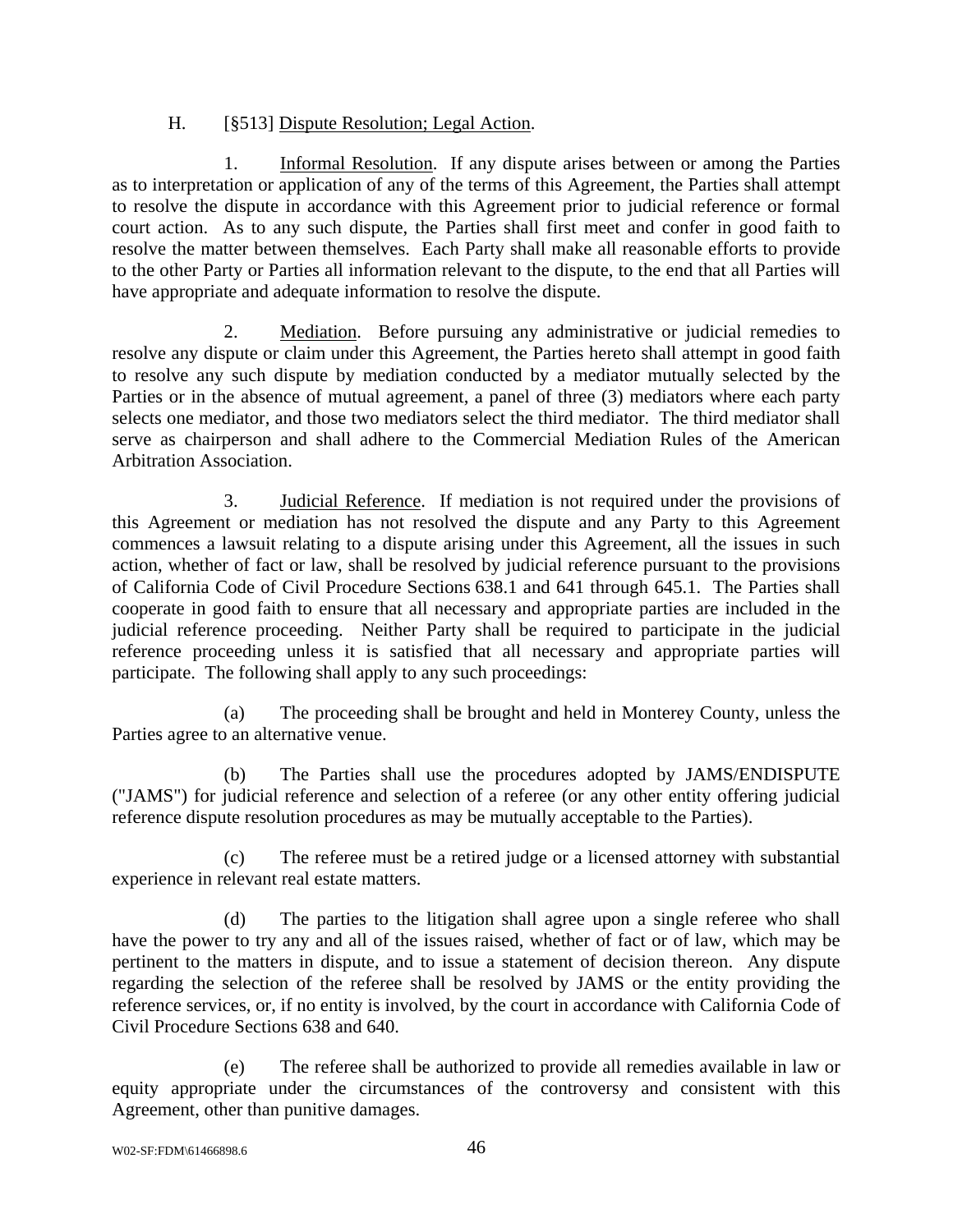H. [§513] Dispute Resolution; Legal Action.

1. Informal Resolution. If any dispute arises between or among the Parties as to interpretation or application of any of the terms of this Agreement, the Parties shall attempt to resolve the dispute in accordance with this Agreement prior to judicial reference or formal court action. As to any such dispute, the Parties shall first meet and confer in good faith to resolve the matter between themselves. Each Party shall make all reasonable efforts to provide to the other Party or Parties all information relevant to the dispute, to the end that all Parties will have appropriate and adequate information to resolve the dispute.

2. Mediation. Before pursuing any administrative or judicial remedies to resolve any dispute or claim under this Agreement, the Parties hereto shall attempt in good faith to resolve any such dispute by mediation conducted by a mediator mutually selected by the Parties or in the absence of mutual agreement, a panel of three (3) mediators where each party selects one mediator, and those two mediators select the third mediator. The third mediator shall serve as chairperson and shall adhere to the Commercial Mediation Rules of the American Arbitration Association.

3. Judicial Reference. If mediation is not required under the provisions of this Agreement or mediation has not resolved the dispute and any Party to this Agreement commences a lawsuit relating to a dispute arising under this Agreement, all the issues in such action, whether of fact or law, shall be resolved by judicial reference pursuant to the provisions of California Code of Civil Procedure Sections 638.1 and 641 through 645.1. The Parties shall cooperate in good faith to ensure that all necessary and appropriate parties are included in the judicial reference proceeding. Neither Party shall be required to participate in the judicial reference proceeding unless it is satisfied that all necessary and appropriate parties will participate. The following shall apply to any such proceedings:

(a) The proceeding shall be brought and held in Monterey County, unless the Parties agree to an alternative venue.

(b) The Parties shall use the procedures adopted by JAMS/ENDISPUTE ("JAMS") for judicial reference and selection of a referee (or any other entity offering judicial reference dispute resolution procedures as may be mutually acceptable to the Parties).

(c) The referee must be a retired judge or a licensed attorney with substantial experience in relevant real estate matters.

(d) The parties to the litigation shall agree upon a single referee who shall have the power to try any and all of the issues raised, whether of fact or of law, which may be pertinent to the matters in dispute, and to issue a statement of decision thereon. Any dispute regarding the selection of the referee shall be resolved by JAMS or the entity providing the reference services, or, if no entity is involved, by the court in accordance with California Code of Civil Procedure Sections 638 and 640.

(e) The referee shall be authorized to provide all remedies available in law or equity appropriate under the circumstances of the controversy and consistent with this Agreement, other than punitive damages.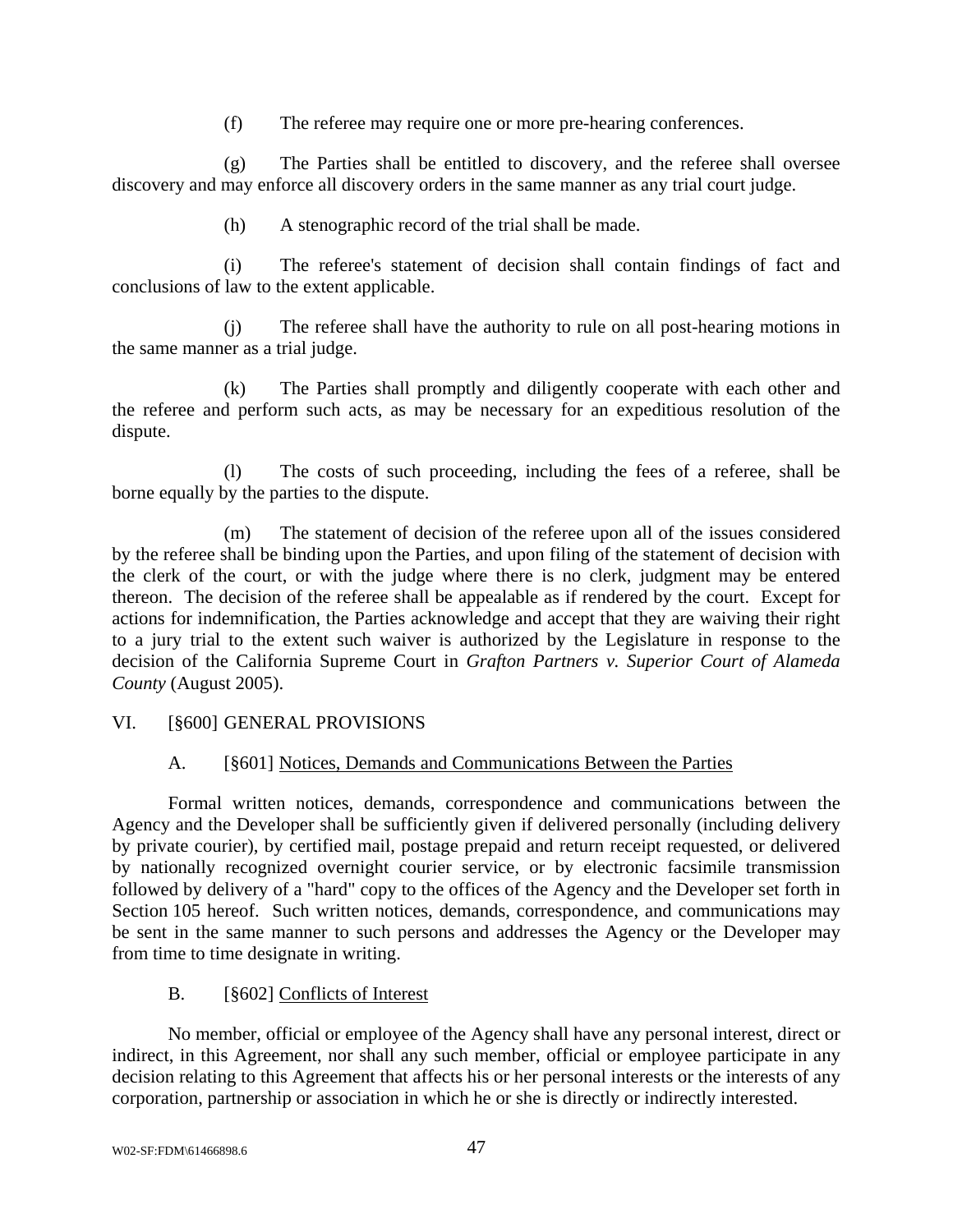(f) The referee may require one or more pre-hearing conferences.

(g) The Parties shall be entitled to discovery, and the referee shall oversee discovery and may enforce all discovery orders in the same manner as any trial court judge.

(h) A stenographic record of the trial shall be made.

(i) The referee's statement of decision shall contain findings of fact and conclusions of law to the extent applicable.

(j) The referee shall have the authority to rule on all post-hearing motions in the same manner as a trial judge.

(k) The Parties shall promptly and diligently cooperate with each other and the referee and perform such acts, as may be necessary for an expeditious resolution of the dispute.

(l) The costs of such proceeding, including the fees of a referee, shall be borne equally by the parties to the dispute.

(m) The statement of decision of the referee upon all of the issues considered by the referee shall be binding upon the Parties, and upon filing of the statement of decision with the clerk of the court, or with the judge where there is no clerk, judgment may be entered thereon. The decision of the referee shall be appealable as if rendered by the court. Except for actions for indemnification, the Parties acknowledge and accept that they are waiving their right to a jury trial to the extent such waiver is authorized by the Legislature in response to the decision of the California Supreme Court in *Grafton Partners v. Superior Court of Alameda County* (August 2005).

## VI. [§600] GENERAL PROVISIONS

### A. [§601] Notices, Demands and Communications Between the Parties

Formal written notices, demands, correspondence and communications between the Agency and the Developer shall be sufficiently given if delivered personally (including delivery by private courier), by certified mail, postage prepaid and return receipt requested, or delivered by nationally recognized overnight courier service, or by electronic facsimile transmission followed by delivery of a "hard" copy to the offices of the Agency and the Developer set forth in Section 105 hereof. Such written notices, demands, correspondence, and communications may be sent in the same manner to such persons and addresses the Agency or the Developer may from time to time designate in writing.

### B. [§602] Conflicts of Interest

No member, official or employee of the Agency shall have any personal interest, direct or indirect, in this Agreement, nor shall any such member, official or employee participate in any decision relating to this Agreement that affects his or her personal interests or the interests of any corporation, partnership or association in which he or she is directly or indirectly interested.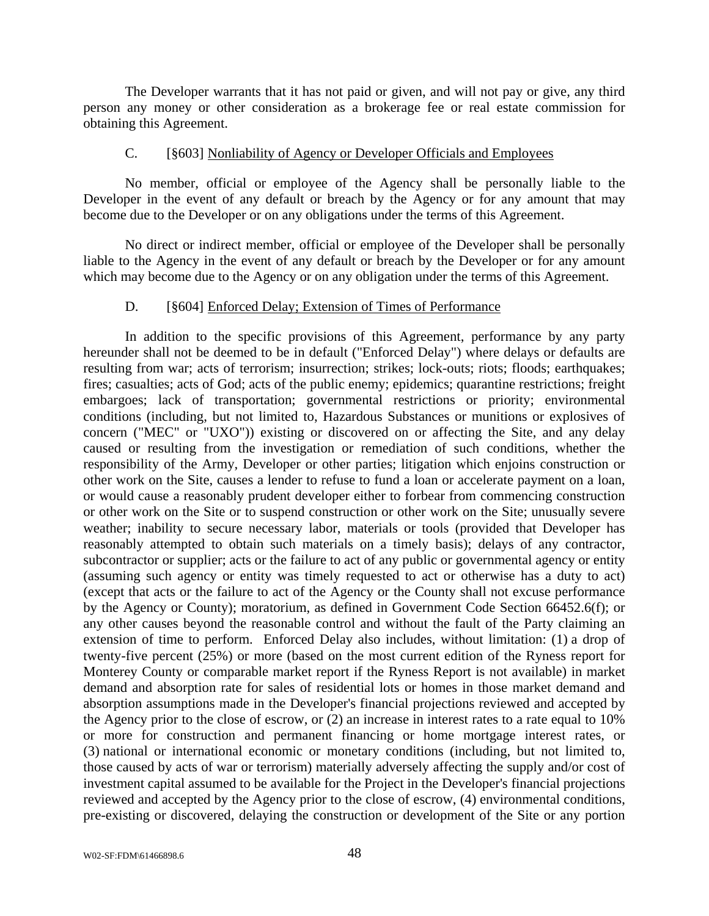The Developer warrants that it has not paid or given, and will not pay or give, any third person any money or other consideration as a brokerage fee or real estate commission for obtaining this Agreement.

C. [§603] Nonliability of Agency or Developer Officials and Employees

No member, official or employee of the Agency shall be personally liable to the Developer in the event of any default or breach by the Agency or for any amount that may become due to the Developer or on any obligations under the terms of this Agreement.

No direct or indirect member, official or employee of the Developer shall be personally liable to the Agency in the event of any default or breach by the Developer or for any amount which may become due to the Agency or on any obligation under the terms of this Agreement.

D. [§604] Enforced Delay; Extension of Times of Performance

In addition to the specific provisions of this Agreement, performance by any party hereunder shall not be deemed to be in default ("Enforced Delay") where delays or defaults are resulting from war; acts of terrorism; insurrection; strikes; lock-outs; riots; floods; earthquakes; fires; casualties; acts of God; acts of the public enemy; epidemics; quarantine restrictions; freight embargoes; lack of transportation; governmental restrictions or priority; environmental conditions (including, but not limited to, Hazardous Substances or munitions or explosives of concern ("MEC" or "UXO")) existing or discovered on or affecting the Site, and any delay caused or resulting from the investigation or remediation of such conditions, whether the responsibility of the Army, Developer or other parties; litigation which enjoins construction or other work on the Site, causes a lender to refuse to fund a loan or accelerate payment on a loan, or would cause a reasonably prudent developer either to forbear from commencing construction or other work on the Site or to suspend construction or other work on the Site; unusually severe weather; inability to secure necessary labor, materials or tools (provided that Developer has reasonably attempted to obtain such materials on a timely basis); delays of any contractor, subcontractor or supplier; acts or the failure to act of any public or governmental agency or entity (assuming such agency or entity was timely requested to act or otherwise has a duty to act) (except that acts or the failure to act of the Agency or the County shall not excuse performance by the Agency or County); moratorium, as defined in Government Code Section 66452.6(f); or any other causes beyond the reasonable control and without the fault of the Party claiming an extension of time to perform. Enforced Delay also includes, without limitation: (1) a drop of twenty-five percent (25%) or more (based on the most current edition of the Ryness report for Monterey County or comparable market report if the Ryness Report is not available) in market demand and absorption rate for sales of residential lots or homes in those market demand and absorption assumptions made in the Developer's financial projections reviewed and accepted by the Agency prior to the close of escrow, or (2) an increase in interest rates to a rate equal to 10% or more for construction and permanent financing or home mortgage interest rates, or (3) national or international economic or monetary conditions (including, but not limited to, those caused by acts of war or terrorism) materially adversely affecting the supply and/or cost of investment capital assumed to be available for the Project in the Developer's financial projections reviewed and accepted by the Agency prior to the close of escrow, (4) environmental conditions, pre-existing or discovered, delaying the construction or development of the Site or any portion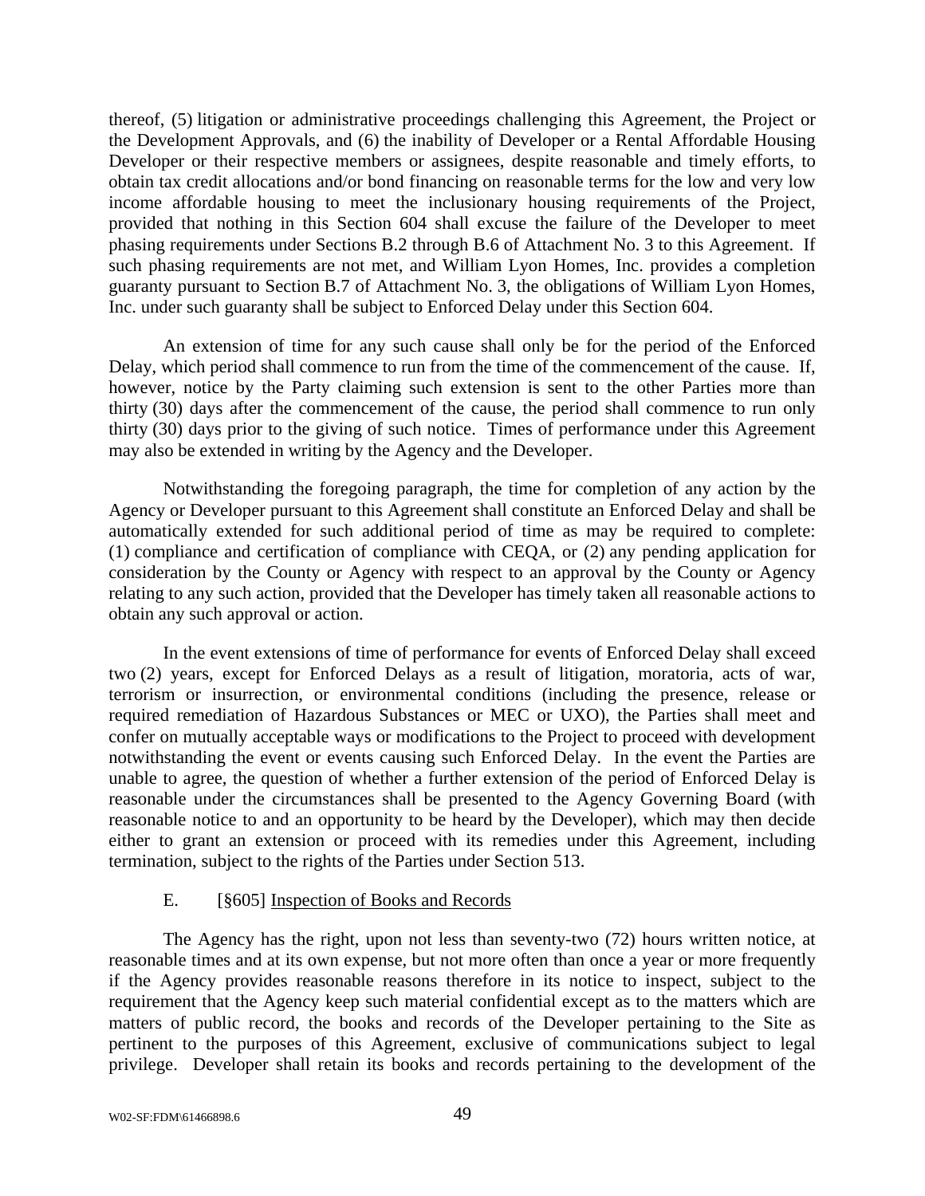thereof, (5) litigation or administrative proceedings challenging this Agreement, the Project or the Development Approvals, and (6) the inability of Developer or a Rental Affordable Housing Developer or their respective members or assignees, despite reasonable and timely efforts, to obtain tax credit allocations and/or bond financing on reasonable terms for the low and very low income affordable housing to meet the inclusionary housing requirements of the Project, provided that nothing in this Section 604 shall excuse the failure of the Developer to meet phasing requirements under Sections B.2 through B.6 of Attachment No. 3 to this Agreement. If such phasing requirements are not met, and William Lyon Homes, Inc. provides a completion guaranty pursuant to Section B.7 of Attachment No. 3, the obligations of William Lyon Homes, Inc. under such guaranty shall be subject to Enforced Delay under this Section 604.

An extension of time for any such cause shall only be for the period of the Enforced Delay, which period shall commence to run from the time of the commencement of the cause. If, however, notice by the Party claiming such extension is sent to the other Parties more than thirty (30) days after the commencement of the cause, the period shall commence to run only thirty (30) days prior to the giving of such notice. Times of performance under this Agreement may also be extended in writing by the Agency and the Developer.

Notwithstanding the foregoing paragraph, the time for completion of any action by the Agency or Developer pursuant to this Agreement shall constitute an Enforced Delay and shall be automatically extended for such additional period of time as may be required to complete: (1) compliance and certification of compliance with CEQA, or (2) any pending application for consideration by the County or Agency with respect to an approval by the County or Agency relating to any such action, provided that the Developer has timely taken all reasonable actions to obtain any such approval or action.

In the event extensions of time of performance for events of Enforced Delay shall exceed two (2) years, except for Enforced Delays as a result of litigation, moratoria, acts of war, terrorism or insurrection, or environmental conditions (including the presence, release or required remediation of Hazardous Substances or MEC or UXO), the Parties shall meet and confer on mutually acceptable ways or modifications to the Project to proceed with development notwithstanding the event or events causing such Enforced Delay. In the event the Parties are unable to agree, the question of whether a further extension of the period of Enforced Delay is reasonable under the circumstances shall be presented to the Agency Governing Board (with reasonable notice to and an opportunity to be heard by the Developer), which may then decide either to grant an extension or proceed with its remedies under this Agreement, including termination, subject to the rights of the Parties under Section 513.

### E. [§605] Inspection of Books and Records

The Agency has the right, upon not less than seventy-two (72) hours written notice, at reasonable times and at its own expense, but not more often than once a year or more frequently if the Agency provides reasonable reasons therefore in its notice to inspect, subject to the requirement that the Agency keep such material confidential except as to the matters which are matters of public record, the books and records of the Developer pertaining to the Site as pertinent to the purposes of this Agreement, exclusive of communications subject to legal privilege. Developer shall retain its books and records pertaining to the development of the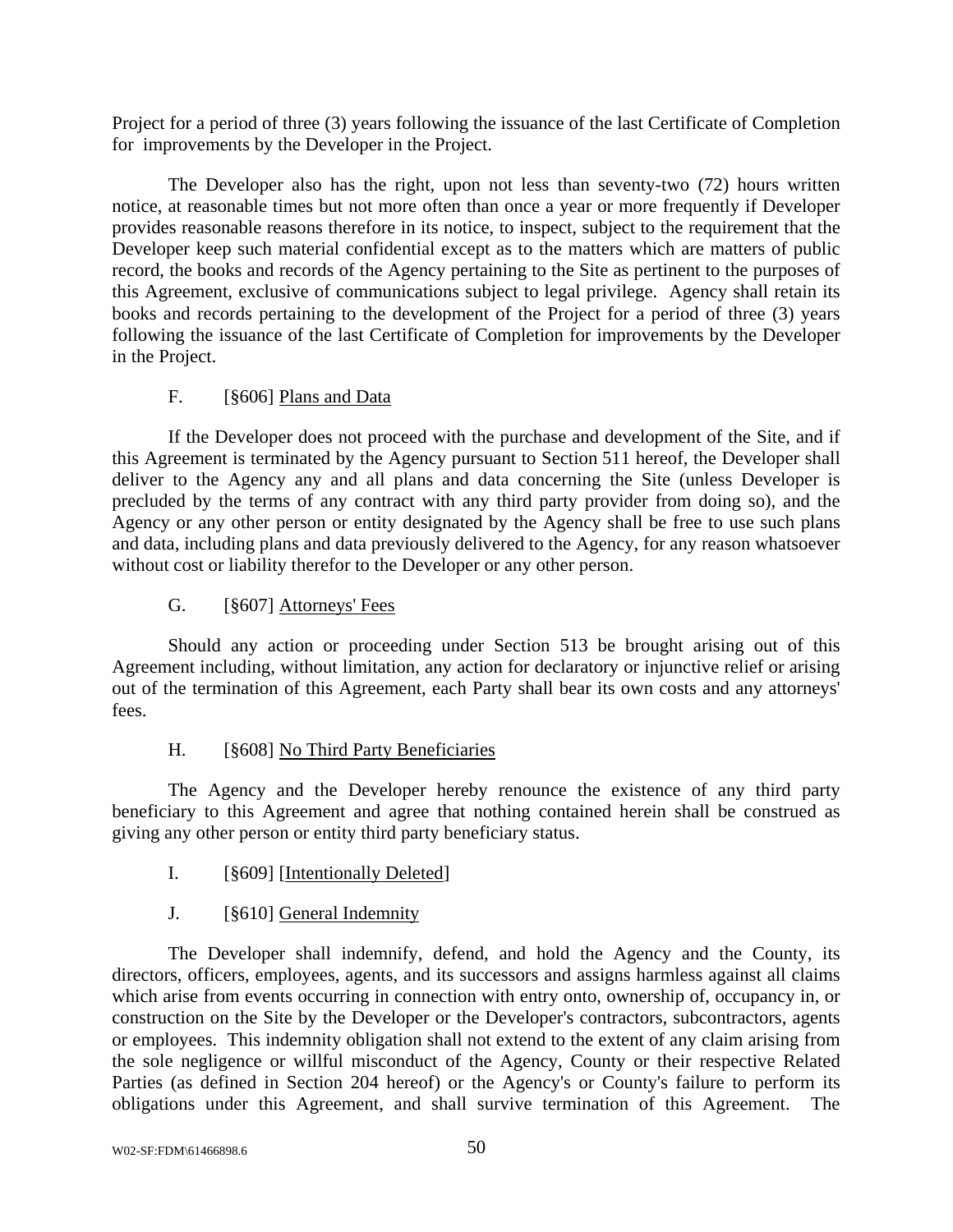Project for a period of three (3) years following the issuance of the last Certificate of Completion for improvements by the Developer in the Project.

The Developer also has the right, upon not less than seventy-two (72) hours written notice, at reasonable times but not more often than once a year or more frequently if Developer provides reasonable reasons therefore in its notice, to inspect, subject to the requirement that the Developer keep such material confidential except as to the matters which are matters of public record, the books and records of the Agency pertaining to the Site as pertinent to the purposes of this Agreement, exclusive of communications subject to legal privilege. Agency shall retain its books and records pertaining to the development of the Project for a period of three (3) years following the issuance of the last Certificate of Completion for improvements by the Developer in the Project.

F. [§606] Plans and Data

If the Developer does not proceed with the purchase and development of the Site, and if this Agreement is terminated by the Agency pursuant to Section 511 hereof, the Developer shall deliver to the Agency any and all plans and data concerning the Site (unless Developer is precluded by the terms of any contract with any third party provider from doing so), and the Agency or any other person or entity designated by the Agency shall be free to use such plans and data, including plans and data previously delivered to the Agency, for any reason whatsoever without cost or liability therefor to the Developer or any other person.

G. [§607] Attorneys' Fees

Should any action or proceeding under Section 513 be brought arising out of this Agreement including, without limitation, any action for declaratory or injunctive relief or arising out of the termination of this Agreement, each Party shall bear its own costs and any attorneys' fees.

H. [§608] No Third Party Beneficiaries

The Agency and the Developer hereby renounce the existence of any third party beneficiary to this Agreement and agree that nothing contained herein shall be construed as giving any other person or entity third party beneficiary status.

I. [§609] [Intentionally Deleted]

J. [§610] General Indemnity

The Developer shall indemnify, defend, and hold the Agency and the County, its directors, officers, employees, agents, and its successors and assigns harmless against all claims which arise from events occurring in connection with entry onto, ownership of, occupancy in, or construction on the Site by the Developer or the Developer's contractors, subcontractors, agents or employees. This indemnity obligation shall not extend to the extent of any claim arising from the sole negligence or willful misconduct of the Agency, County or their respective Related Parties (as defined in Section 204 hereof) or the Agency's or County's failure to perform its obligations under this Agreement, and shall survive termination of this Agreement. The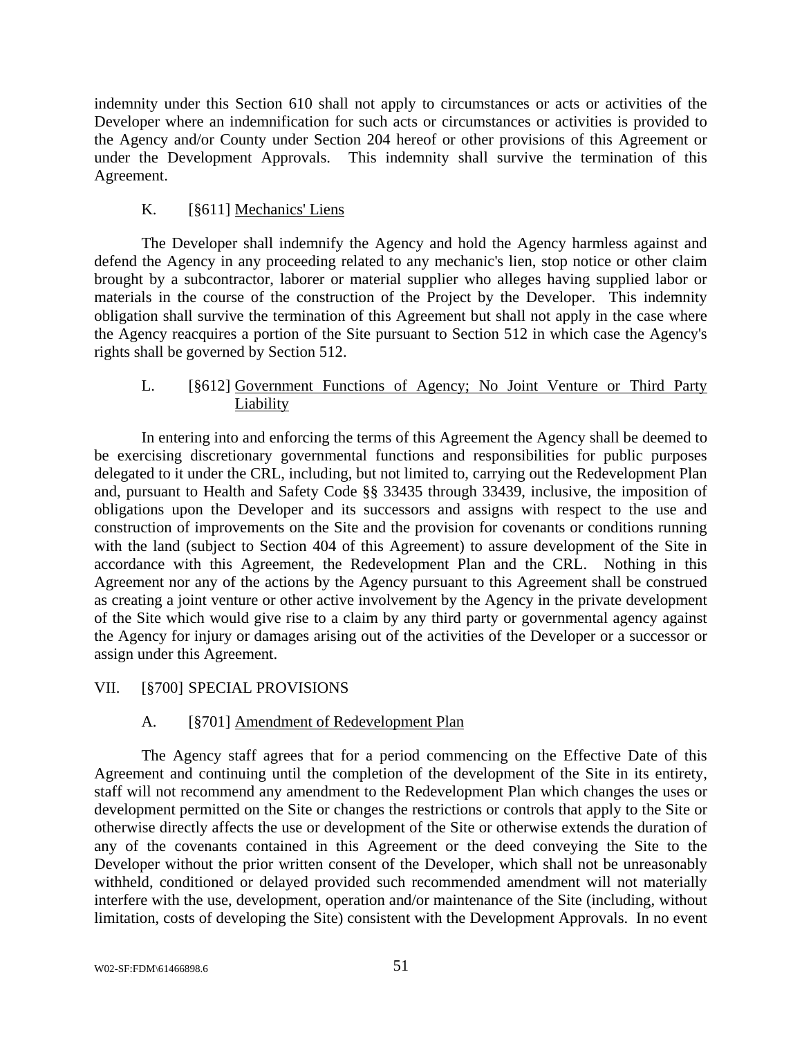indemnity under this Section 610 shall not apply to circumstances or acts or activities of the Developer where an indemnification for such acts or circumstances or activities is provided to the Agency and/or County under Section 204 hereof or other provisions of this Agreement or under the Development Approvals. This indemnity shall survive the termination of this Agreement.

### K. [§611] Mechanics' Liens

The Developer shall indemnify the Agency and hold the Agency harmless against and defend the Agency in any proceeding related to any mechanic's lien, stop notice or other claim brought by a subcontractor, laborer or material supplier who alleges having supplied labor or materials in the course of the construction of the Project by the Developer. This indemnity obligation shall survive the termination of this Agreement but shall not apply in the case where the Agency reacquires a portion of the Site pursuant to Section 512 in which case the Agency's rights shall be governed by Section 512.

### L. [§612] Government Functions of Agency; No Joint Venture or Third Party Liability

In entering into and enforcing the terms of this Agreement the Agency shall be deemed to be exercising discretionary governmental functions and responsibilities for public purposes delegated to it under the CRL, including, but not limited to, carrying out the Redevelopment Plan and, pursuant to Health and Safety Code §§ 33435 through 33439, inclusive, the imposition of obligations upon the Developer and its successors and assigns with respect to the use and construction of improvements on the Site and the provision for covenants or conditions running with the land (subject to Section 404 of this Agreement) to assure development of the Site in accordance with this Agreement, the Redevelopment Plan and the CRL. Nothing in this Agreement nor any of the actions by the Agency pursuant to this Agreement shall be construed as creating a joint venture or other active involvement by the Agency in the private development of the Site which would give rise to a claim by any third party or governmental agency against the Agency for injury or damages arising out of the activities of the Developer or a successor or assign under this Agreement.

## VII. [§700] SPECIAL PROVISIONS

### A. [§701] Amendment of Redevelopment Plan

The Agency staff agrees that for a period commencing on the Effective Date of this Agreement and continuing until the completion of the development of the Site in its entirety, staff will not recommend any amendment to the Redevelopment Plan which changes the uses or development permitted on the Site or changes the restrictions or controls that apply to the Site or otherwise directly affects the use or development of the Site or otherwise extends the duration of any of the covenants contained in this Agreement or the deed conveying the Site to the Developer without the prior written consent of the Developer, which shall not be unreasonably withheld, conditioned or delayed provided such recommended amendment will not materially interfere with the use, development, operation and/or maintenance of the Site (including, without limitation, costs of developing the Site) consistent with the Development Approvals. In no event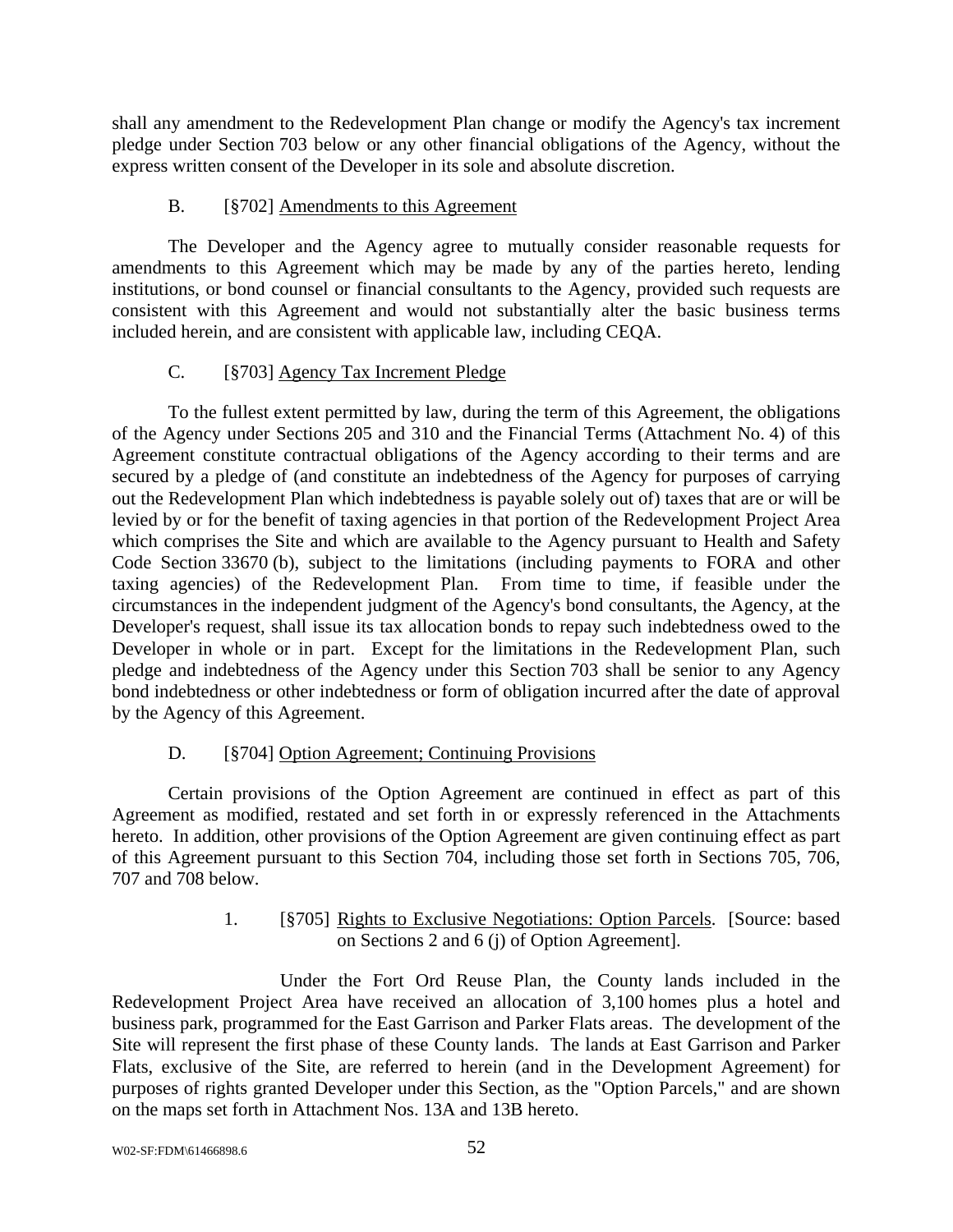shall any amendment to the Redevelopment Plan change or modify the Agency's tax increment pledge under Section 703 below or any other financial obligations of the Agency, without the express written consent of the Developer in its sole and absolute discretion.

B. [§702] <u>Amendments to this Agreement</u>

The Developer and the Agency agree to mutually consider reasonable requests for amendments to this Agreement which may be made by any of the parties hereto, lending institutions, or bond counsel or financial consultants to the Agency, provided such requests are consistent with this Agreement and would not substantially alter the basic business terms included herein, and are consistent with applicable law, including CEQA.

C. [§703] <u>Agency Tax Increment Pledge</u>

To the fullest extent permitted by law, during the term of this Agreement, the obligations of the Agency under Sections 205 and 310 and the Financial Terms (Attachment No. 4) of this Agreement constitute contractual obligations of the Agency according to their terms and are secured by a pledge of (and constitute an indebtedness of the Agency for purposes of carrying out the Redevelopment Plan which indebtedness is payable solely out of) taxes that are or will be levied by or for the benefit of taxing agencies in that portion of the Redevelopment Project Area which comprises the Site and which are available to the Agency pursuant to Health and Safety Code Section 33670 (b), subject to the limitations (including payments to FORA and other taxing agencies) of the Redevelopment Plan. From time to time, if feasible under the circumstances in the independent judgment of the Agency's bond consultants, the Agency, at the Developer's request, shall issue its tax allocation bonds to repay such indebtedness owed to the Developer in whole or in part. Except for the limitations in the Redevelopment Plan, such pledge and indebtedness of the Agency under this Section 703 shall be senior to any Agency bond indebtedness or other indebtedness or form of obligation incurred after the date of approval by the Agency of this Agreement.

D. [§704] <u>Option Agreement; Continuing Provisions</u>

Certain provisions of the Option Agreement are continued in effect as part of this Agreement as modified, restated and set forth in or expressly referenced in the Attachments hereto. In addition, other provisions of the Option Agreement are given continuing effect as part of this Agreement pursuant to this Section 704, including those set forth in Sections 705, 706, 707 and 708 below.

1. [§705] <u>Rights to Exclusive Negotiations: Option Parcels</u>. [Source: based on Sections 2 and 6 (j) of Option Agreement].

Under the Fort Ord Reuse Plan, the County lands included in the Redevelopment Project Area have received an allocation of 3,100 homes plus a hotel and business park, programmed for the East Garrison and Parker Flats areas. The development of the Site will represent the first phase of these County lands. The lands at East Garrison and Parker Flats, exclusive of the Site, are referred to herein (and in the Development Agreement) for purposes of rights granted Developer under this Section, as the "Option Parcels," and are shown on the maps set forth in Attachment Nos. 13A and 13B hereto.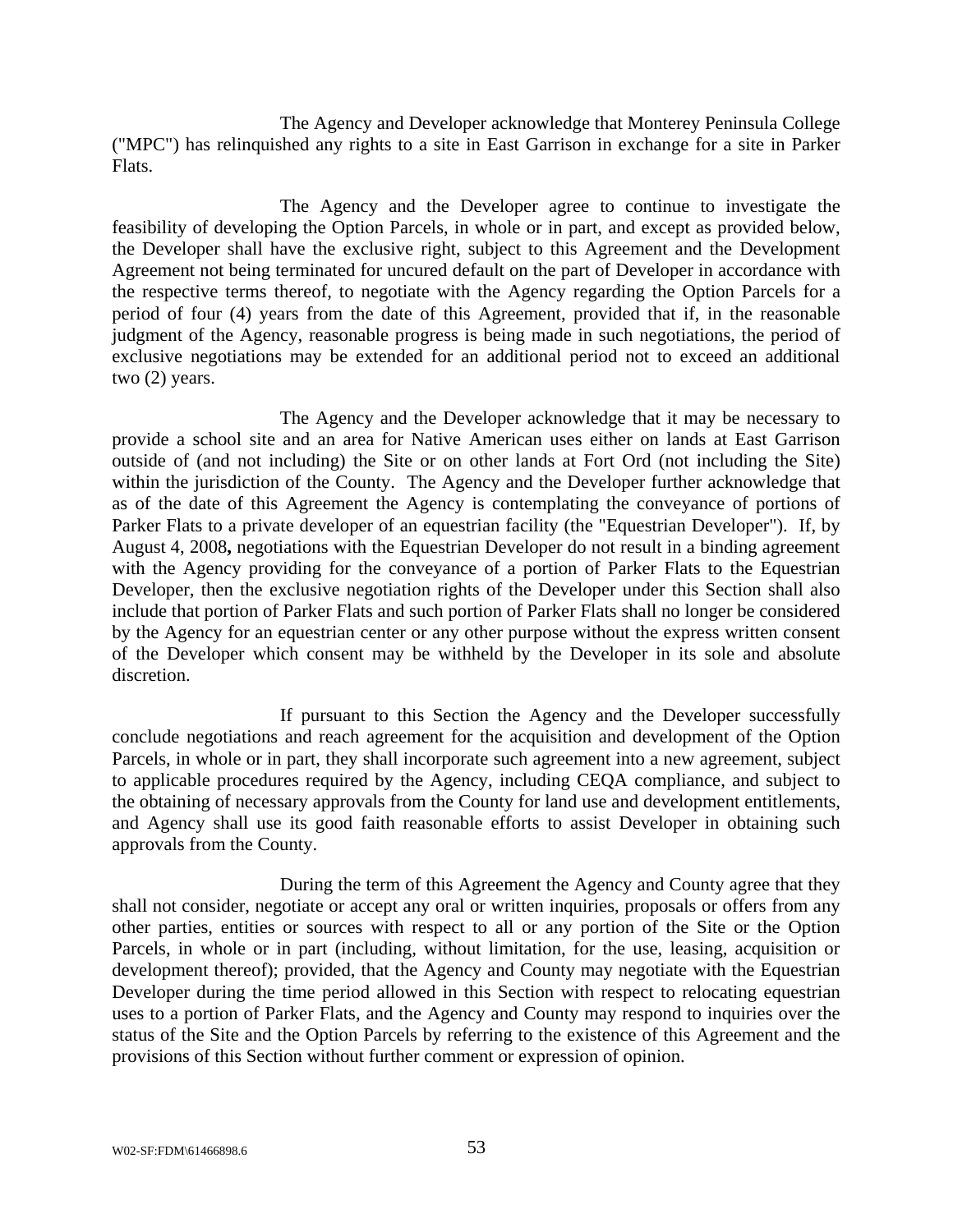The Agency and Developer acknowledge that Monterey Peninsula College ("MPC") has relinquished any rights to a site in East Garrison in exchange for a site in Parker Flats.

The Agency and the Developer agree to continue to investigate the feasibility of developing the Option Parcels, in whole or in part, and except as provided below, the Developer shall have the exclusive right, subject to this Agreement and the Development Agreement not being terminated for uncured default on the part of Developer in accordance with the respective terms thereof, to negotiate with the Agency regarding the Option Parcels for a period of four (4) years from the date of this Agreement, provided that if, in the reasonable judgment of the Agency, reasonable progress is being made in such negotiations, the period of exclusive negotiations may be extended for an additional period not to exceed an additional two (2) years.

The Agency and the Developer acknowledge that it may be necessary to provide a school site and an area for Native American uses either on lands at East Garrison outside of (and not including) the Site or on other lands at Fort Ord (not including the Site) within the jurisdiction of the County. The Agency and the Developer further acknowledge that as of the date of this Agreement the Agency is contemplating the conveyance of portions of Parker Flats to a private developer of an equestrian facility (the "Equestrian Developer"). If, by August 4, 2008**,** negotiations with the Equestrian Developer do not result in a binding agreement with the Agency providing for the conveyance of a portion of Parker Flats to the Equestrian Developer, then the exclusive negotiation rights of the Developer under this Section shall also include that portion of Parker Flats and such portion of Parker Flats shall no longer be considered by the Agency for an equestrian center or any other purpose without the express written consent of the Developer which consent may be withheld by the Developer in its sole and absolute discretion.

If pursuant to this Section the Agency and the Developer successfully conclude negotiations and reach agreement for the acquisition and development of the Option Parcels, in whole or in part, they shall incorporate such agreement into a new agreement, subject to applicable procedures required by the Agency, including CEQA compliance, and subject to the obtaining of necessary approvals from the County for land use and development entitlements, and Agency shall use its good faith reasonable efforts to assist Developer in obtaining such approvals from the County.

During the term of this Agreement the Agency and County agree that they shall not consider, negotiate or accept any oral or written inquiries, proposals or offers from any other parties, entities or sources with respect to all or any portion of the Site or the Option Parcels, in whole or in part (including, without limitation, for the use, leasing, acquisition or development thereof); provided, that the Agency and County may negotiate with the Equestrian Developer during the time period allowed in this Section with respect to relocating equestrian uses to a portion of Parker Flats, and the Agency and County may respond to inquiries over the status of the Site and the Option Parcels by referring to the existence of this Agreement and the provisions of this Section without further comment or expression of opinion.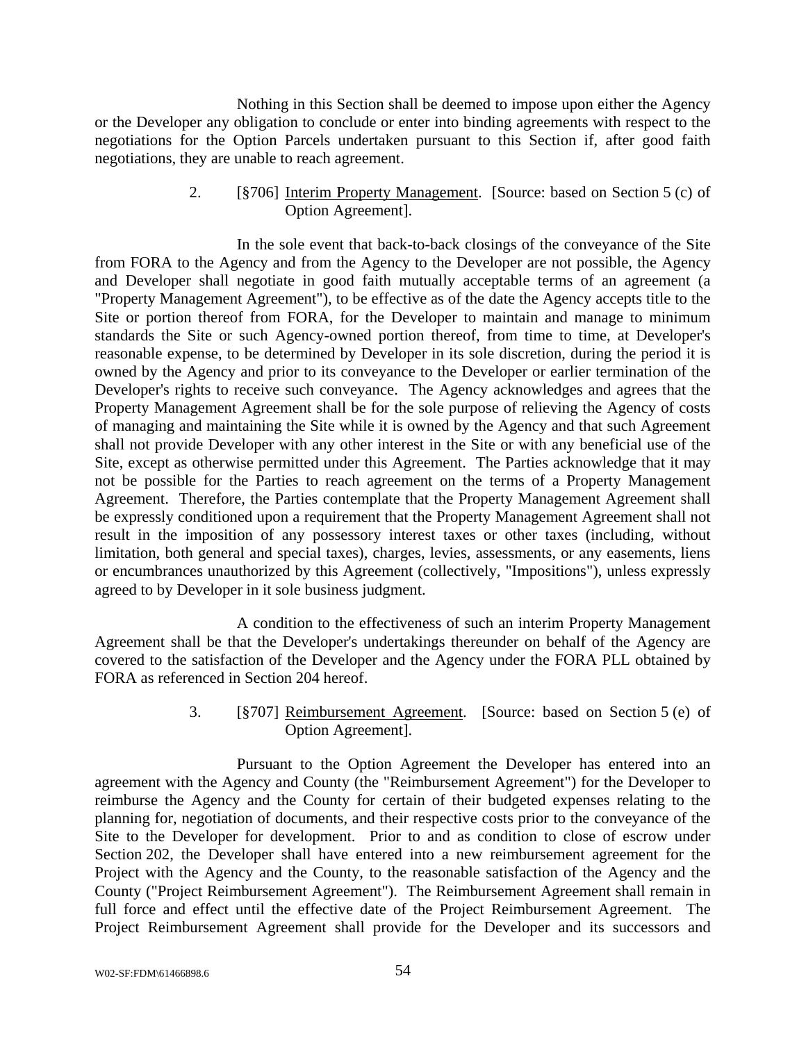Nothing in this Section shall be deemed to impose upon either the Agency or the Developer any obligation to conclude or enter into binding agreements with respect to the negotiations for the Option Parcels undertaken pursuant to this Section if, after good faith negotiations, they are unable to reach agreement.

2. [§706] Interim Property Management. [Source: based on Section 5 (c) of Option Agreement].

In the sole event that back-to-back closings of the conveyance of the Site from FORA to the Agency and from the Agency to the Developer are not possible, the Agency and Developer shall negotiate in good faith mutually acceptable terms of an agreement (a "Property Management Agreement"), to be effective as of the date the Agency accepts title to the Site or portion thereof from FORA, for the Developer to maintain and manage to minimum standards the Site or such Agency-owned portion thereof, from time to time, at Developer's reasonable expense, to be determined by Developer in its sole discretion, during the period it is owned by the Agency and prior to its conveyance to the Developer or earlier termination of the Developer's rights to receive such conveyance. The Agency acknowledges and agrees that the Property Management Agreement shall be for the sole purpose of relieving the Agency of costs of managing and maintaining the Site while it is owned by the Agency and that such Agreement shall not provide Developer with any other interest in the Site or with any beneficial use of the Site, except as otherwise permitted under this Agreement. The Parties acknowledge that it may not be possible for the Parties to reach agreement on the terms of a Property Management Agreement. Therefore, the Parties contemplate that the Property Management Agreement shall be expressly conditioned upon a requirement that the Property Management Agreement shall not result in the imposition of any possessory interest taxes or other taxes (including, without limitation, both general and special taxes), charges, levies, assessments, or any easements, liens or encumbrances unauthorized by this Agreement (collectively, "Impositions"), unless expressly agreed to by Developer in it sole business judgment.

A condition to the effectiveness of such an interim Property Management Agreement shall be that the Developer's undertakings thereunder on behalf of the Agency are covered to the satisfaction of the Developer and the Agency under the FORA PLL obtained by FORA as referenced in Section 204 hereof.

3. [§707] Reimbursement Agreement. [Source: based on Section 5 (e) of Option Agreement].

Pursuant to the Option Agreement the Developer has entered into an agreement with the Agency and County (the "Reimbursement Agreement") for the Developer to reimburse the Agency and the County for certain of their budgeted expenses relating to the planning for, negotiation of documents, and their respective costs prior to the conveyance of the Site to the Developer for development. Prior to and as condition to close of escrow under Section 202, the Developer shall have entered into a new reimbursement agreement for the Project with the Agency and the County, to the reasonable satisfaction of the Agency and the County ("Project Reimbursement Agreement"). The Reimbursement Agreement shall remain in full force and effect until the effective date of the Project Reimbursement Agreement. The Project Reimbursement Agreement shall provide for the Developer and its successors and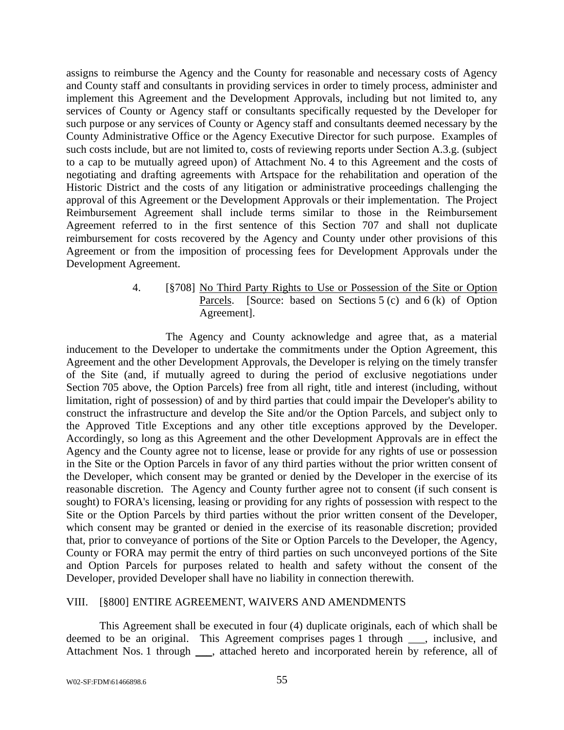assigns to reimburse the Agency and the County for reasonable and necessary costs of Agency and County staff and consultants in providing services in order to timely process, administer and implement this Agreement and the Development Approvals, including but not limited to, any services of County or Agency staff or consultants specifically requested by the Developer for such purpose or any services of County or Agency staff and consultants deemed necessary by the County Administrative Office or the Agency Executive Director for such purpose. Examples of such costs include, but are not limited to, costs of reviewing reports under Section A.3.g. (subject to a cap to be mutually agreed upon) of Attachment No. 4 to this Agreement and the costs of negotiating and drafting agreements with Artspace for the rehabilitation and operation of the Historic District and the costs of any litigation or administrative proceedings challenging the approval of this Agreement or the Development Approvals or their implementation. The Project Reimbursement Agreement shall include terms similar to those in the Reimbursement Agreement referred to in the first sentence of this Section 707 and shall not duplicate reimbursement for costs recovered by the Agency and County under other provisions of this Agreement or from the imposition of processing fees for Development Approvals under the Development Agreement.

4. [§708] No Third Party Rights to Use or Possession of the Site or Option Parcels. [Source: based on Sections 5 (c) and 6 (k) of Option Agreement].

The Agency and County acknowledge and agree that, as a material inducement to the Developer to undertake the commitments under the Option Agreement, this Agreement and the other Development Approvals, the Developer is relying on the timely transfer of the Site (and, if mutually agreed to during the period of exclusive negotiations under Section 705 above, the Option Parcels) free from all right, title and interest (including, without limitation, right of possession) of and by third parties that could impair the Developer's ability to construct the infrastructure and develop the Site and/or the Option Parcels, and subject only to the Approved Title Exceptions and any other title exceptions approved by the Developer. Accordingly, so long as this Agreement and the other Development Approvals are in effect the Agency and the County agree not to license, lease or provide for any rights of use or possession in the Site or the Option Parcels in favor of any third parties without the prior written consent of the Developer, which consent may be granted or denied by the Developer in the exercise of its reasonable discretion. The Agency and County further agree not to consent (if such consent is sought) to FORA's licensing, leasing or providing for any rights of possession with respect to the Site or the Option Parcels by third parties without the prior written consent of the Developer, which consent may be granted or denied in the exercise of its reasonable discretion; provided that, prior to conveyance of portions of the Site or Option Parcels to the Developer, the Agency, County or FORA may permit the entry of third parties on such unconveyed portions of the Site and Option Parcels for purposes related to health and safety without the consent of the Developer, provided Developer shall have no liability in connection therewith.

## VIII. [§800] ENTIRE AGREEMENT, WAIVERS AND AMENDMENTS

This Agreement shall be executed in four (4) duplicate originals, each of which shall be deemed to be an original. This Agreement comprises pages 1 through ___, inclusive, and Attachment Nos. 1 through ___, attached hereto and incorporated herein by reference, all of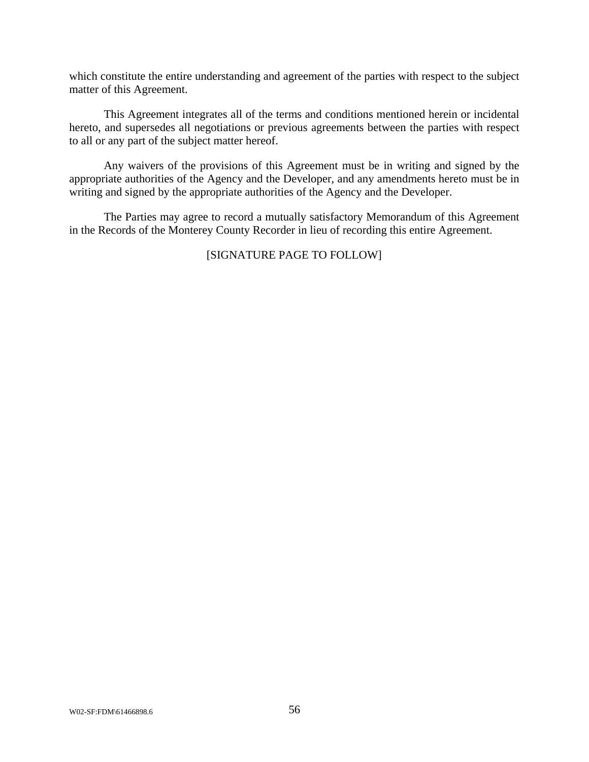which constitute the entire understanding and agreement of the parties with respect to the subject matter of this Agreement.

This Agreement integrates all of the terms and conditions mentioned herein or incidental hereto, and supersedes all negotiations or previous agreements between the parties with respect to all or any part of the subject matter hereof.

Any waivers of the provisions of this Agreement must be in writing and signed by the appropriate authorities of the Agency and the Developer, and any amendments hereto must be in writing and signed by the appropriate authorities of the Agency and the Developer.

The Parties may agree to record a mutually satisfactory Memorandum of this Agreement in the Records of the Monterey County Recorder in lieu of recording this entire Agreement.

[SIGNATURE PAGE TO FOLLOW]

W02-SF:FDM\61466898.6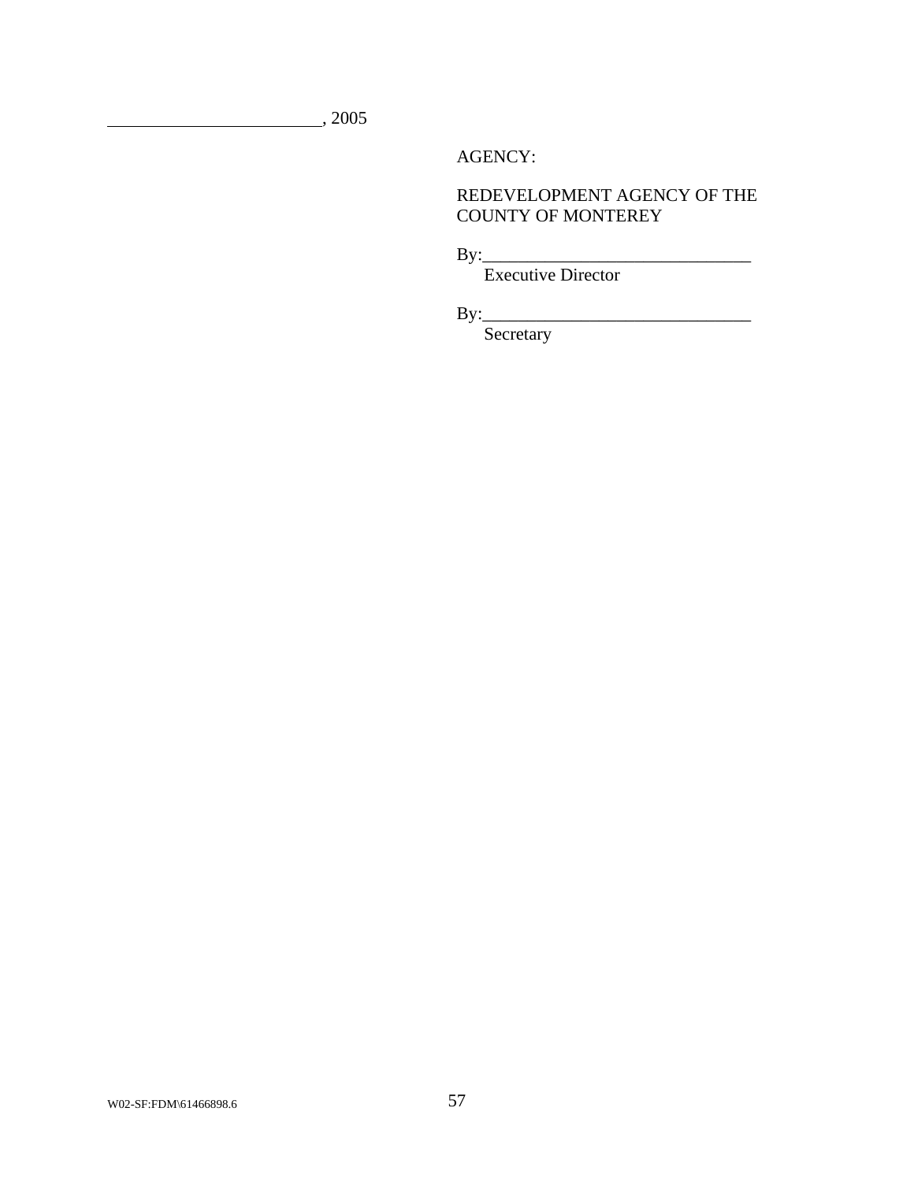________________________, 2005

AGENCY:

REDEVELOPMENT AGENCY OF THE COUNTY OF MONTEREY

By:______________________________
Executive Director

By:______________________________
Secretary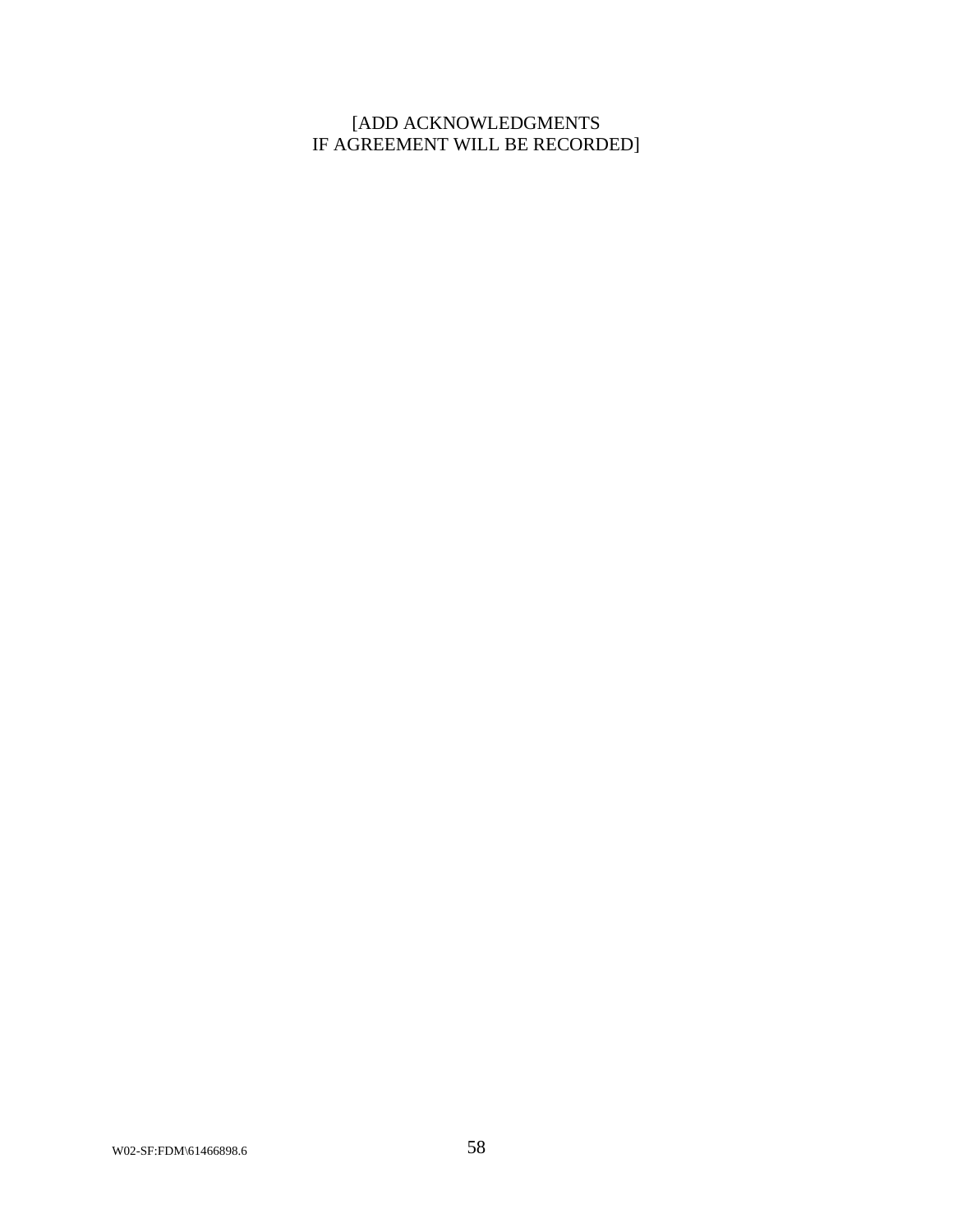[ADD ACKNOWLEDGMENTS
IF AGREEMENT WILL BE RECORDED]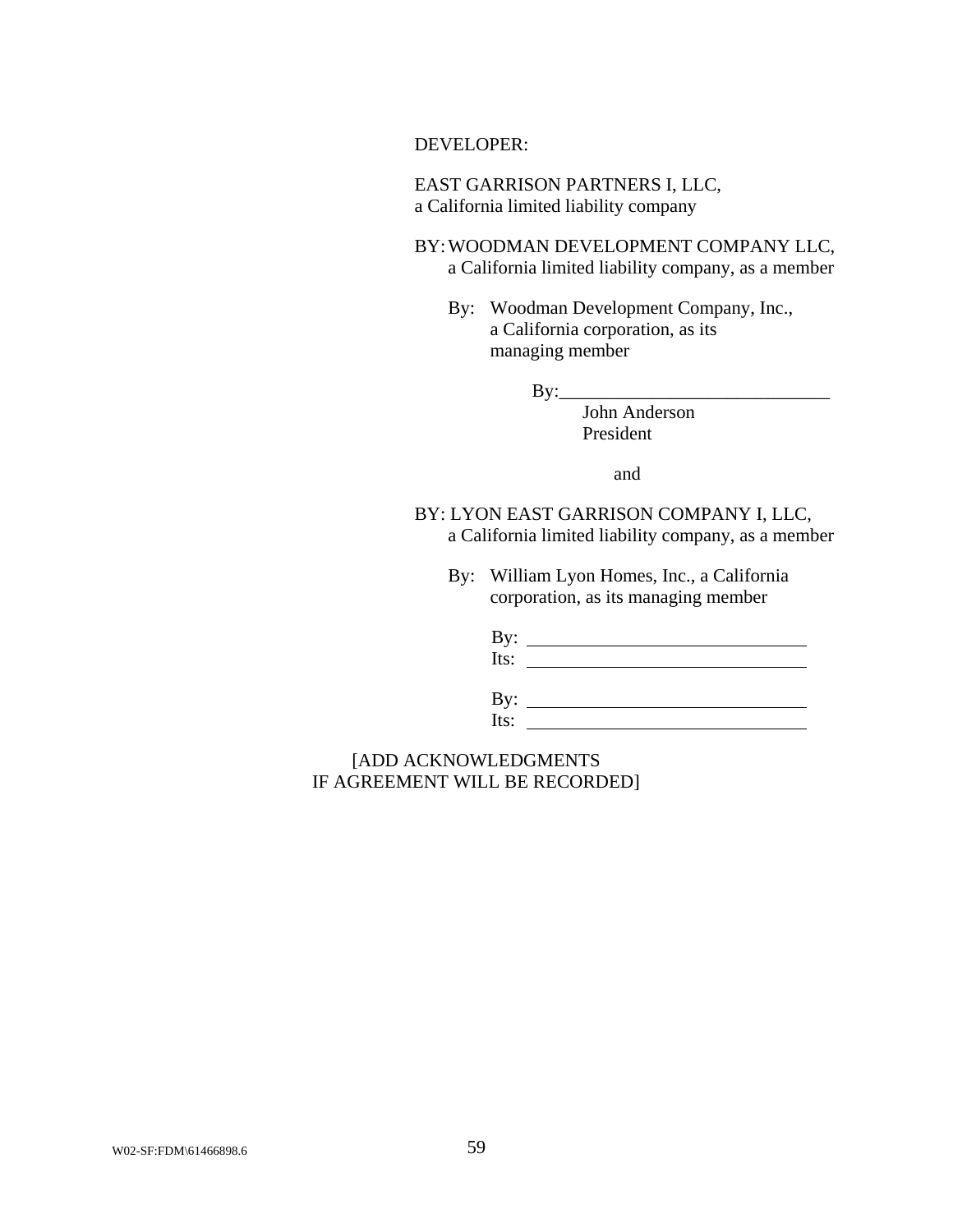DEVELOPER:

EAST GARRISON PARTNERS I, LLC,
a California limited liability company

BY: WOODMAN DEVELOPMENT COMPANY LLC,
a California limited liability company, as a member

By: Woodman Development Company, Inc.,
a California corporation, as its
managing member

By:______________________________
John Anderson
President

and

BY: LYON EAST GARRISON COMPANY I, LLC,
a California limited liability company, as a member

By: William Lyon Homes, Inc., a California
corporation, as its managing member

By: ______________________________
Its: ______________________________

By: ______________________________
Its: ______________________________

[ADD ACKNOWLEDGMENTS
IF AGREEMENT WILL BE RECORDED]

W02-SF:FDM\61466898.6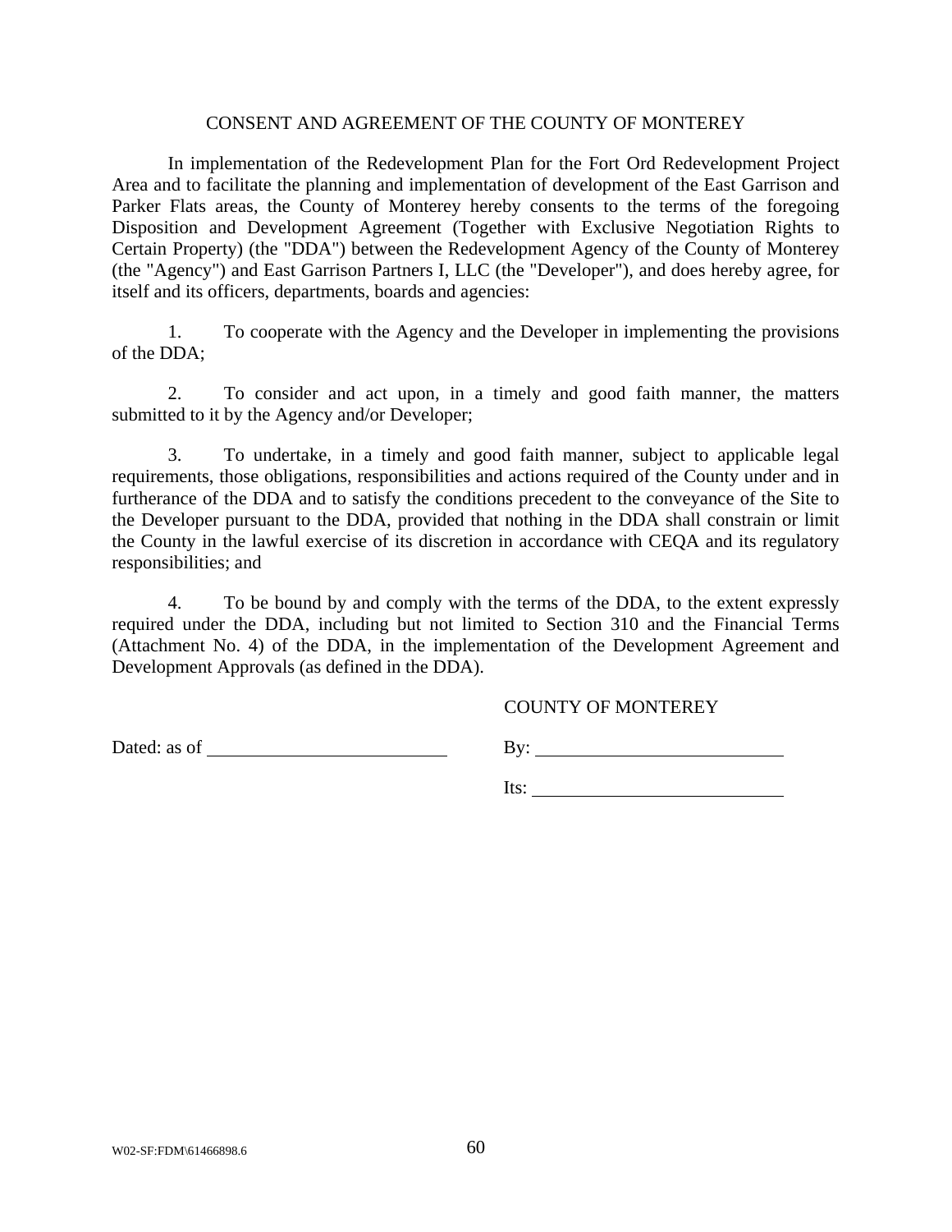# CONSENT AND AGREEMENT OF THE COUNTY OF MONTEREY

In implementation of the Redevelopment Plan for the Fort Ord Redevelopment Project Area and to facilitate the planning and implementation of development of the East Garrison and Parker Flats areas, the County of Monterey hereby consents to the terms of the foregoing Disposition and Development Agreement (Together with Exclusive Negotiation Rights to Certain Property) (the "DDA") between the Redevelopment Agency of the County of Monterey (the "Agency") and East Garrison Partners I, LLC (the "Developer"), and does hereby agree, for itself and its officers, departments, boards and agencies:

1. To cooperate with the Agency and the Developer in implementing the provisions of the DDA;

2. To consider and act upon, in a timely and good faith manner, the matters submitted to it by the Agency and/or Developer;

3. To undertake, in a timely and good faith manner, subject to applicable legal requirements, those obligations, responsibilities and actions required of the County under and in furtherance of the DDA and to satisfy the conditions precedent to the conveyance of the Site to the Developer pursuant to the DDA, provided that nothing in the DDA shall constrain or limit the County in the lawful exercise of its discretion in accordance with CEQA and its regulatory responsibilities; and

4. To be bound by and comply with the terms of the DDA, to the extent expressly required under the DDA, including but not limited to Section 310 and the Financial Terms (Attachment No. 4) of the DDA, in the implementation of the Development Agreement and Development Approvals (as defined in the DDA).

COUNTY OF MONTEREY

Dated: as of \_\_\_\_\_\_\_\_\_\_\_\_\_\_\_\_\_\_\_\_\_\_\_\_

By: \_\_\_\_\_\_\_\_\_\_\_\_\_\_\_\_\_\_\_\_\_\_\_\_

Its: \_\_\_\_\_\_\_\_\_\_\_\_\_\_\_\_\_\_\_\_\_\_\_\_

W02-SF:FDM\61466898.6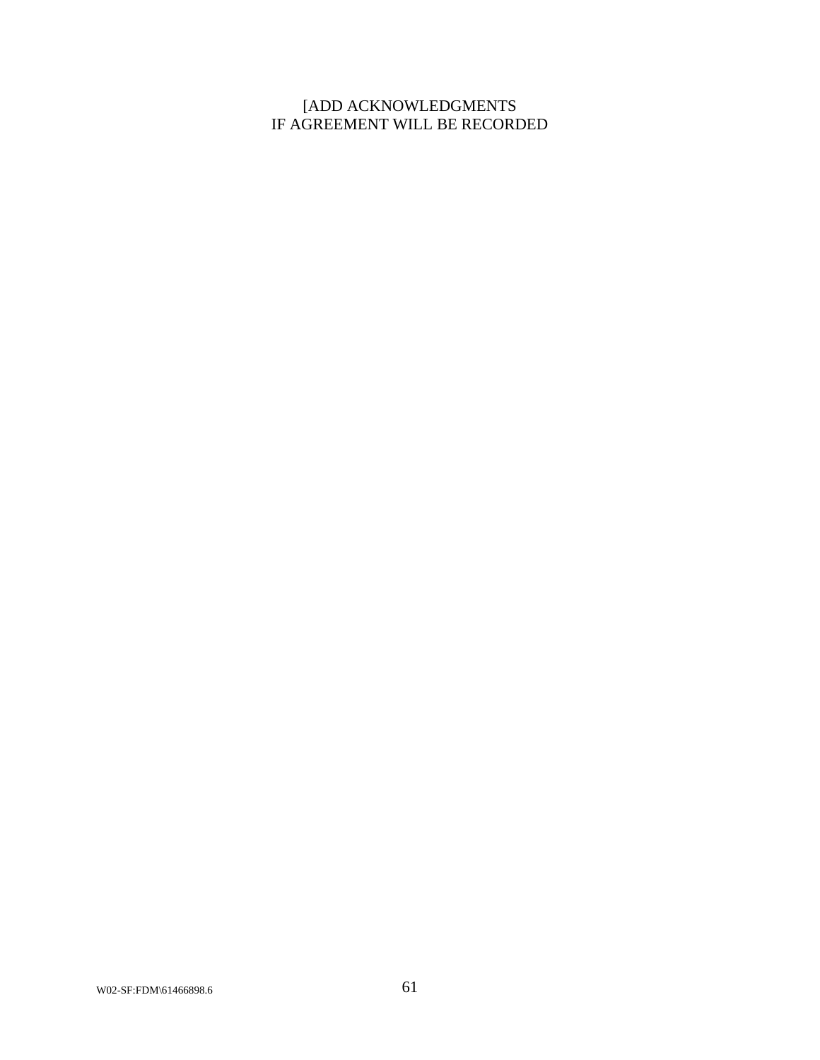[ADD ACKNOWLEDGMENTS
IF AGREEMENT WILL BE RECORDED